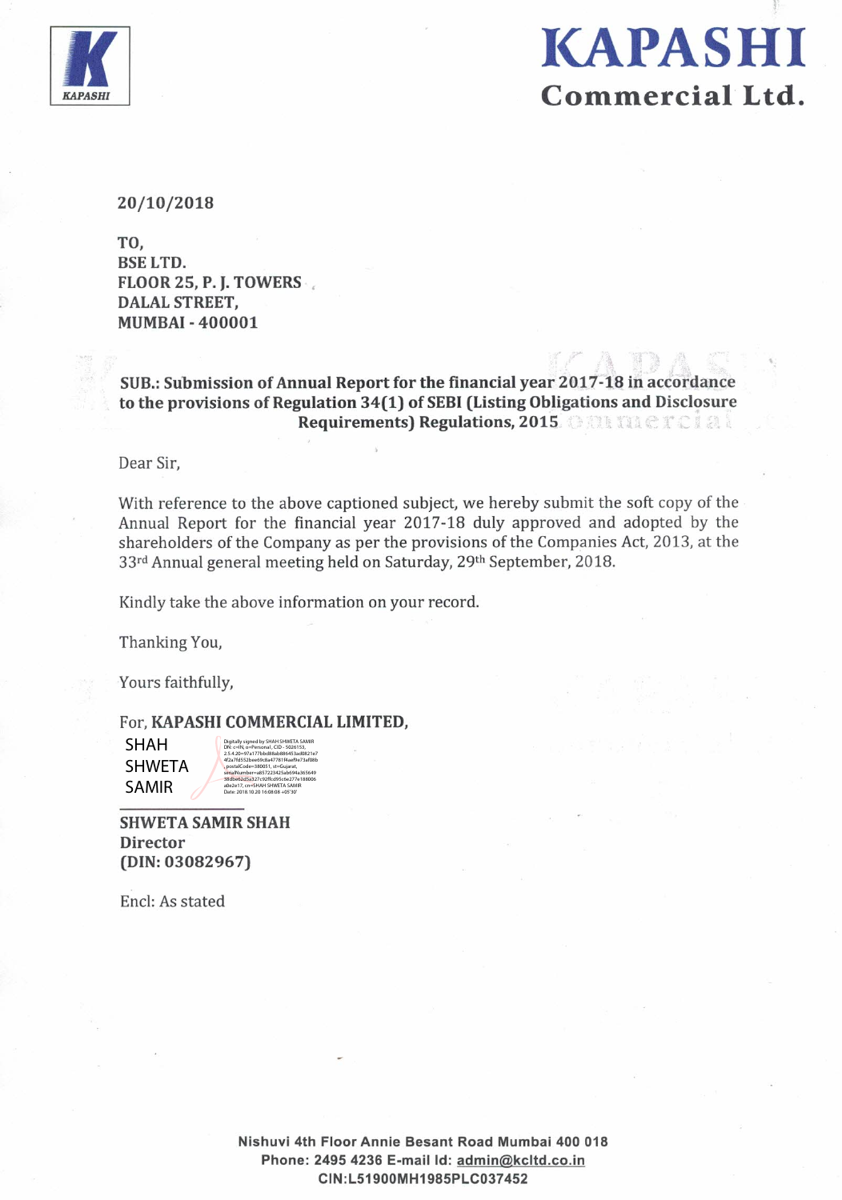# KAPASHI
## Commercial Ltd.

20/10/2018

TO,
BSE LTD.
FLOOR 25, P. J. TOWERS
DALAL STREET,
MUMBAI - 400001

**SUB.: Submission of Annual Report for the financial year 2017-18 in accordance to the provisions of Regulation 34(1) of SEBI (Listing Obligations and Disclosure Requirements) Regulations, 2015**

Dear Sir,

With reference to the above captioned subject, we hereby submit the soft copy of the Annual Report for the financial year 2017-18 duly approved and adopted by the shareholders of the Company as per the provisions of the Companies Act, 2013, at the 33rd Annual general meeting held on Saturday, 29th September, 2018.

Kindly take the above information on your record.

Thanking You,

Yours faithfully,

For, **KAPASHI COMMERCIAL LIMITED,**

SHAH SHWETA SAMIR

Digitally signed by SHAH SHWETA SAMIR
Date: 2018.10.20 16:08:08 +05'30'

**SHWETA SAMIR SHAH**
**Director**
**(DIN: 03082967)**

Encl: As stated

Nishuvi 4th Floor Annie Besant Road Mumbai 400 018
Phone: 2495 4236 E-mail Id: admin@kcltd.co.in
CIN:L51900MH1985PLC037452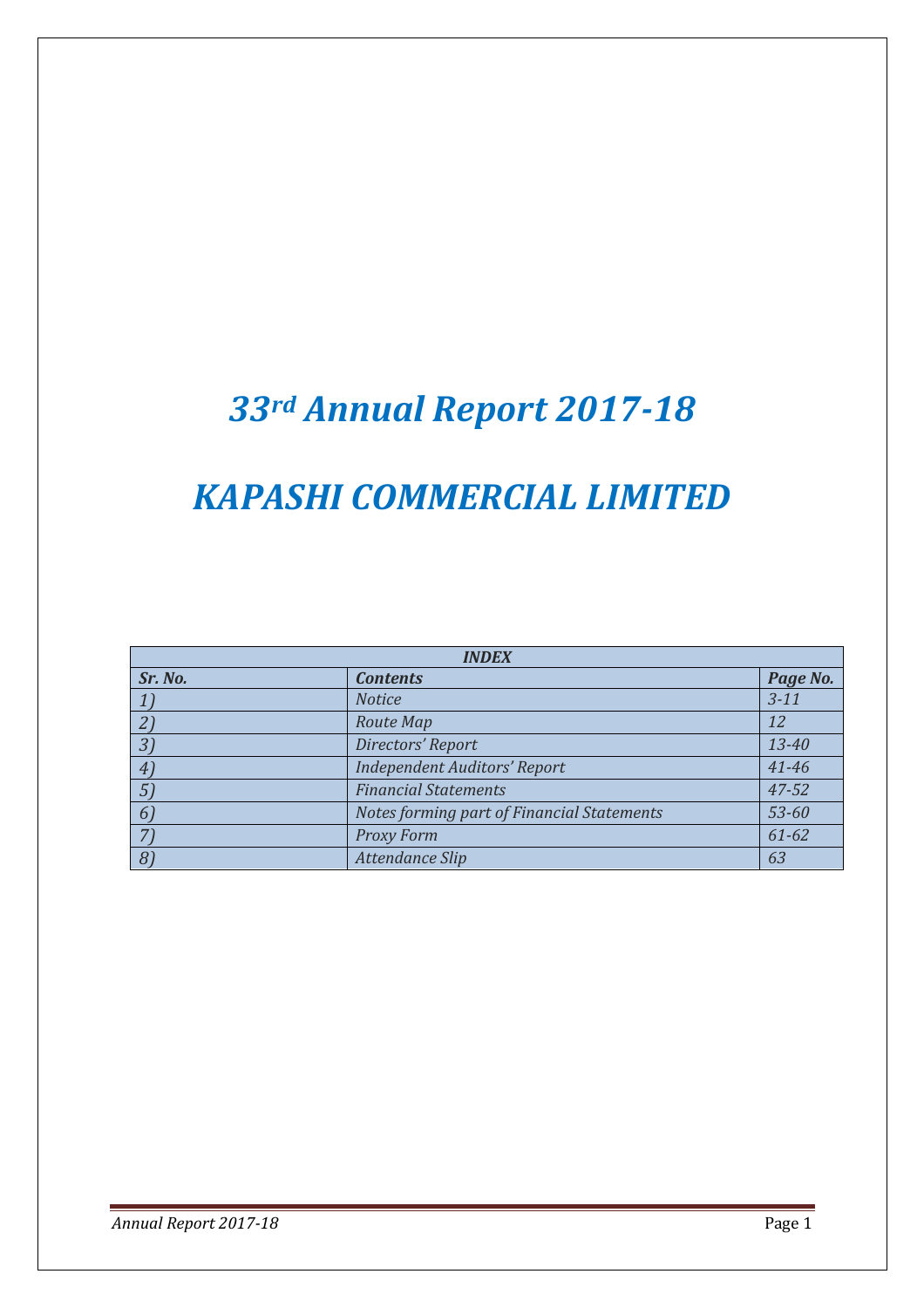# *33rd Annual Report 2017-18*

# *KAPASHI COMMERCIAL LIMITED*

| *INDEX* | | |
|---|---|---|
| ***Sr. No.*** | ***Contents*** | ***Page No.*** |
| *1)* | *Notice* | *3-11* |
| *2)* | *Route Map* | *12* |
| *3)* | *Directors' Report* | *13-40* |
| *4)* | *Independent Auditors' Report* | *41-46* |
| *5)* | *Financial Statements* | *47-52* |
| *6)* | *Notes forming part of Financial Statements* | *53-60* |
| *7)* | *Proxy Form* | *61-62* |
| *8)* | *Attendance Slip* | *63* |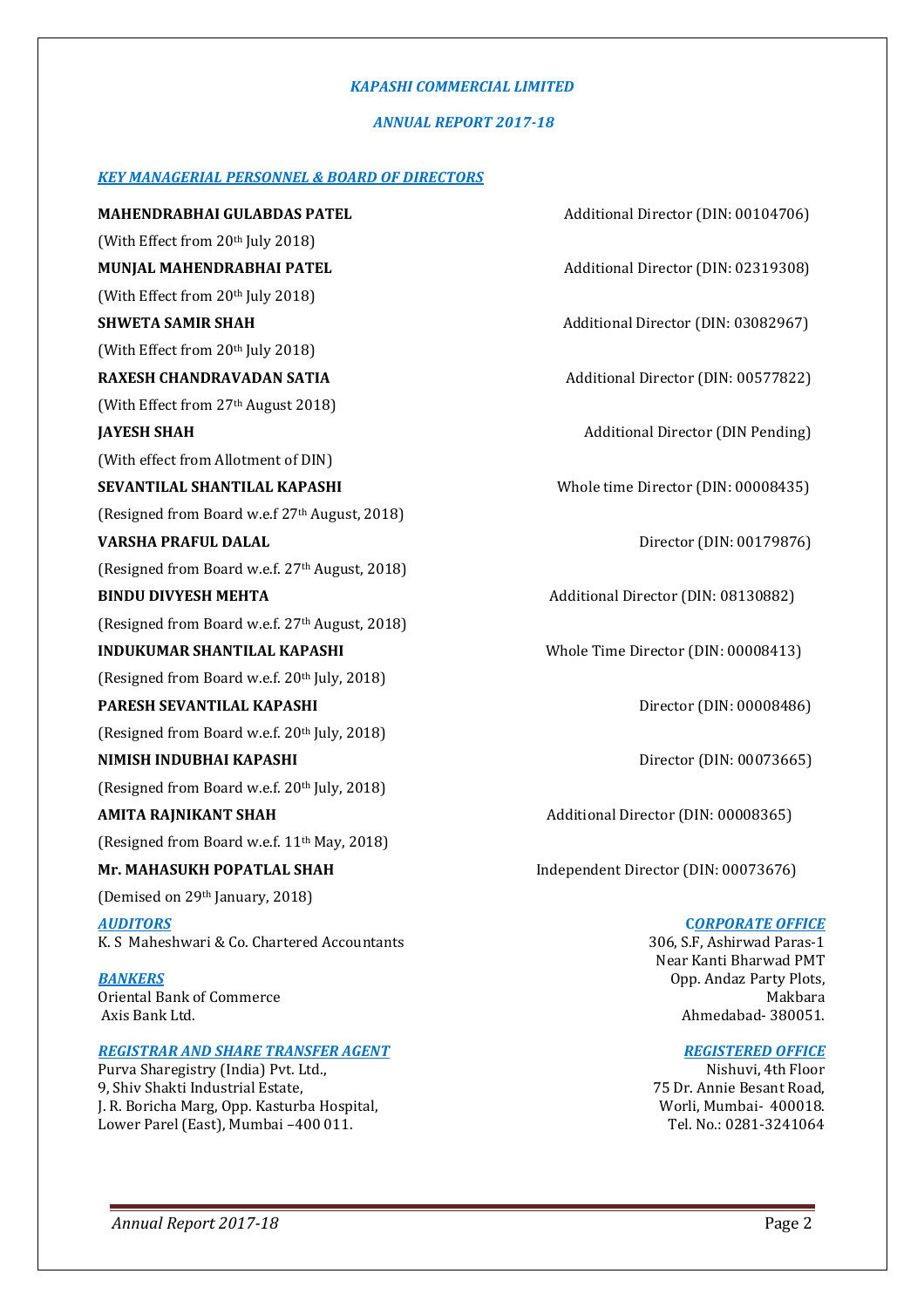*KAPASHI COMMERCIAL LIMITED*

*ANNUAL REPORT 2017-18*

## *KEY MANAGERIAL PERSONNEL & BOARD OF DIRECTORS*

**MAHENDRABHAI GULABDAS PATEL** — Additional Director (DIN: 00104706)
(With Effect from 20th July 2018)

**MUNJAL MAHENDRABHAI PATEL** — Additional Director (DIN: 02319308)
(With Effect from 20th July 2018)

**SHWETA SAMIR SHAH** — Additional Director (DIN: 03082967)
(With Effect from 20th July 2018)

**RAXESH CHANDRAVADAN SATIA** — Additional Director (DIN: 00577822)
(With Effect from 27th August 2018)

**JAYESH SHAH** — Additional Director (DIN Pending)
(With effect from Allotment of DIN)

**SEVANTILAL SHANTILAL KAPASHI** — Whole time Director (DIN: 00008435)
(Resigned from Board w.e.f 27th August, 2018)

**VARSHA PRAFUL DALAL** — Director (DIN: 00179876)
(Resigned from Board w.e.f. 27th August, 2018)

**BINDU DIVYESH MEHTA** — Additional Director (DIN: 08130882)
(Resigned from Board w.e.f. 27th August, 2018)

**INDUKUMAR SHANTILAL KAPASHI** — Whole Time Director (DIN: 00008413)
(Resigned from Board w.e.f. 20th July, 2018)

**PARESH SEVANTILAL KAPASHI** — Director (DIN: 00008486)
(Resigned from Board w.e.f. 20th July, 2018)

**NIMISH INDUBHAI KAPASHI** — Director (DIN: 00073665)
(Resigned from Board w.e.f. 20th July, 2018)

**AMITA RAJNIKANT SHAH** — Additional Director (DIN: 00008365)
(Resigned from Board w.e.f. 11th May, 2018)

**Mr. MAHASUKH POPATLAL SHAH** — Independent Director (DIN: 00073676)
(Demised on 29th January, 2018)

### *AUDITORS*
K. S Maheshwari & Co. Chartered Accountants

### *BANKERS*
Oriental Bank of Commerce
Axis Bank Ltd.

### *REGISTRAR AND SHARE TRANSFER AGENT*
Purva Sharegistry (India) Pvt. Ltd.,
9, Shiv Shakti Industrial Estate,
J. R. Boricha Marg, Opp. Kasturba Hospital,
Lower Parel (East), Mumbai –400 011.

### *CORPORATE OFFICE*
306, S.F, Ashirwad Paras-1
Near Kanti Bharwad PMT
Opp. Andaz Party Plots,
Makbara
Ahmedabad- 380051.

### *REGISTERED OFFICE*
Nishuvi, 4th Floor
75 Dr. Annie Besant Road,
Worli, Mumbai- 400018.
Tel. No.: 0281-3241064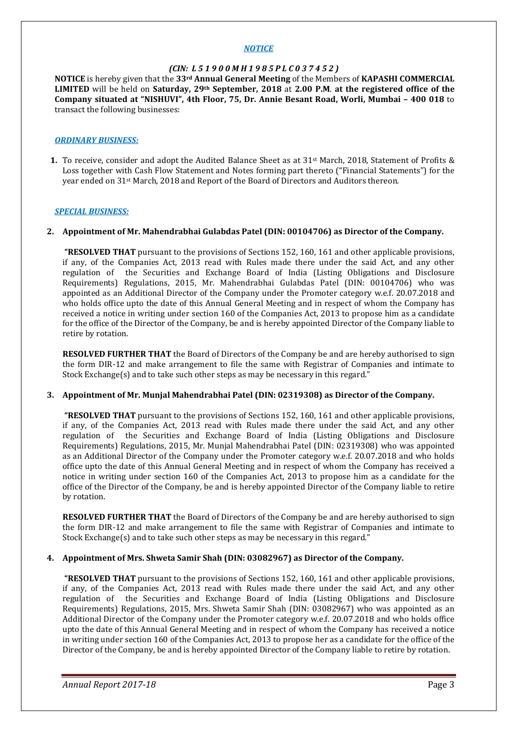***NOTICE***

***(CIN: L51900MH1985PLC037452)***

**NOTICE** is hereby given that the **33rd Annual General Meeting** of the Members of **KAPASHI COMMERCIAL LIMITED** will be held on **Saturday, 29th September, 2018** at **2.00 P.M**. **at the registered office of the Company situated at "NISHUVI", 4th Floor, 75, Dr. Annie Besant Road, Worli, Mumbai – 400 018** to transact the following businesses:

***ORDINARY BUSINESS:***

1. To receive, consider and adopt the Audited Balance Sheet as at 31st March, 2018, Statement of Profits & Loss together with Cash Flow Statement and Notes forming part thereto ("Financial Statements") for the year ended on 31st March, 2018 and Report of the Board of Directors and Auditors thereon.

***SPECIAL BUSINESS:***

2. **Appointment of Mr. Mahendrabhai Gulabdas Patel (DIN: 00104706) as Director of the Company.**

   **"RESOLVED THAT** pursuant to the provisions of Sections 152, 160, 161 and other applicable provisions, if any, of the Companies Act, 2013 read with Rules made there under the said Act, and any other regulation of the Securities and Exchange Board of India (Listing Obligations and Disclosure Requirements) Regulations, 2015, Mr. Mahendrabhai Gulabdas Patel (DIN: 00104706) who was appointed as an Additional Director of the Company under the Promoter category w.e.f. 20.07.2018 and who holds office upto the date of this Annual General Meeting and in respect of whom the Company has received a notice in writing under section 160 of the Companies Act, 2013 to propose him as a candidate for the office of the Director of the Company, be and is hereby appointed Director of the Company liable to retire by rotation.

   **RESOLVED FURTHER THAT** the Board of Directors of the Company be and are hereby authorised to sign the form DIR-12 and make arrangement to file the same with Registrar of Companies and intimate to Stock Exchange(s) and to take such other steps as may be necessary in this regard."

3. **Appointment of Mr. Munjal Mahendrabhai Patel (DIN: 02319308) as Director of the Company.**

   **"RESOLVED THAT** pursuant to the provisions of Sections 152, 160, 161 and other applicable provisions, if any, of the Companies Act, 2013 read with Rules made there under the said Act, and any other regulation of the Securities and Exchange Board of India (Listing Obligations and Disclosure Requirements) Regulations, 2015, Mr. Munjal Mahendrabhai Patel (DIN: 02319308) who was appointed as an Additional Director of the Company under the Promoter category w.e.f. 20.07.2018 and who holds office upto the date of this Annual General Meeting and in respect of whom the Company has received a notice in writing under section 160 of the Companies Act, 2013 to propose him as a candidate for the office of the Director of the Company, be and is hereby appointed Director of the Company liable to retire by rotation.

   **RESOLVED FURTHER THAT** the Board of Directors of the Company be and are hereby authorised to sign the form DIR-12 and make arrangement to file the same with Registrar of Companies and intimate to Stock Exchange(s) and to take such other steps as may be necessary in this regard."

4. **Appointment of Mrs. Shweta Samir Shah (DIN: 03082967) as Director of the Company.**

   **"RESOLVED THAT** pursuant to the provisions of Sections 152, 160, 161 and other applicable provisions, if any, of the Companies Act, 2013 read with Rules made there under the said Act, and any other regulation of the Securities and Exchange Board of India (Listing Obligations and Disclosure Requirements) Regulations, 2015, Mrs. Shweta Samir Shah (DIN: 03082967) who was appointed as an Additional Director of the Company under the Promoter category w.e.f. 20.07.2018 and who holds office upto the date of this Annual General Meeting and in respect of whom the Company has received a notice in writing under section 160 of the Companies Act, 2013 to propose her as a candidate for the office of the Director of the Company, be and is hereby appointed Director of the Company liable to retire by rotation.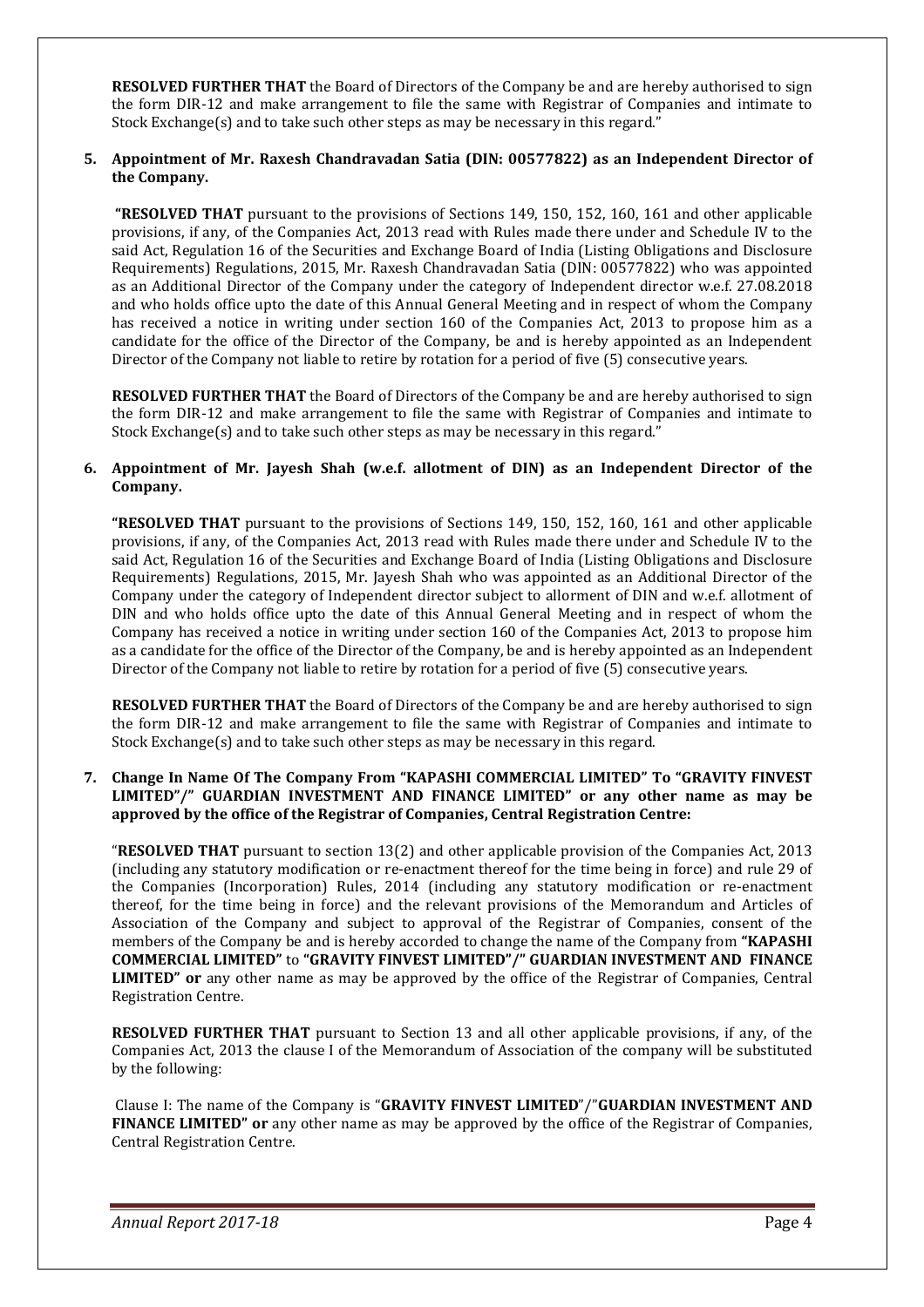**RESOLVED FURTHER THAT** the Board of Directors of the Company be and are hereby authorised to sign the form DIR-12 and make arrangement to file the same with Registrar of Companies and intimate to Stock Exchange(s) and to take such other steps as may be necessary in this regard."

**5. Appointment of Mr. Raxesh Chandravadan Satia (DIN: 00577822) as an Independent Director of the Company.**

**"RESOLVED THAT** pursuant to the provisions of Sections 149, 150, 152, 160, 161 and other applicable provisions, if any, of the Companies Act, 2013 read with Rules made there under and Schedule IV to the said Act, Regulation 16 of the Securities and Exchange Board of India (Listing Obligations and Disclosure Requirements) Regulations, 2015, Mr. Raxesh Chandravadan Satia (DIN: 00577822) who was appointed as an Additional Director of the Company under the category of Independent director w.e.f. 27.08.2018 and who holds office upto the date of this Annual General Meeting and in respect of whom the Company has received a notice in writing under section 160 of the Companies Act, 2013 to propose him as a candidate for the office of the Director of the Company, be and is hereby appointed as an Independent Director of the Company not liable to retire by rotation for a period of five (5) consecutive years.

**RESOLVED FURTHER THAT** the Board of Directors of the Company be and are hereby authorised to sign the form DIR-12 and make arrangement to file the same with Registrar of Companies and intimate to Stock Exchange(s) and to take such other steps as may be necessary in this regard."

**6. Appointment of Mr. Jayesh Shah (w.e.f. allotment of DIN) as an Independent Director of the Company.**

**"RESOLVED THAT** pursuant to the provisions of Sections 149, 150, 152, 160, 161 and other applicable provisions, if any, of the Companies Act, 2013 read with Rules made there under and Schedule IV to the said Act, Regulation 16 of the Securities and Exchange Board of India (Listing Obligations and Disclosure Requirements) Regulations, 2015, Mr. Jayesh Shah who was appointed as an Additional Director of the Company under the category of Independent director subject to allorment of DIN and w.e.f. allotment of DIN and who holds office upto the date of this Annual General Meeting and in respect of whom the Company has received a notice in writing under section 160 of the Companies Act, 2013 to propose him as a candidate for the office of the Director of the Company, be and is hereby appointed as an Independent Director of the Company not liable to retire by rotation for a period of five (5) consecutive years.

**RESOLVED FURTHER THAT** the Board of Directors of the Company be and are hereby authorised to sign the form DIR-12 and make arrangement to file the same with Registrar of Companies and intimate to Stock Exchange(s) and to take such other steps as may be necessary in this regard.

**7. Change In Name Of The Company From "KAPASHI COMMERCIAL LIMITED" To "GRAVITY FINVEST LIMITED"/" GUARDIAN INVESTMENT AND FINANCE LIMITED" or any other name as may be approved by the office of the Registrar of Companies, Central Registration Centre:**

"**RESOLVED THAT** pursuant to section 13(2) and other applicable provision of the Companies Act, 2013 (including any statutory modification or re-enactment thereof for the time being in force) and rule 29 of the Companies (Incorporation) Rules, 2014 (including any statutory modification or re-enactment thereof, for the time being in force) and the relevant provisions of the Memorandum and Articles of Association of the Company and subject to approval of the Registrar of Companies, consent of the members of the Company be and is hereby accorded to change the name of the Company from **"KAPASHI COMMERCIAL LIMITED"** to **"GRAVITY FINVEST LIMITED"/" GUARDIAN INVESTMENT AND FINANCE LIMITED" or** any other name as may be approved by the office of the Registrar of Companies, Central Registration Centre.

**RESOLVED FURTHER THAT** pursuant to Section 13 and all other applicable provisions, if any, of the Companies Act, 2013 the clause I of the Memorandum of Association of the company will be substituted by the following:

Clause I: The name of the Company is "**GRAVITY FINVEST LIMITED**"/"**GUARDIAN INVESTMENT AND FINANCE LIMITED**" **or** any other name as may be approved by the office of the Registrar of Companies, Central Registration Centre.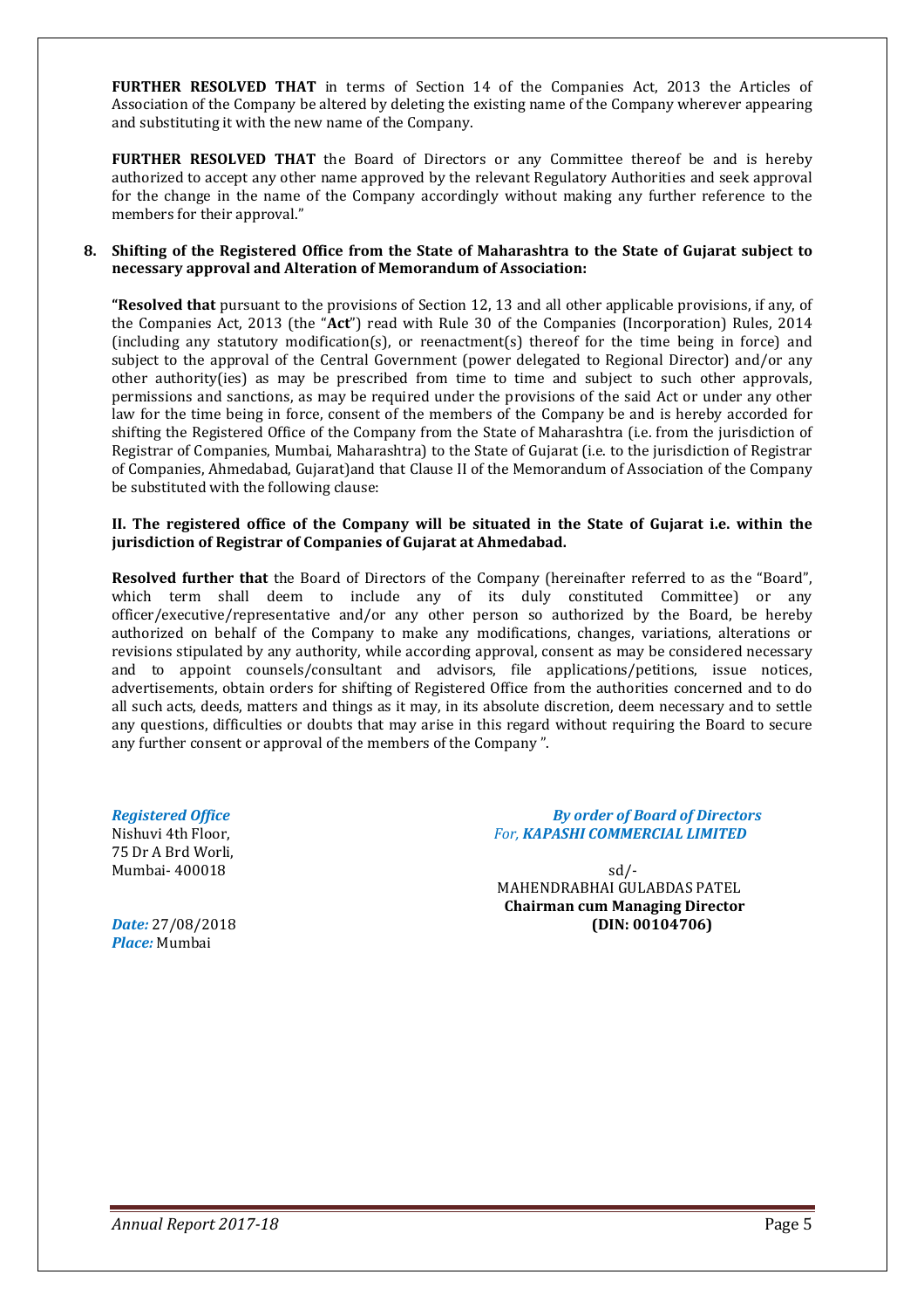**FURTHER RESOLVED THAT** in terms of Section 14 of the Companies Act, 2013 the Articles of Association of the Company be altered by deleting the existing name of the Company wherever appearing and substituting it with the new name of the Company.

**FURTHER RESOLVED THAT** the Board of Directors or any Committee thereof be and is hereby authorized to accept any other name approved by the relevant Regulatory Authorities and seek approval for the change in the name of the Company accordingly without making any further reference to the members for their approval."

**8. Shifting of the Registered Office from the State of Maharashtra to the State of Gujarat subject to necessary approval and Alteration of Memorandum of Association:**

**"Resolved that** pursuant to the provisions of Section 12, 13 and all other applicable provisions, if any, of the Companies Act, 2013 (the "**Act**") read with Rule 30 of the Companies (Incorporation) Rules, 2014 (including any statutory modification(s), or reenactment(s) thereof for the time being in force) and subject to the approval of the Central Government (power delegated to Regional Director) and/or any other authority(ies) as may be prescribed from time to time and subject to such other approvals, permissions and sanctions, as may be required under the provisions of the said Act or under any other law for the time being in force, consent of the members of the Company be and is hereby accorded for shifting the Registered Office of the Company from the State of Maharashtra (i.e. from the jurisdiction of Registrar of Companies, Mumbai, Maharashtra) to the State of Gujarat (i.e. to the jurisdiction of Registrar of Companies, Ahmedabad, Gujarat)and that Clause II of the Memorandum of Association of the Company be substituted with the following clause:

**II. The registered office of the Company will be situated in the State of Gujarat i.e. within the jurisdiction of Registrar of Companies of Gujarat at Ahmedabad.**

**Resolved further that** the Board of Directors of the Company (hereinafter referred to as the "Board", which term shall deem to include any of its duly constituted Committee) or any officer/executive/representative and/or any other person so authorized by the Board, be hereby authorized on behalf of the Company to make any modifications, changes, variations, alterations or revisions stipulated by any authority, while according approval, consent as may be considered necessary and to appoint counsels/consultant and advisors, file applications/petitions, issue notices, advertisements, obtain orders for shifting of Registered Office from the authorities concerned and to do all such acts, deeds, matters and things as it may, in its absolute discretion, deem necessary and to settle any questions, difficulties or doubts that may arise in this regard without requiring the Board to secure any further consent or approval of the members of the Company ".

***Registered Office***
Nishuvi 4th Floor,
75 Dr A Brd Worli,
Mumbai- 400018

***Date:*** 27/08/2018
***Place:*** Mumbai

***By order of Board of Directors***
*For, **KAPASHI COMMERCIAL LIMITED***

sd/-
MAHENDRABHAI GULABDAS PATEL
**Chairman cum Managing Director**
**(DIN: 00104706)**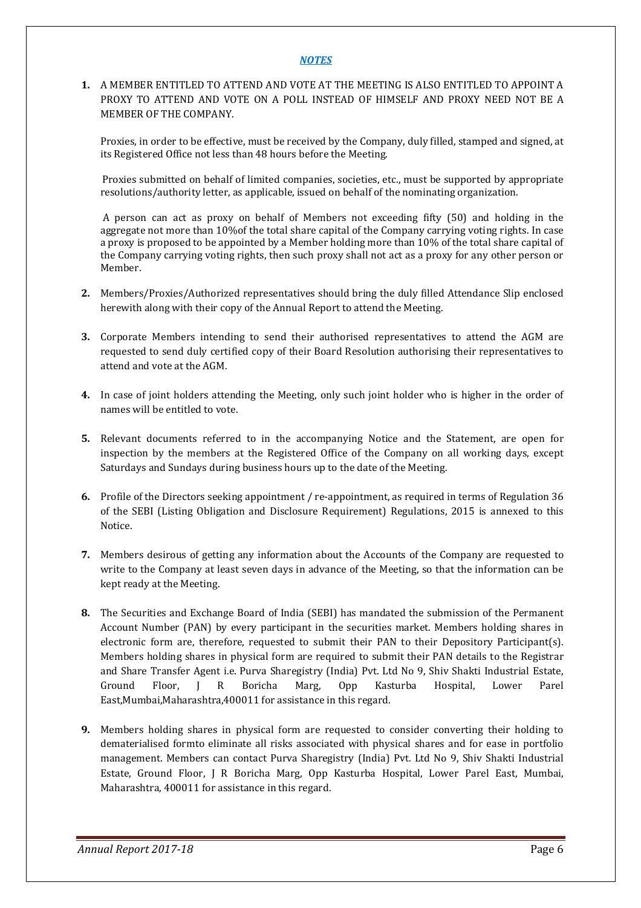## ***NOTES***

1. A MEMBER ENTITLED TO ATTEND AND VOTE AT THE MEETING IS ALSO ENTITLED TO APPOINT A PROXY TO ATTEND AND VOTE ON A POLL INSTEAD OF HIMSELF AND PROXY NEED NOT BE A MEMBER OF THE COMPANY.

   Proxies, in order to be effective, must be received by the Company, duly filled, stamped and signed, at its Registered Office not less than 48 hours before the Meeting.

   Proxies submitted on behalf of limited companies, societies, etc., must be supported by appropriate resolutions/authority letter, as applicable, issued on behalf of the nominating organization.

   A person can act as proxy on behalf of Members not exceeding fifty (50) and holding in the aggregate not more than 10%of the total share capital of the Company carrying voting rights. In case a proxy is proposed to be appointed by a Member holding more than 10% of the total share capital of the Company carrying voting rights, then such proxy shall not act as a proxy for any other person or Member.

2. Members/Proxies/Authorized representatives should bring the duly filled Attendance Slip enclosed herewith along with their copy of the Annual Report to attend the Meeting.

3. Corporate Members intending to send their authorised representatives to attend the AGM are requested to send duly certified copy of their Board Resolution authorising their representatives to attend and vote at the AGM.

4. In case of joint holders attending the Meeting, only such joint holder who is higher in the order of names will be entitled to vote.

5. Relevant documents referred to in the accompanying Notice and the Statement, are open for inspection by the members at the Registered Office of the Company on all working days, except Saturdays and Sundays during business hours up to the date of the Meeting.

6. Profile of the Directors seeking appointment / re-appointment, as required in terms of Regulation 36 of the SEBI (Listing Obligation and Disclosure Requirement) Regulations, 2015 is annexed to this Notice.

7. Members desirous of getting any information about the Accounts of the Company are requested to write to the Company at least seven days in advance of the Meeting, so that the information can be kept ready at the Meeting.

8. The Securities and Exchange Board of India (SEBI) has mandated the submission of the Permanent Account Number (PAN) by every participant in the securities market. Members holding shares in electronic form are, therefore, requested to submit their PAN to their Depository Participant(s). Members holding shares in physical form are required to submit their PAN details to the Registrar and Share Transfer Agent i.e. Purva Sharegistry (India) Pvt. Ltd No 9, Shiv Shakti Industrial Estate, Ground Floor, J R Boricha Marg, Opp Kasturba Hospital, Lower Parel East,Mumbai,Maharashtra,400011 for assistance in this regard.

9. Members holding shares in physical form are requested to consider converting their holding to dematerialised formto eliminate all risks associated with physical shares and for ease in portfolio management. Members can contact Purva Sharegistry (India) Pvt. Ltd No 9, Shiv Shakti Industrial Estate, Ground Floor, J R Boricha Marg, Opp Kasturba Hospital, Lower Parel East, Mumbai, Maharashtra, 400011 for assistance in this regard.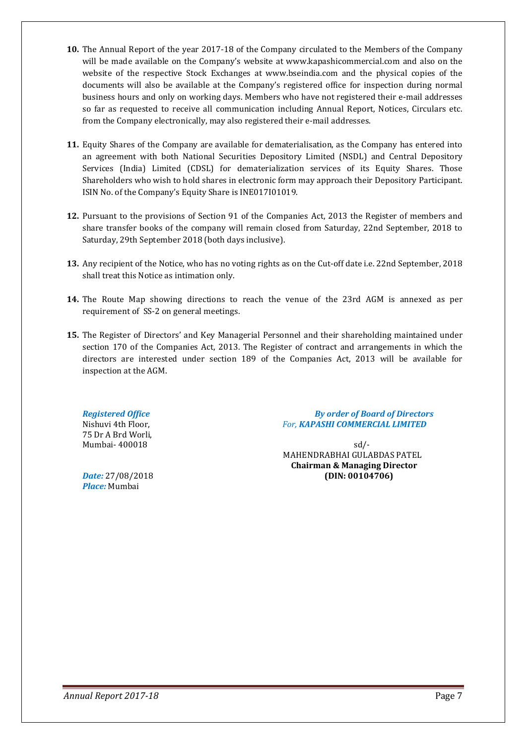10. The Annual Report of the year 2017-18 of the Company circulated to the Members of the Company will be made available on the Company's website at www.kapashicommercial.com and also on the website of the respective Stock Exchanges at www.bseindia.com and the physical copies of the documents will also be available at the Company's registered office for inspection during normal business hours and only on working days. Members who have not registered their e-mail addresses so far as requested to receive all communication including Annual Report, Notices, Circulars etc. from the Company electronically, may also registered their e-mail addresses.

11. Equity Shares of the Company are available for dematerialisation, as the Company has entered into an agreement with both National Securities Depository Limited (NSDL) and Central Depository Services (India) Limited (CDSL) for dematerialization services of its Equity Shares. Those Shareholders who wish to hold shares in electronic form may approach their Depository Participant. ISIN No. of the Company's Equity Share is INE017I01019.

12. Pursuant to the provisions of Section 91 of the Companies Act, 2013 the Register of members and share transfer books of the company will remain closed from Saturday, 22nd September, 2018 to Saturday, 29th September 2018 (both days inclusive).

13. Any recipient of the Notice, who has no voting rights as on the Cut-off date i.e. 22nd September, 2018 shall treat this Notice as intimation only.

14. The Route Map showing directions to reach the venue of the 23rd AGM is annexed as per requirement of SS-2 on general meetings.

15. The Register of Directors' and Key Managerial Personnel and their shareholding maintained under section 170 of the Companies Act, 2013. The Register of contract and arrangements in which the directors are interested under section 189 of the Companies Act, 2013 will be available for inspection at the AGM.

***Registered Office***
Nishuvi 4th Floor,
75 Dr A Brd Worli,
Mumbai- 400018

***Date:*** 27/08/2018
***Place:*** Mumbai

***By order of Board of Directors***
*For,* ***KAPASHI COMMERCIAL LIMITED***

sd/-
MAHENDRABHAI GULABDAS PATEL
**Chairman & Managing Director**
**(DIN: 00104706)**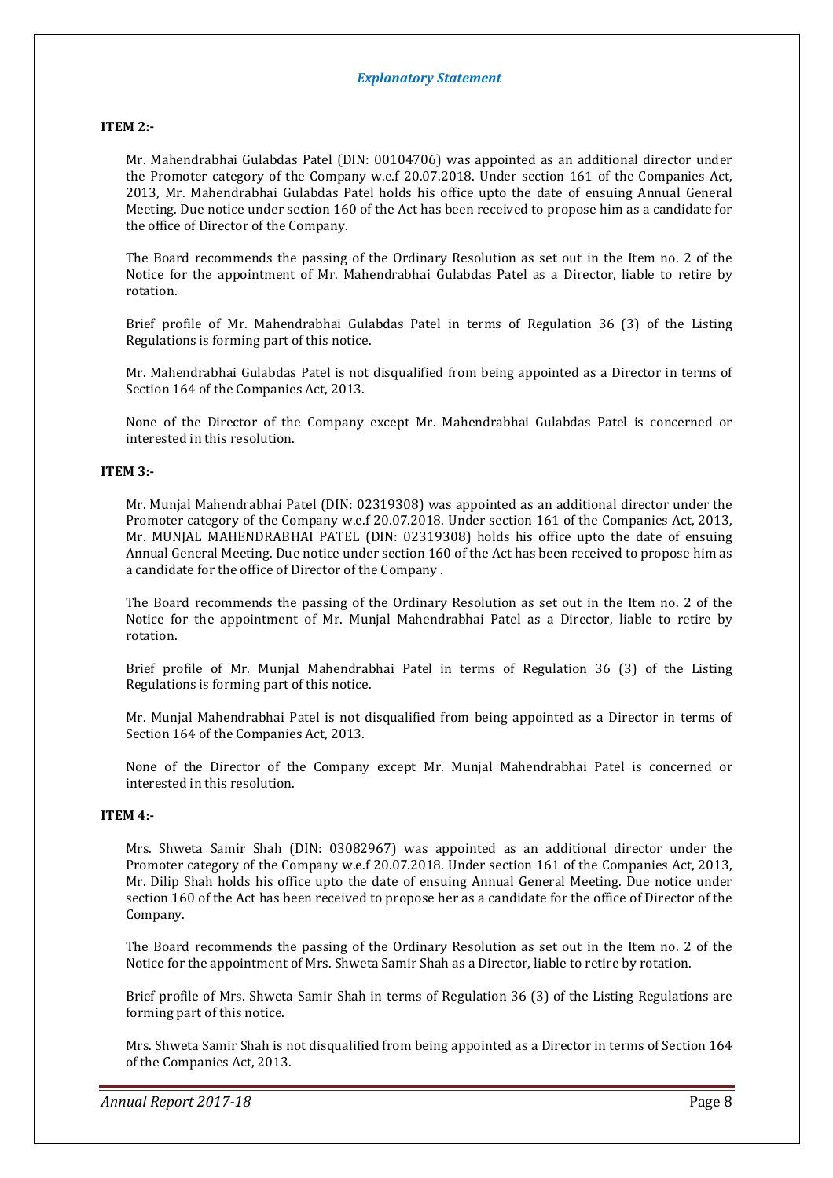*Explanatory Statement*

**ITEM 2:-**

Mr. Mahendrabhai Gulabdas Patel (DIN: 00104706) was appointed as an additional director under the Promoter category of the Company w.e.f 20.07.2018. Under section 161 of the Companies Act, 2013, Mr. Mahendrabhai Gulabdas Patel holds his office upto the date of ensuing Annual General Meeting. Due notice under section 160 of the Act has been received to propose him as a candidate for the office of Director of the Company.

The Board recommends the passing of the Ordinary Resolution as set out in the Item no. 2 of the Notice for the appointment of Mr. Mahendrabhai Gulabdas Patel as a Director, liable to retire by rotation.

Brief profile of Mr. Mahendrabhai Gulabdas Patel in terms of Regulation 36 (3) of the Listing Regulations is forming part of this notice.

Mr. Mahendrabhai Gulabdas Patel is not disqualified from being appointed as a Director in terms of Section 164 of the Companies Act, 2013.

None of the Director of the Company except Mr. Mahendrabhai Gulabdas Patel is concerned or interested in this resolution.

**ITEM 3:-**

Mr. Munjal Mahendrabhai Patel (DIN: 02319308) was appointed as an additional director under the Promoter category of the Company w.e.f 20.07.2018. Under section 161 of the Companies Act, 2013, Mr. MUNJAL MAHENDRABHAI PATEL (DIN: 02319308) holds his office upto the date of ensuing Annual General Meeting. Due notice under section 160 of the Act has been received to propose him as a candidate for the office of Director of the Company .

The Board recommends the passing of the Ordinary Resolution as set out in the Item no. 2 of the Notice for the appointment of Mr. Munjal Mahendrabhai Patel as a Director, liable to retire by rotation.

Brief profile of Mr. Munjal Mahendrabhai Patel in terms of Regulation 36 (3) of the Listing Regulations is forming part of this notice.

Mr. Munjal Mahendrabhai Patel is not disqualified from being appointed as a Director in terms of Section 164 of the Companies Act, 2013.

None of the Director of the Company except Mr. Munjal Mahendrabhai Patel is concerned or interested in this resolution.

**ITEM 4:-**

Mrs. Shweta Samir Shah (DIN: 03082967) was appointed as an additional director under the Promoter category of the Company w.e.f 20.07.2018. Under section 161 of the Companies Act, 2013, Mr. Dilip Shah holds his office upto the date of ensuing Annual General Meeting. Due notice under section 160 of the Act has been received to propose her as a candidate for the office of Director of the Company.

The Board recommends the passing of the Ordinary Resolution as set out in the Item no. 2 of the Notice for the appointment of Mrs. Shweta Samir Shah as a Director, liable to retire by rotation.

Brief profile of Mrs. Shweta Samir Shah in terms of Regulation 36 (3) of the Listing Regulations are forming part of this notice.

Mrs. Shweta Samir Shah is not disqualified from being appointed as a Director in terms of Section 164 of the Companies Act, 2013.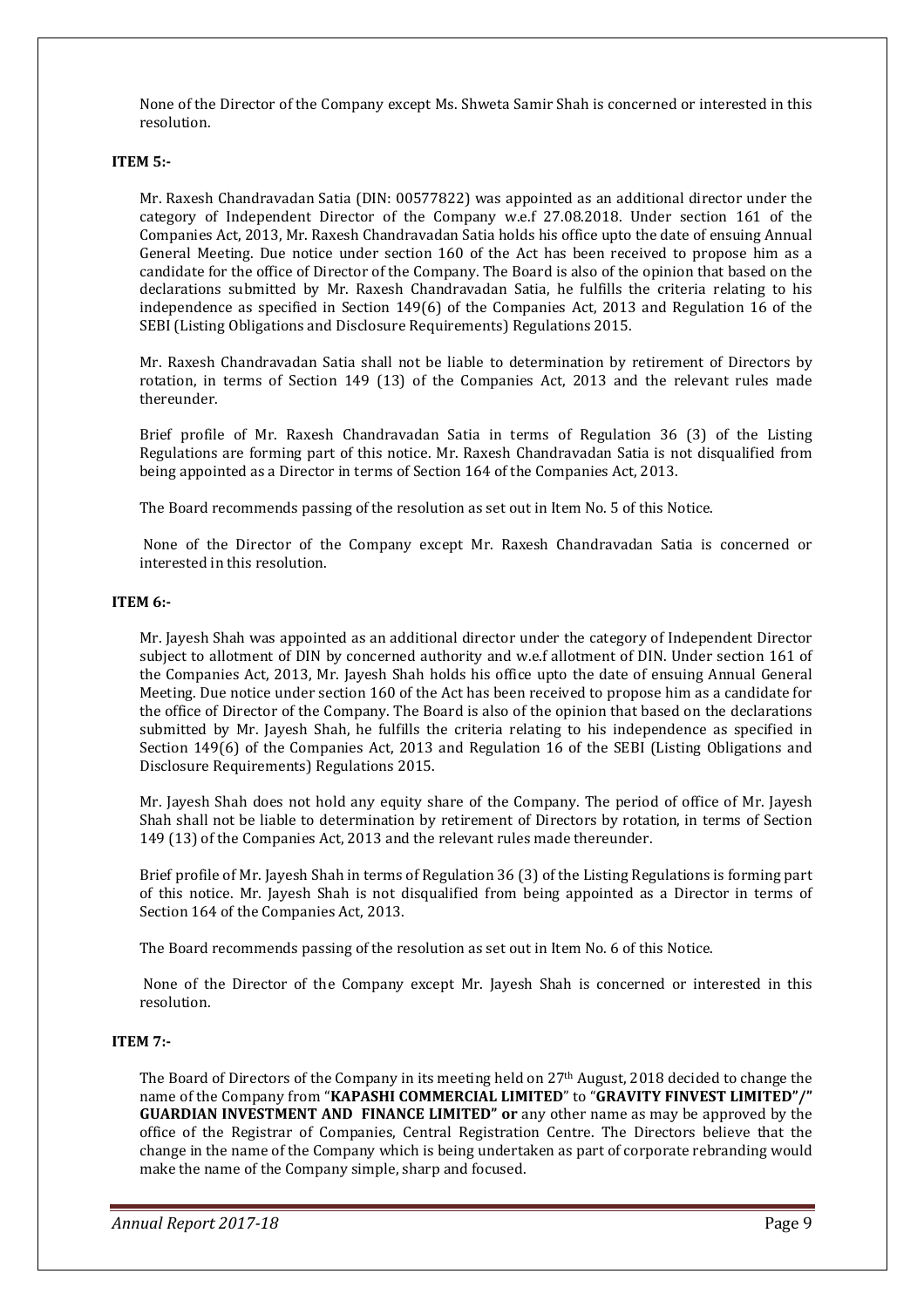None of the Director of the Company except Ms. Shweta Samir Shah is concerned or interested in this resolution.

**ITEM 5:-**

Mr. Raxesh Chandravadan Satia (DIN: 00577822) was appointed as an additional director under the category of Independent Director of the Company w.e.f 27.08.2018. Under section 161 of the Companies Act, 2013, Mr. Raxesh Chandravadan Satia holds his office upto the date of ensuing Annual General Meeting. Due notice under section 160 of the Act has been received to propose him as a candidate for the office of Director of the Company. The Board is also of the opinion that based on the declarations submitted by Mr. Raxesh Chandravadan Satia, he fulfills the criteria relating to his independence as specified in Section 149(6) of the Companies Act, 2013 and Regulation 16 of the SEBI (Listing Obligations and Disclosure Requirements) Regulations 2015.

Mr. Raxesh Chandravadan Satia shall not be liable to determination by retirement of Directors by rotation, in terms of Section 149 (13) of the Companies Act, 2013 and the relevant rules made thereunder.

Brief profile of Mr. Raxesh Chandravadan Satia in terms of Regulation 36 (3) of the Listing Regulations are forming part of this notice. Mr. Raxesh Chandravadan Satia is not disqualified from being appointed as a Director in terms of Section 164 of the Companies Act, 2013.

The Board recommends passing of the resolution as set out in Item No. 5 of this Notice.

None of the Director of the Company except Mr. Raxesh Chandravadan Satia is concerned or interested in this resolution.

**ITEM 6:-**

Mr. Jayesh Shah was appointed as an additional director under the category of Independent Director subject to allotment of DIN by concerned authority and w.e.f allotment of DIN. Under section 161 of the Companies Act, 2013, Mr. Jayesh Shah holds his office upto the date of ensuing Annual General Meeting. Due notice under section 160 of the Act has been received to propose him as a candidate for the office of Director of the Company. The Board is also of the opinion that based on the declarations submitted by Mr. Jayesh Shah, he fulfills the criteria relating to his independence as specified in Section 149(6) of the Companies Act, 2013 and Regulation 16 of the SEBI (Listing Obligations and Disclosure Requirements) Regulations 2015.

Mr. Jayesh Shah does not hold any equity share of the Company. The period of office of Mr. Jayesh Shah shall not be liable to determination by retirement of Directors by rotation, in terms of Section 149 (13) of the Companies Act, 2013 and the relevant rules made thereunder.

Brief profile of Mr. Jayesh Shah in terms of Regulation 36 (3) of the Listing Regulations is forming part of this notice. Mr. Jayesh Shah is not disqualified from being appointed as a Director in terms of Section 164 of the Companies Act, 2013.

The Board recommends passing of the resolution as set out in Item No. 6 of this Notice.

None of the Director of the Company except Mr. Jayesh Shah is concerned or interested in this resolution.

**ITEM 7:-**

The Board of Directors of the Company in its meeting held on 27th August, 2018 decided to change the name of the Company from "**KAPASHI COMMERCIAL LIMITED**" to "**GRAVITY FINVEST LIMITED"/" GUARDIAN INVESTMENT AND FINANCE LIMITED" or** any other name as may be approved by the office of the Registrar of Companies, Central Registration Centre. The Directors believe that the change in the name of the Company which is being undertaken as part of corporate rebranding would make the name of the Company simple, sharp and focused.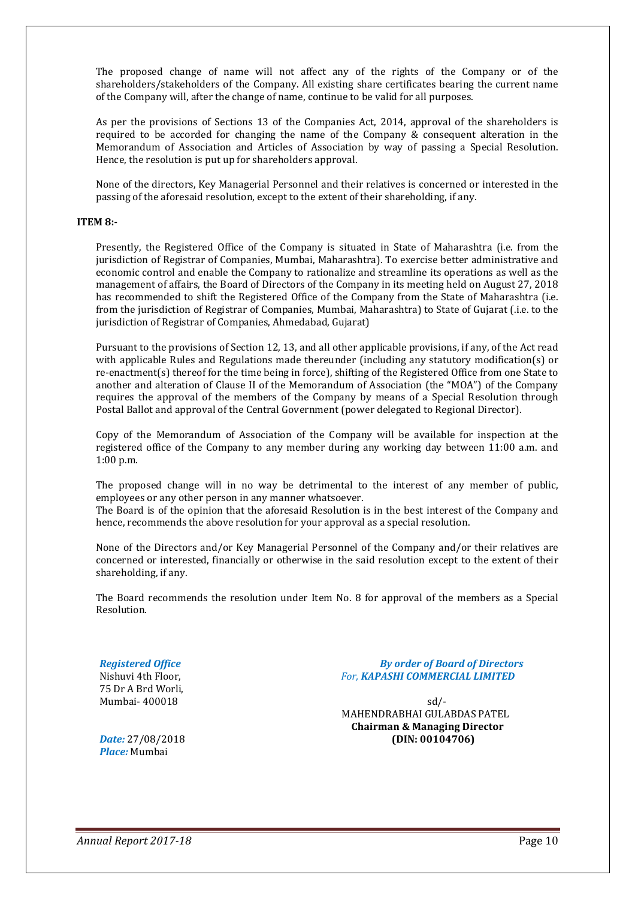The proposed change of name will not affect any of the rights of the Company or of the shareholders/stakeholders of the Company. All existing share certificates bearing the current name of the Company will, after the change of name, continue to be valid for all purposes.

As per the provisions of Sections 13 of the Companies Act, 2014, approval of the shareholders is required to be accorded for changing the name of the Company & consequent alteration in the Memorandum of Association and Articles of Association by way of passing a Special Resolution. Hence, the resolution is put up for shareholders approval.

None of the directors, Key Managerial Personnel and their relatives is concerned or interested in the passing of the aforesaid resolution, except to the extent of their shareholding, if any.

**ITEM 8:-**

Presently, the Registered Office of the Company is situated in State of Maharashtra (i.e. from the jurisdiction of Registrar of Companies, Mumbai, Maharashtra). To exercise better administrative and economic control and enable the Company to rationalize and streamline its operations as well as the management of affairs, the Board of Directors of the Company in its meeting held on August 27, 2018 has recommended to shift the Registered Office of the Company from the State of Maharashtra (i.e. from the jurisdiction of Registrar of Companies, Mumbai, Maharashtra) to State of Gujarat (.i.e. to the jurisdiction of Registrar of Companies, Ahmedabad, Gujarat)

Pursuant to the provisions of Section 12, 13, and all other applicable provisions, if any, of the Act read with applicable Rules and Regulations made thereunder (including any statutory modification(s) or re-enactment(s) thereof for the time being in force), shifting of the Registered Office from one State to another and alteration of Clause II of the Memorandum of Association (the "MOA") of the Company requires the approval of the members of the Company by means of a Special Resolution through Postal Ballot and approval of the Central Government (power delegated to Regional Director).

Copy of the Memorandum of Association of the Company will be available for inspection at the registered office of the Company to any member during any working day between 11:00 a.m. and 1:00 p.m.

The proposed change will in no way be detrimental to the interest of any member of public, employees or any other person in any manner whatsoever.
The Board is of the opinion that the aforesaid Resolution is in the best interest of the Company and hence, recommends the above resolution for your approval as a special resolution.

None of the Directors and/or Key Managerial Personnel of the Company and/or their relatives are concerned or interested, financially or otherwise in the said resolution except to the extent of their shareholding, if any.

The Board recommends the resolution under Item No. 8 for approval of the members as a Special Resolution.

***Registered Office***
Nishuvi 4th Floor,
75 Dr A Brd Worli,
Mumbai- 400018

***By order of Board of Directors***
*For, **KAPASHI COMMERCIAL LIMITED***

sd/-
MAHENDRABHAI GULABDAS PATEL
**Chairman & Managing Director**
**(DIN: 00104706)**

***Date:*** 27/08/2018
***Place:*** Mumbai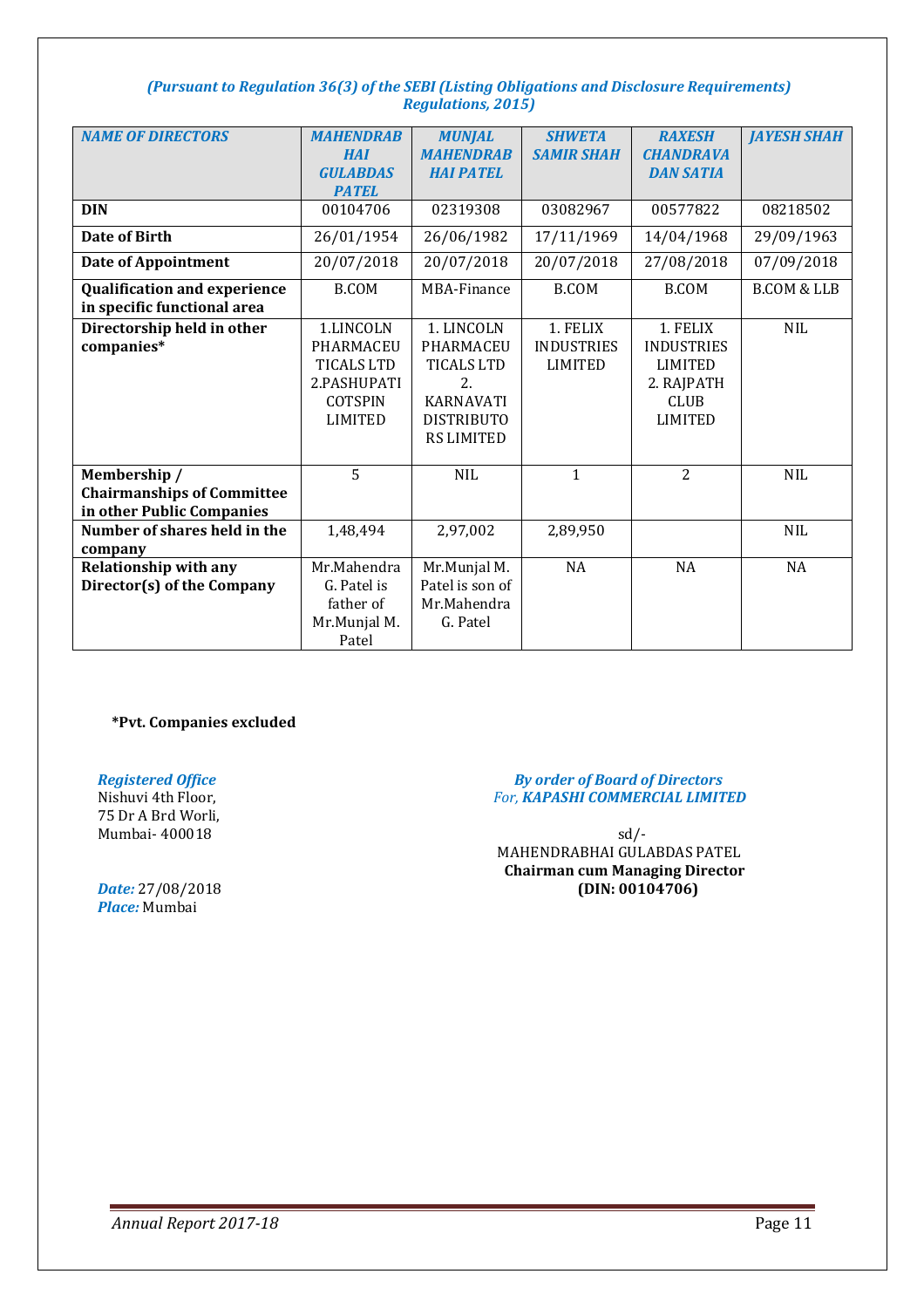*(Pursuant to Regulation 36(3) of the SEBI (Listing Obligations and Disclosure Requirements) Regulations, 2015)*

| NAME OF DIRECTORS | MAHENDRABHAI GULABDAS PATEL | MUNJAL MAHENDRABHAI PATEL | SHWETA SAMIR SHAH | RAXESH CHANDRAVADAN SATIA | JAYESH SHAH |
|---|---|---|---|---|---|
| **DIN** | 00104706 | 02319308 | 03082967 | 00577822 | 08218502 |
| **Date of Birth** | 26/01/1954 | 26/06/1982 | 17/11/1969 | 14/04/1968 | 29/09/1963 |
| **Date of Appointment** | 20/07/2018 | 20/07/2018 | 20/07/2018 | 27/08/2018 | 07/09/2018 |
| **Qualification and experience in specific functional area** | B.COM | MBA-Finance | B.COM | B.COM | B.COM & LLB |
| **Directorship held in other companies*** | 1.LINCOLN PHARMACEUTICALS LTD 2.PASHUPATI COTSPIN LIMITED | 1. LINCOLN PHARMACEUTICALS LTD 2. KARNAVATI DISTRIBUTORS LIMITED | 1. FELIX INDUSTRIES LIMITED | 1. FELIX INDUSTRIES LIMITED 2. RAJPATH CLUB LIMITED | NIL |
| **Membership / Chairmanships of Committee in other Public Companies** | 5 | NIL | 1 | 2 | NIL |
| **Number of shares held in the company** | 1,48,494 | 2,97,002 | 2,89,950 | | NIL |
| **Relationship with any Director(s) of the Company** | Mr.Mahendra G. Patel is father of Mr.Munjal M. Patel | Mr.Munjal M. Patel is son of Mr.Mahendra G. Patel | NA | NA | NA |

**\*Pvt. Companies excluded**

*Registered Office*
Nishuvi 4th Floor,
75 Dr A Brd Worli,
Mumbai- 400018

*Date:* 27/08/2018
*Place:* Mumbai

*By order of Board of Directors*
*For, **KAPASHI COMMERCIAL LIMITED***

sd/-
MAHENDRABHAI GULABDAS PATEL
**Chairman cum Managing Director**
**(DIN: 00104706)**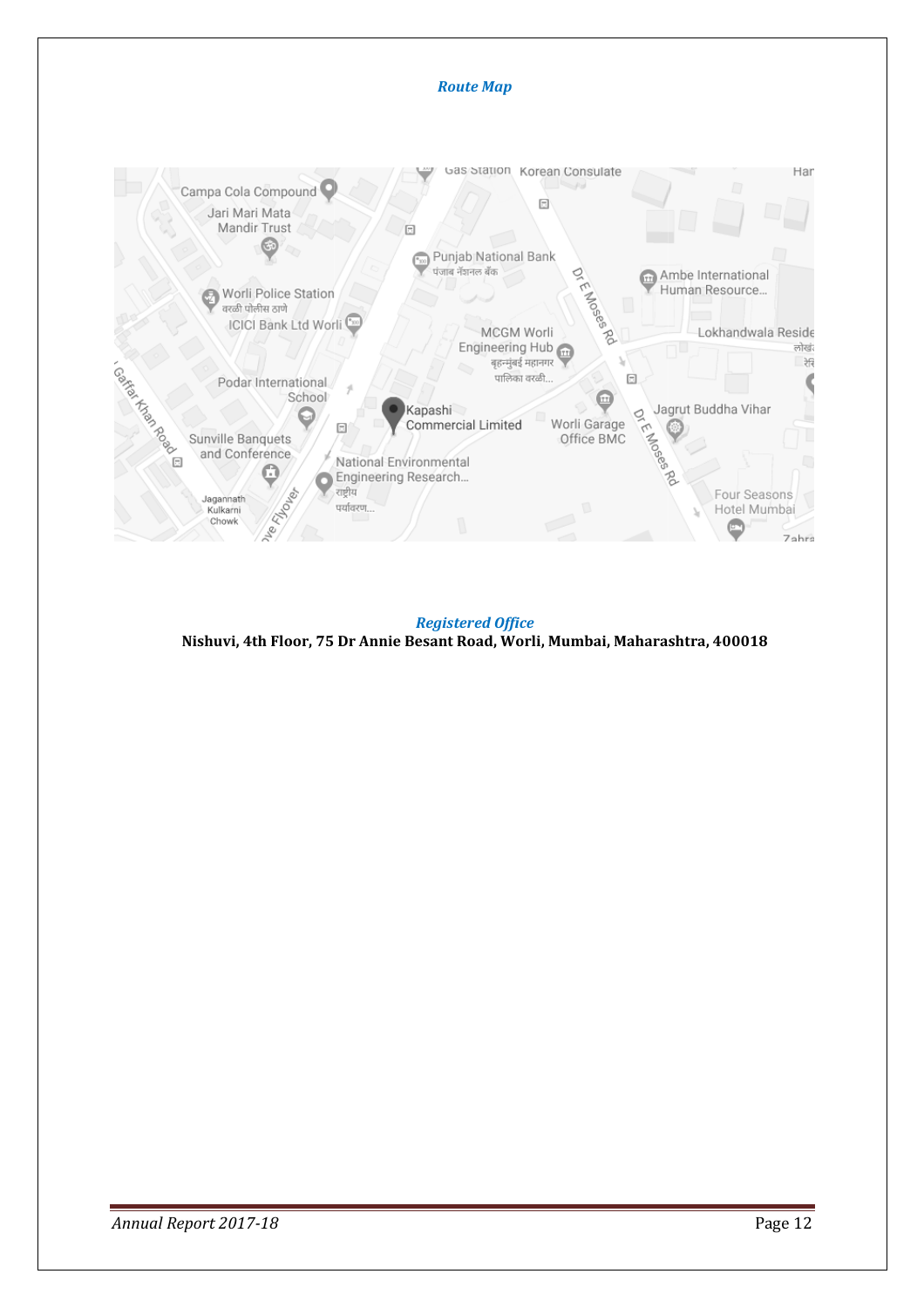*Route Map*

*Registered Office*

**Nishuvi, 4th Floor, 75 Dr Annie Besant Road, Worli, Mumbai, Maharashtra, 400018**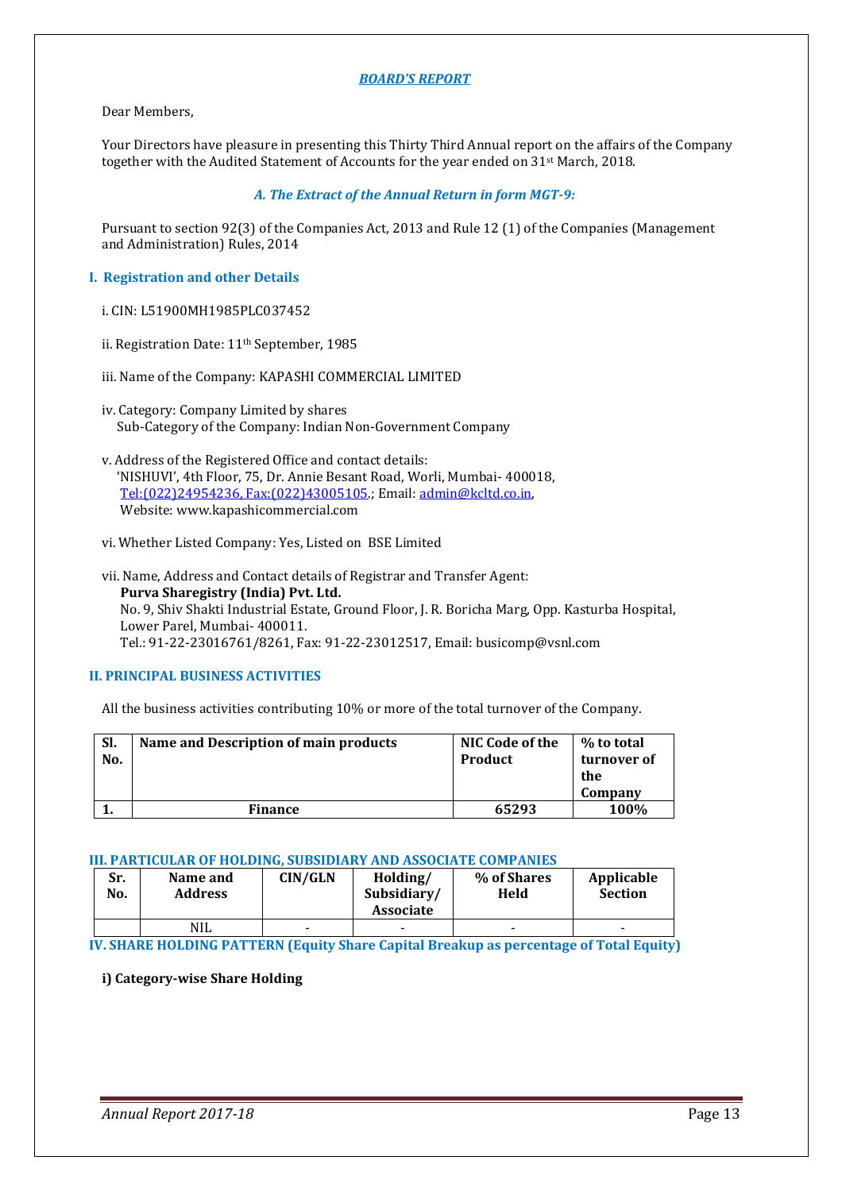## BOARD'S REPORT

Dear Members,

Your Directors have pleasure in presenting this Thirty Third Annual report on the affairs of the Company together with the Audited Statement of Accounts for the year ended on 31st March, 2018.

### A. The Extract of the Annual Return in form MGT-9:

Pursuant to section 92(3) of the Companies Act, 2013 and Rule 12 (1) of the Companies (Management and Administration) Rules, 2014

### I. Registration and other Details

i. CIN: L51900MH1985PLC037452

ii. Registration Date: 11th September, 1985

iii. Name of the Company: KAPASHI COMMERCIAL LIMITED

iv. Category: Company Limited by shares
Sub-Category of the Company: Indian Non-Government Company

v. Address of the Registered Office and contact details:
'NISHUVI', 4th Floor, 75, Dr. Annie Besant Road, Worli, Mumbai- 400018,
Tel:(022)24954236, Fax:(022)43005105.; Email: admin@kcltd.co.in,
Website: www.kapashicommercial.com

vi. Whether Listed Company: Yes, Listed on BSE Limited

vii. Name, Address and Contact details of Registrar and Transfer Agent:
**Purva Sharegistry (India) Pvt. Ltd.**
No. 9, Shiv Shakti Industrial Estate, Ground Floor, J. R. Boricha Marg, Opp. Kasturba Hospital, Lower Parel, Mumbai- 400011.
Tel.: 91-22-23016761/8261, Fax: 91-22-23012517, Email: busicomp@vsnl.com

### II. PRINCIPAL BUSINESS ACTIVITIES

All the business activities contributing 10% or more of the total turnover of the Company.

| Sl. No. | Name and Description of main products | NIC Code of the Product | % to total turnover of the Company |
|---|---|---|---|
| 1. | Finance | 65293 | 100% |

### III. PARTICULAR OF HOLDING, SUBSIDIARY AND ASSOCIATE COMPANIES

| Sr. No. | Name and Address | CIN/GLN | Holding/ Subsidiary/ Associate | % of Shares Held | Applicable Section |
|---|---|---|---|---|---|
| | NIL | - | - | - | - |

### IV. SHARE HOLDING PATTERN (Equity Share Capital Breakup as percentage of Total Equity)

**i) Category-wise Share Holding**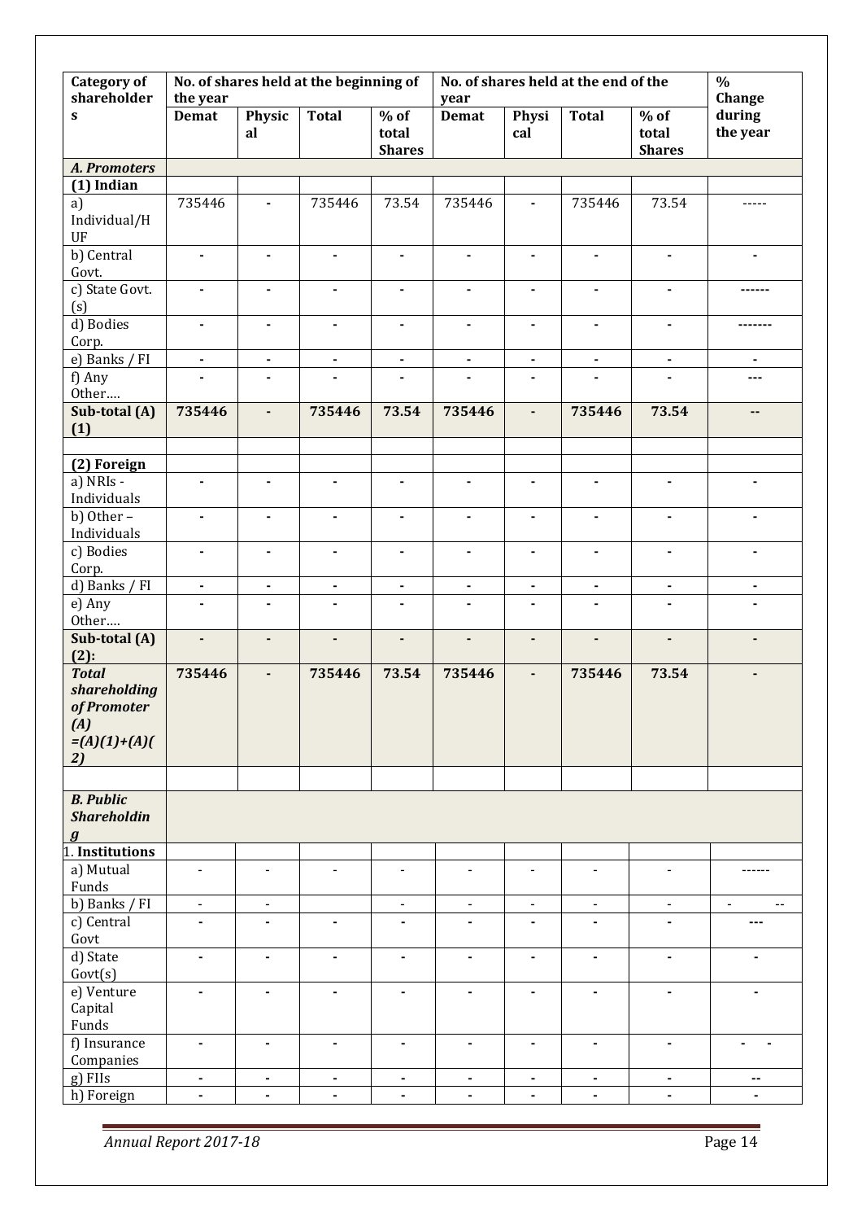| Category of shareholders | No. of shares held at the beginning of the year | | | | No. of shares held at the end of the year | | | | % Change during the year |
|---|---|---|---|---|---|---|---|---|---|
| | Demat | Physical | Total | % of total Shares | Demat | Physical | Total | % of total Shares | |
| ***A. Promoters*** | | | | | | | | | |
| **(1) Indian** | | | | | | | | | |
| a) Individual/HUF | 735446 | - | 735446 | 73.54 | 735446 | - | 735446 | 73.54 | ----- |
| b) Central Govt. | - | - | - | - | - | - | - | - | - |
| c) State Govt. (s) | - | - | - | - | - | - | - | - | ------ |
| d) Bodies Corp. | - | - | - | - | - | - | - | - | ------- |
| e) Banks / FI | - | - | - | - | - | - | - | - | - |
| f) Any Other…. | - | - | - | - | - | - | - | - | --- |
| **Sub-total (A) (1)** | **735446** | **-** | **735446** | **73.54** | **735446** | **-** | **735446** | **73.54** | **--** |
| | | | | | | | | | |
| **(2) Foreign** | | | | | | | | | |
| a) NRIs - Individuals | - | - | - | - | - | - | - | - | - |
| b) Other – Individuals | - | - | - | - | - | - | - | - | - |
| c) Bodies Corp. | - | - | - | - | - | - | - | - | - |
| d) Banks / FI | - | - | - | - | - | - | - | - | - |
| e) Any Other…. | - | - | - | - | - | - | - | - | - |
| **Sub-total (A) (2):** | **-** | **-** | **-** | **-** | **-** | **-** | **-** | **-** | **-** |
| ***Total shareholding of Promoter (A) =(A)(1)+(A)(2)*** | **735446** | **-** | **735446** | **73.54** | **735446** | **-** | **735446** | **73.54** | **-** |
| | | | | | | | | | |
| ***B. Public Shareholding*** | | | | | | | | | |
| 1. **Institutions** | | | | | | | | | |
| a) Mutual Funds | - | - | - | - | - | - | - | - | ------ |
| b) Banks / FI | - | - | | - | - | - | - | - | - -- |
| c) Central Govt | - | - | - | - | - | - | - | - | --- |
| d) State Govt(s) | - | - | - | - | - | - | - | - | - |
| e) Venture Capital Funds | - | - | - | - | - | - | - | - | - |
| f) Insurance Companies | - | - | - | - | - | - | - | - | - - |
| g) FIIs | - | - | - | - | - | - | - | - | -- |
| h) Foreign | - | - | - | - | - | - | - | - | - |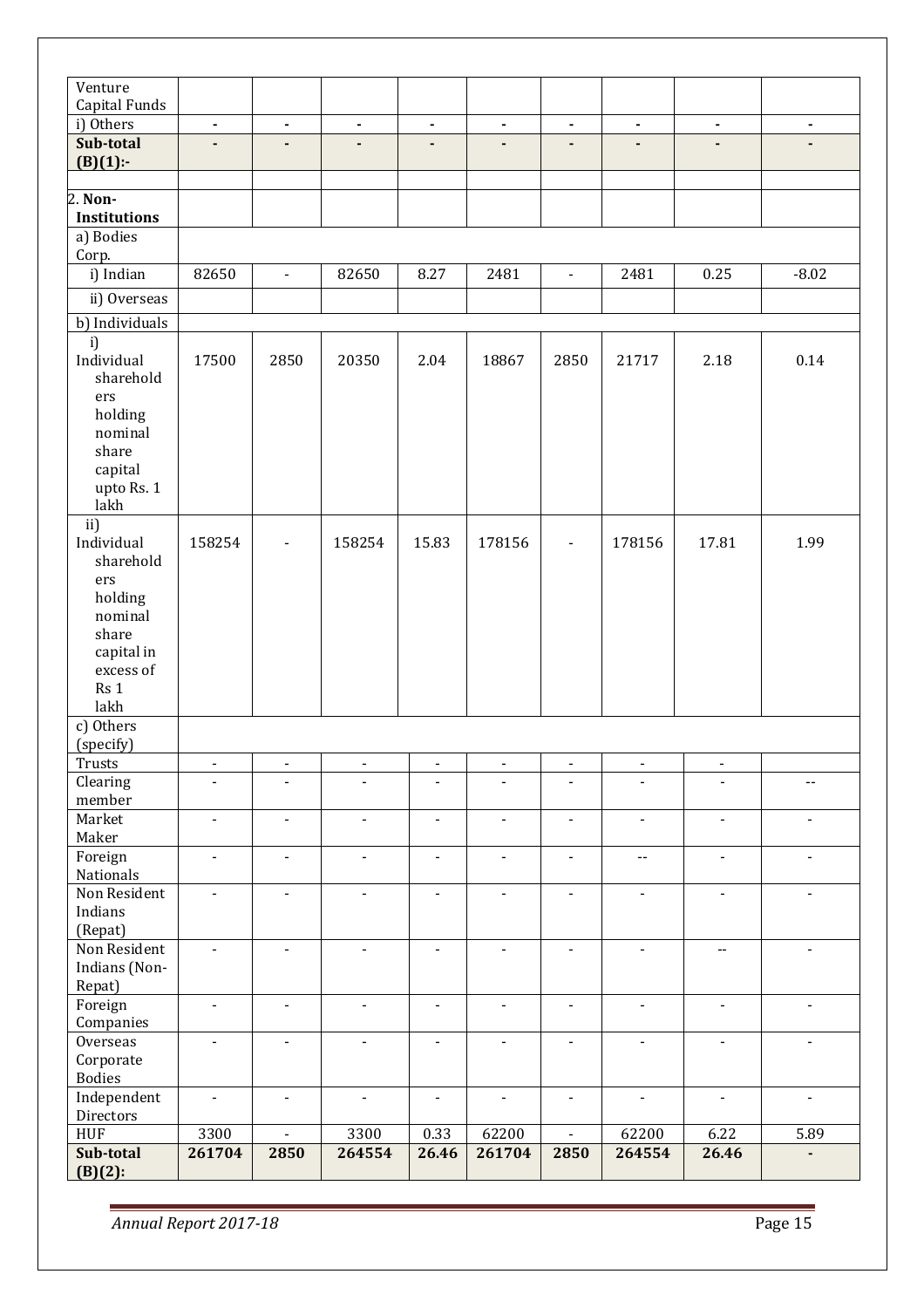| Venture Capital Funds | | | | | | | | | |
|---|---|---|---|---|---|---|---|---|---|
| i) Others | - | - | - | - | - | - | - | - | - |
| **Sub-total (B)(1):-** | - | - | - | - | - | - | - | - | - |
| | | | | | | | | | |
| 2. **Non-Institutions** | | | | | | | | | |
| a) Bodies Corp. | | | | | | | | | |
| i) Indian | 82650 | - | 82650 | 8.27 | 2481 | - | 2481 | 0.25 | -8.02 |
| ii) Overseas | | | | | | | | | |
| b) Individuals | | | | | | | | | |
| i) Individual shareholders holding nominal share capital upto Rs. 1 lakh | 17500 | 2850 | 20350 | 2.04 | 18867 | 2850 | 21717 | 2.18 | 0.14 |
| ii) Individual shareholders holding nominal share capital in excess of Rs 1 lakh | 158254 | - | 158254 | 15.83 | 178156 | - | 178156 | 17.81 | 1.99 |
| c) Others (specify) | | | | | | | | | |
| Trusts | - | - | - | - | - | - | - | - | |
| Clearing member | - | - | - | - | - | - | - | - | -- |
| Market Maker | - | - | - | - | - | - | - | - | - |
| Foreign Nationals | - | - | - | - | - | - | -- | - | - |
| Non Resident Indians (Repat) | - | - | - | - | - | - | - | - | - |
| Non Resident Indians (Non-Repat) | - | - | - | - | - | - | - | -- | - |
| Foreign Companies | - | - | - | - | - | - | - | - | - |
| Overseas Corporate Bodies | - | - | - | - | - | - | - | - | - |
| Independent Directors | - | - | - | - | - | - | - | - | - |
| HUF | 3300 | - | 3300 | 0.33 | 62200 | - | 62200 | 6.22 | 5.89 |
| **Sub-total (B)(2):** | **261704** | **2850** | **264554** | **26.46** | **261704** | **2850** | **264554** | **26.46** | **-** |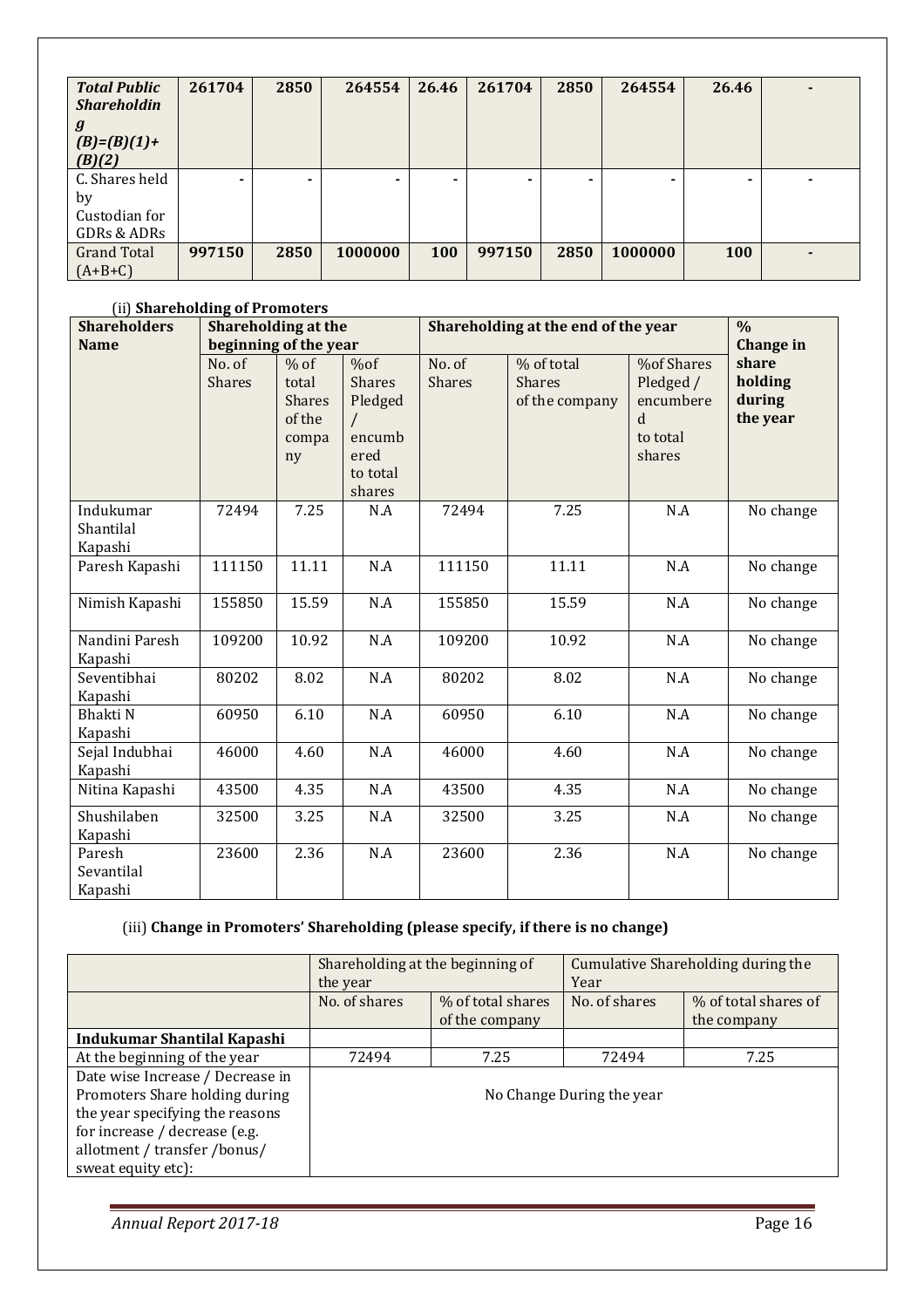| ***Total Public Shareholding (B)=(B)(1)+ (B)(2)*** | **261704** | **2850** | **264554** | **26.46** | **261704** | **2850** | **264554** | **26.46** | **-** |
|---|---|---|---|---|---|---|---|---|---|
| C. Shares held by Custodian for GDRs & ADRs | - | - | - | - | - | - | - | - | - |
| Grand Total (A+B+C) | **997150** | **2850** | **1000000** | **100** | **997150** | **2850** | **1000000** | **100** | **-** |

(ii) **Shareholding of Promoters**

| **Shareholders Name** | **Shareholding at the beginning of the year** | | | **Shareholding at the end of the year** | | | **% Change in share holding during the year** |
|---|---|---|---|---|---|---|---|
| | No. of Shares | % of total Shares of the company | %of Shares Pledged / encumbered to total shares | No. of Shares | % of total Shares of the company | %of Shares Pledged / encumbered to total shares | |
| Indukumar Shantilal Kapashi | 72494 | 7.25 | N.A | 72494 | 7.25 | N.A | No change |
| Paresh Kapashi | 111150 | 11.11 | N.A | 111150 | 11.11 | N.A | No change |
| Nimish Kapashi | 155850 | 15.59 | N.A | 155850 | 15.59 | N.A | No change |
| Nandini Paresh Kapashi | 109200 | 10.92 | N.A | 109200 | 10.92 | N.A | No change |
| Seventibhai Kapashi | 80202 | 8.02 | N.A | 80202 | 8.02 | N.A | No change |
| Bhakti N Kapashi | 60950 | 6.10 | N.A | 60950 | 6.10 | N.A | No change |
| Sejal Indubhai Kapashi | 46000 | 4.60 | N.A | 46000 | 4.60 | N.A | No change |
| Nitina Kapashi | 43500 | 4.35 | N.A | 43500 | 4.35 | N.A | No change |
| Shushilaben Kapashi | 32500 | 3.25 | N.A | 32500 | 3.25 | N.A | No change |
| Paresh Sevantilal Kapashi | 23600 | 2.36 | N.A | 23600 | 2.36 | N.A | No change |

(iii) **Change in Promoters' Shareholding (please specify, if there is no change)**

| | Shareholding at the beginning of the year | | Cumulative Shareholding during the Year | |
|---|---|---|---|---|
| | No. of shares | % of total shares of the company | No. of shares | % of total shares of the company |
| **Indukumar Shantilal Kapashi** | | | | |
| At the beginning of the year | 72494 | 7.25 | 72494 | 7.25 |
| Date wise Increase / Decrease in Promoters Share holding during the year specifying the reasons for increase / decrease (e.g. allotment / transfer /bonus/ sweat equity etc): | No Change During the year | | | |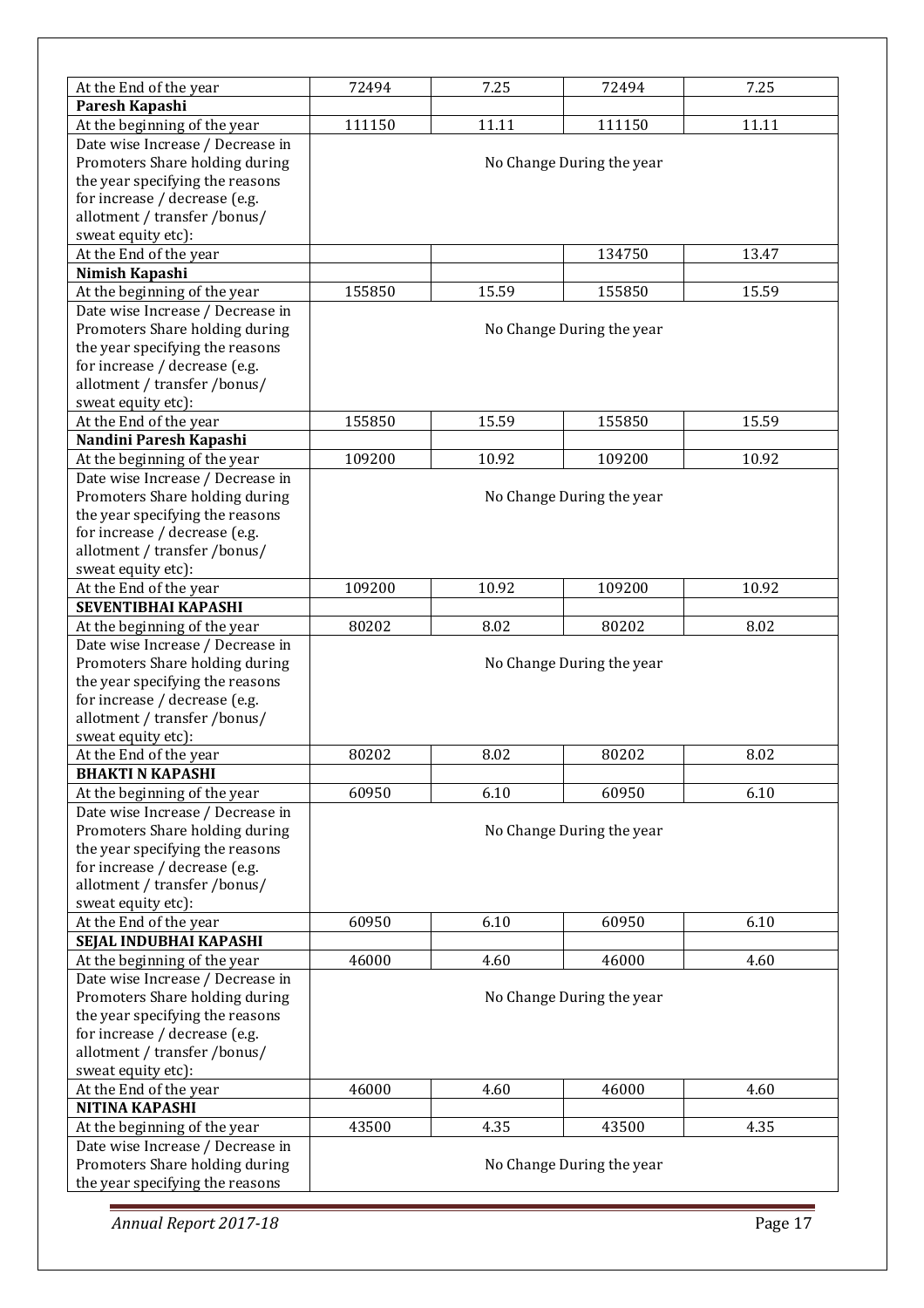| At the End of the year | 72494 | 7.25 | 72494 | 7.25 |
|---|---|---|---|---|
| **Paresh Kapashi** | | | | |
| At the beginning of the year | 111150 | 11.11 | 111150 | 11.11 |
| Date wise Increase / Decrease in Promoters Share holding during the year specifying the reasons for increase / decrease (e.g. allotment / transfer /bonus/ sweat equity etc): | No Change During the year | | | |
| At the End of the year | | | 134750 | 13.47 |
| **Nimish Kapashi** | | | | |
| At the beginning of the year | 155850 | 15.59 | 155850 | 15.59 |
| Date wise Increase / Decrease in Promoters Share holding during the year specifying the reasons for increase / decrease (e.g. allotment / transfer /bonus/ sweat equity etc): | No Change During the year | | | |
| At the End of the year | 155850 | 15.59 | 155850 | 15.59 |
| **Nandini Paresh Kapashi** | | | | |
| At the beginning of the year | 109200 | 10.92 | 109200 | 10.92 |
| Date wise Increase / Decrease in Promoters Share holding during the year specifying the reasons for increase / decrease (e.g. allotment / transfer /bonus/ sweat equity etc): | No Change During the year | | | |
| At the End of the year | 109200 | 10.92 | 109200 | 10.92 |
| **SEVENTIBHAI KAPASHI** | | | | |
| At the beginning of the year | 80202 | 8.02 | 80202 | 8.02 |
| Date wise Increase / Decrease in Promoters Share holding during the year specifying the reasons for increase / decrease (e.g. allotment / transfer /bonus/ sweat equity etc): | No Change During the year | | | |
| At the End of the year | 80202 | 8.02 | 80202 | 8.02 |
| **BHAKTI N KAPASHI** | | | | |
| At the beginning of the year | 60950 | 6.10 | 60950 | 6.10 |
| Date wise Increase / Decrease in Promoters Share holding during the year specifying the reasons for increase / decrease (e.g. allotment / transfer /bonus/ sweat equity etc): | No Change During the year | | | |
| At the End of the year | 60950 | 6.10 | 60950 | 6.10 |
| **SEJAL INDUBHAI KAPASHI** | | | | |
| At the beginning of the year | 46000 | 4.60 | 46000 | 4.60 |
| Date wise Increase / Decrease in Promoters Share holding during the year specifying the reasons for increase / decrease (e.g. allotment / transfer /bonus/ sweat equity etc): | No Change During the year | | | |
| At the End of the year | 46000 | 4.60 | 46000 | 4.60 |
| **NITINA KAPASHI** | | | | |
| At the beginning of the year | 43500 | 4.35 | 43500 | 4.35 |
| Date wise Increase / Decrease in Promoters Share holding during the year specifying the reasons | No Change During the year | | | |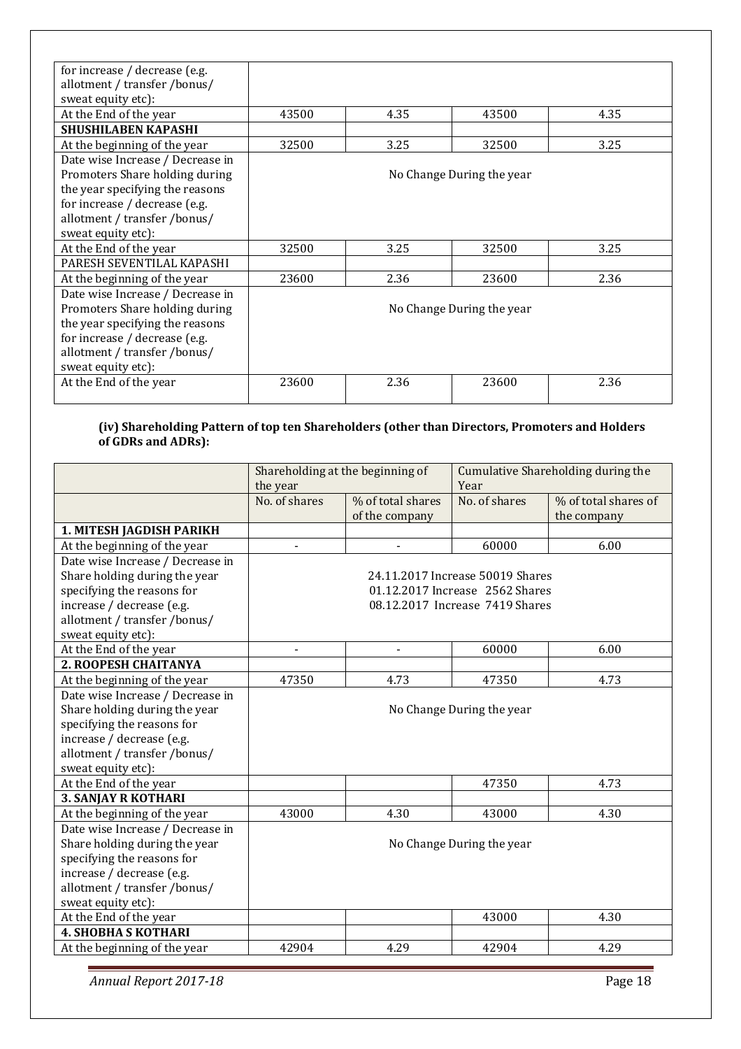| | | | | |
|---|---|---|---|---|
| for increase / decrease (e.g. allotment / transfer /bonus/ sweat equity etc): | | | | |
| At the End of the year | 43500 | 4.35 | 43500 | 4.35 |
| **SHUSHILABEN KAPASHI** | | | | |
| At the beginning of the year | 32500 | 3.25 | 32500 | 3.25 |
| Date wise Increase / Decrease in Promoters Share holding during the year specifying the reasons for increase / decrease (e.g. allotment / transfer /bonus/ sweat equity etc): | No Change During the year | | | |
| At the End of the year | 32500 | 3.25 | 32500 | 3.25 |
| PARESH SEVENTILAL KAPASHI | | | | |
| At the beginning of the year | 23600 | 2.36 | 23600 | 2.36 |
| Date wise Increase / Decrease in Promoters Share holding during the year specifying the reasons for increase / decrease (e.g. allotment / transfer /bonus/ sweat equity etc): | No Change During the year | | | |
| At the End of the year | 23600 | 2.36 | 23600 | 2.36 |

**(iv) Shareholding Pattern of top ten Shareholders (other than Directors, Promoters and Holders of GDRs and ADRs):**

| | Shareholding at the beginning of the year | | Cumulative Shareholding during the Year | |
|---|---|---|---|---|
| | No. of shares | % of total shares of the company | No. of shares | % of total shares of the company |
| **1. MITESH JAGDISH PARIKH** | | | | |
| At the beginning of the year | - | - | 60000 | 6.00 |
| Date wise Increase / Decrease in Share holding during the year specifying the reasons for increase / decrease (e.g. allotment / transfer /bonus/ sweat equity etc): | 24.11.2017 Increase 50019 Shares<br>01.12.2017 Increase 2562 Shares<br>08.12.2017 Increase 7419 Shares | | | |
| At the End of the year | - | - | 60000 | 6.00 |
| **2. ROOPESH CHAITANYA** | | | | |
| At the beginning of the year | 47350 | 4.73 | 47350 | 4.73 |
| Date wise Increase / Decrease in Share holding during the year specifying the reasons for increase / decrease (e.g. allotment / transfer /bonus/ sweat equity etc): | No Change During the year | | | |
| At the End of the year | | | 47350 | 4.73 |
| **3. SANJAY R KOTHARI** | | | | |
| At the beginning of the year | 43000 | 4.30 | 43000 | 4.30 |
| Date wise Increase / Decrease in Share holding during the year specifying the reasons for increase / decrease (e.g. allotment / transfer /bonus/ sweat equity etc): | No Change During the year | | | |
| At the End of the year | | | 43000 | 4.30 |
| **4. SHOBHA S KOTHARI** | | | | |
| At the beginning of the year | 42904 | 4.29 | 42904 | 4.29 |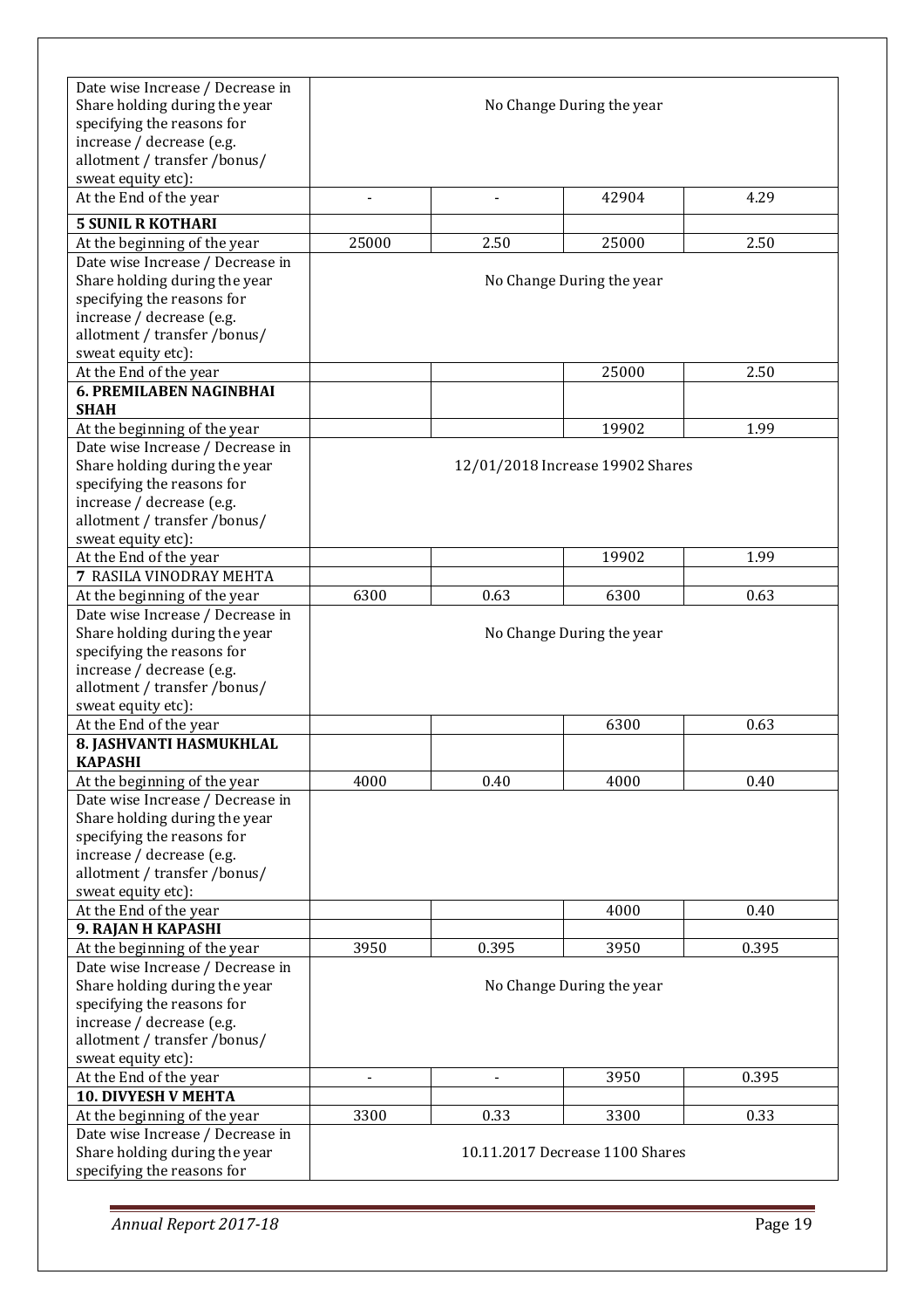| | | | | |
|---|---|---|---|---|
| Date wise Increase / Decrease in Share holding during the year specifying the reasons for increase / decrease (e.g. allotment / transfer /bonus/ sweat equity etc): | No Change During the year | | | |
| At the End of the year | - | - | 42904 | 4.29 |
| **5 SUNIL R KOTHARI** | | | | |
| At the beginning of the year | 25000 | 2.50 | 25000 | 2.50 |
| Date wise Increase / Decrease in Share holding during the year specifying the reasons for increase / decrease (e.g. allotment / transfer /bonus/ sweat equity etc): | No Change During the year | | | |
| At the End of the year | | | 25000 | 2.50 |
| **6. PREMILABEN NAGINBHAI SHAH** | | | | |
| At the beginning of the year | | | 19902 | 1.99 |
| Date wise Increase / Decrease in Share holding during the year specifying the reasons for increase / decrease (e.g. allotment / transfer /bonus/ sweat equity etc): | 12/01/2018 Increase 19902 Shares | | | |
| At the End of the year | | | 19902 | 1.99 |
| **7** RASILA VINODRAY MEHTA | | | | |
| At the beginning of the year | 6300 | 0.63 | 6300 | 0.63 |
| Date wise Increase / Decrease in Share holding during the year specifying the reasons for increase / decrease (e.g. allotment / transfer /bonus/ sweat equity etc): | No Change During the year | | | |
| At the End of the year | | | 6300 | 0.63 |
| **8. JASHVANTI HASMUKHLAL KAPASHI** | | | | |
| At the beginning of the year | 4000 | 0.40 | 4000 | 0.40 |
| Date wise Increase / Decrease in Share holding during the year specifying the reasons for increase / decrease (e.g. allotment / transfer /bonus/ sweat equity etc): | | | | |
| At the End of the year | | | 4000 | 0.40 |
| **9. RAJAN H KAPASHI** | | | | |
| At the beginning of the year | 3950 | 0.395 | 3950 | 0.395 |
| Date wise Increase / Decrease in Share holding during the year specifying the reasons for increase / decrease (e.g. allotment / transfer /bonus/ sweat equity etc): | No Change During the year | | | |
| At the End of the year | - | - | 3950 | 0.395 |
| **10. DIVYESH V MEHTA** | | | | |
| At the beginning of the year | 3300 | 0.33 | 3300 | 0.33 |
| Date wise Increase / Decrease in Share holding during the year specifying the reasons for | 10.11.2017 Decrease 1100 Shares | | | |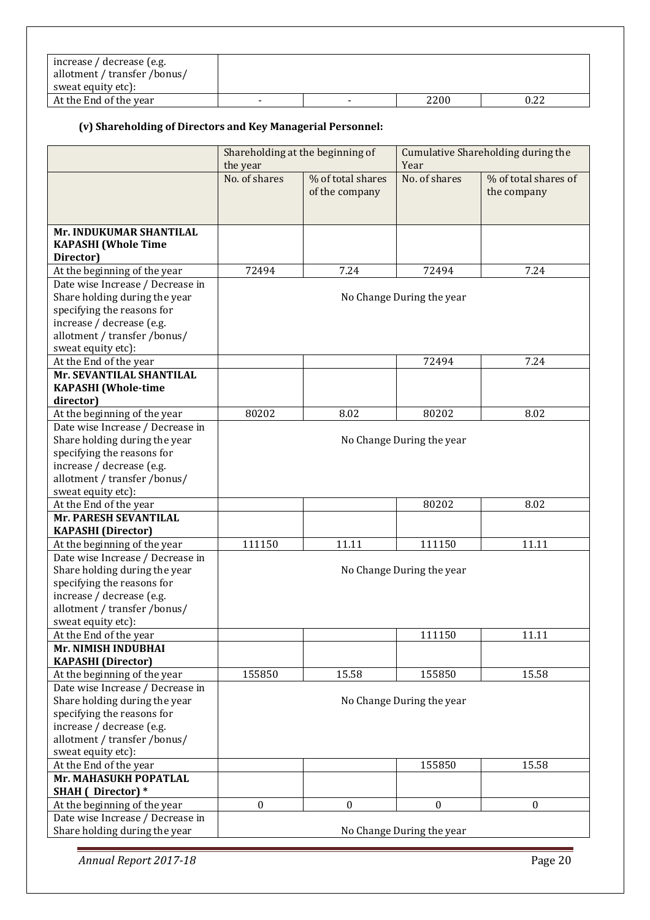| | | | | |
|---|---|---|---|---|
| increase / decrease (e.g. allotment / transfer /bonus/ sweat equity etc): | | | | |
| At the End of the year | - | - | 2200 | 0.22 |

**(v) Shareholding of Directors and Key Managerial Personnel:**

| | Shareholding at the beginning of the year | | Cumulative Shareholding during the Year | |
|---|---|---|---|---|
| | No. of shares | % of total shares of the company | No. of shares | % of total shares of the company |
| **Mr. INDUKUMAR SHANTILAL KAPASHI (Whole Time Director)** | | | | |
| At the beginning of the year | 72494 | 7.24 | 72494 | 7.24 |
| Date wise Increase / Decrease in Share holding during the year specifying the reasons for increase / decrease (e.g. allotment / transfer /bonus/ sweat equity etc): | No Change During the year | | | |
| At the End of the year | | | 72494 | 7.24 |
| **Mr. SEVANTILAL SHANTILAL KAPASHI (Whole-time director)** | | | | |
| At the beginning of the year | 80202 | 8.02 | 80202 | 8.02 |
| Date wise Increase / Decrease in Share holding during the year specifying the reasons for increase / decrease (e.g. allotment / transfer /bonus/ sweat equity etc): | No Change During the year | | | |
| At the End of the year | | | 80202 | 8.02 |
| **Mr. PARESH SEVANTILAL KAPASHI (Director)** | | | | |
| At the beginning of the year | 111150 | 11.11 | 111150 | 11.11 |
| Date wise Increase / Decrease in Share holding during the year specifying the reasons for increase / decrease (e.g. allotment / transfer /bonus/ sweat equity etc): | No Change During the year | | | |
| At the End of the year | | | 111150 | 11.11 |
| **Mr. NIMISH INDUBHAI KAPASHI (Director)** | | | | |
| At the beginning of the year | 155850 | 15.58 | 155850 | 15.58 |
| Date wise Increase / Decrease in Share holding during the year specifying the reasons for increase / decrease (e.g. allotment / transfer /bonus/ sweat equity etc): | No Change During the year | | | |
| At the End of the year | | | 155850 | 15.58 |
| **Mr. MAHASUKH POPATLAL SHAH ( Director) *** | | | | |
| At the beginning of the year | 0 | 0 | 0 | 0 |
| Date wise Increase / Decrease in Share holding during the year | No Change During the year | | | |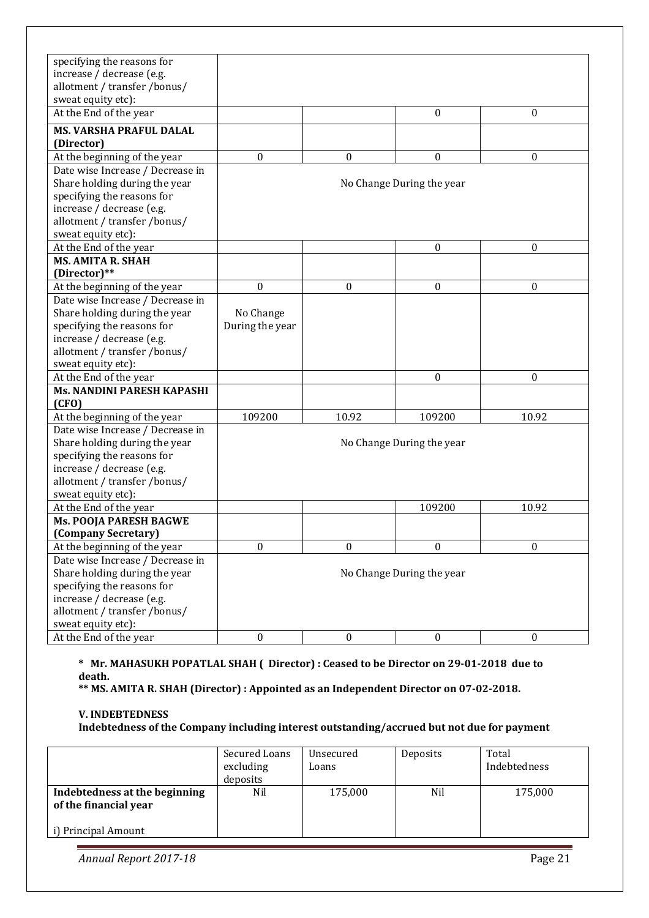| | | | | |
|---|---|---|---|---|
| specifying the reasons for increase / decrease (e.g. allotment / transfer /bonus/ sweat equity etc): | | | | |
| At the End of the year | | | 0 | 0 |
| **MS. VARSHA PRAFUL DALAL (Director)** | | | | |
| At the beginning of the year | 0 | 0 | 0 | 0 |
| Date wise Increase / Decrease in Share holding during the year specifying the reasons for increase / decrease (e.g. allotment / transfer /bonus/ sweat equity etc): | No Change During the year | | | |
| At the End of the year | | | 0 | 0 |
| **MS. AMITA R. SHAH (Director)**** | | | | |
| At the beginning of the year | 0 | 0 | 0 | 0 |
| Date wise Increase / Decrease in Share holding during the year specifying the reasons for increase / decrease (e.g. allotment / transfer /bonus/ sweat equity etc): | No Change During the year | | | |
| At the End of the year | | | 0 | 0 |
| **Ms. NANDINI PARESH KAPASHI (CFO)** | | | | |
| At the beginning of the year | 109200 | 10.92 | 109200 | 10.92 |
| Date wise Increase / Decrease in Share holding during the year specifying the reasons for increase / decrease (e.g. allotment / transfer /bonus/ sweat equity etc): | No Change During the year | | | |
| At the End of the year | | | 109200 | 10.92 |
| **Ms. POOJA PARESH BAGWE (Company Secretary)** | | | | |
| At the beginning of the year | 0 | 0 | 0 | 0 |
| Date wise Increase / Decrease in Share holding during the year specifying the reasons for increase / decrease (e.g. allotment / transfer /bonus/ sweat equity etc): | No Change During the year | | | |
| At the End of the year | 0 | 0 | 0 | 0 |

**\* Mr. MAHASUKH POPATLAL SHAH ( Director) : Ceased to be Director on 29-01-2018 due to death.**

**\*\* MS. AMITA R. SHAH (Director) : Appointed as an Independent Director on 07-02-2018.**

**V. INDEBTEDNESS**

**Indebtedness of the Company including interest outstanding/accrued but not due for payment**

| | Secured Loans excluding deposits | Unsecured Loans | Deposits | Total Indebtedness |
|---|---|---|---|---|
| **Indebtedness at the beginning of the financial year** i) Principal Amount | Nil | 175,000 | Nil | 175,000 |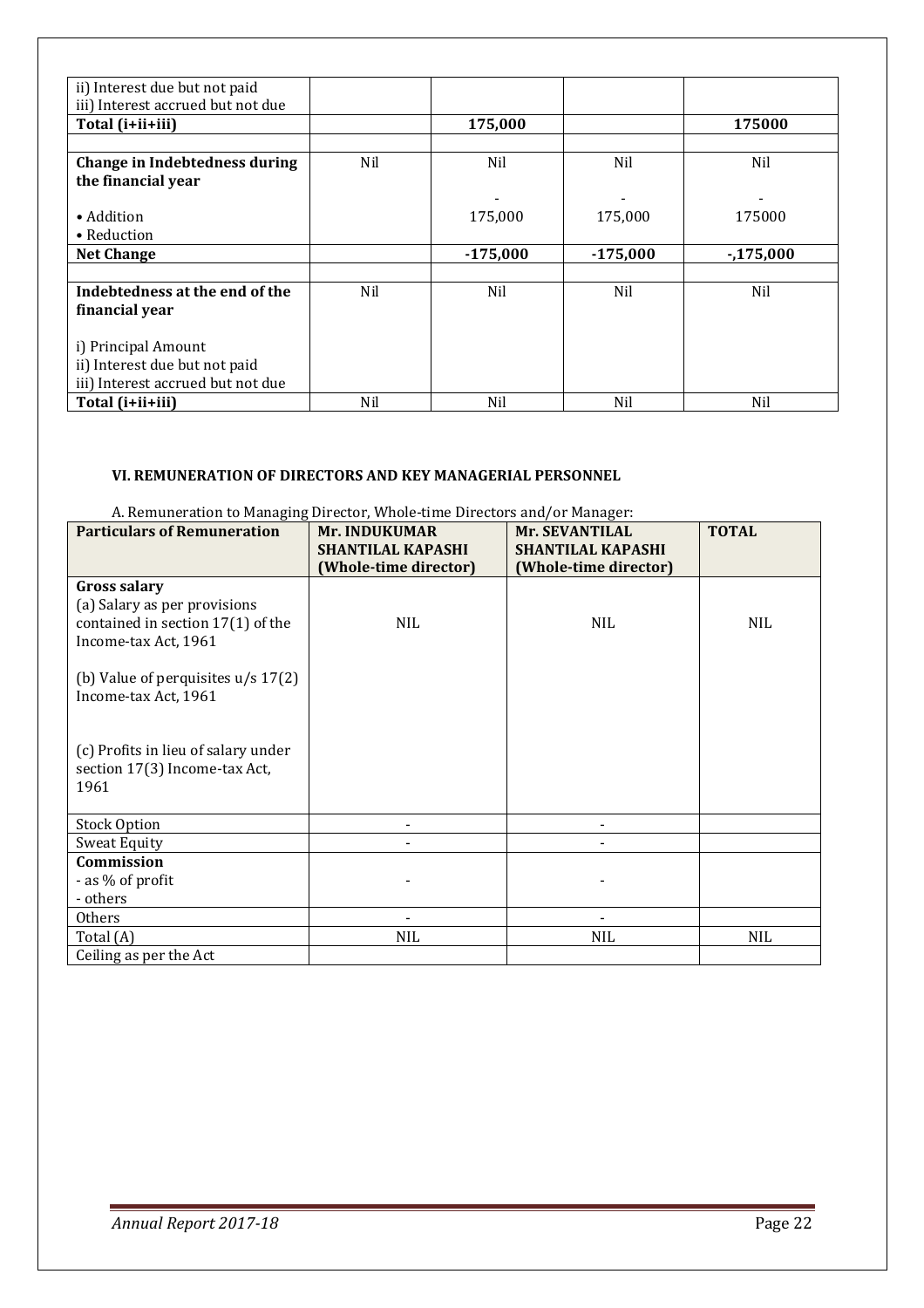| | | | | |
|---|---|---|---|---|
| ii) Interest due but not paid<br>iii) Interest accrued but not due | | | | |
| **Total (i+ii+iii)** | | **175,000** | | **175000** |
| | | | | |
| **Change in Indebtedness during the financial year**<br><br>• Addition<br>• Reduction | Nil | Nil<br>-<br>175,000 | Nil<br>-<br>175,000 | Nil<br>-<br>175000 |
| **Net Change** | | **-175,000** | **-175,000** | **-,175,000** |
| | | | | |
| **Indebtedness at the end of the financial year**<br><br>i) Principal Amount<br>ii) Interest due but not paid<br>iii) Interest accrued but not due | Nil | Nil | Nil | Nil |
| **Total (i+ii+iii)** | Nil | Nil | Nil | Nil |

### VI. REMUNERATION OF DIRECTORS AND KEY MANAGERIAL PERSONNEL

A. Remuneration to Managing Director, Whole-time Directors and/or Manager:

| **Particulars of Remuneration** | **Mr. INDUKUMAR SHANTILAL KAPASHI (Whole-time director)** | **Mr. SEVANTILAL SHANTILAL KAPASHI (Whole-time director)** | **TOTAL** |
|---|---|---|---|
| **Gross salary**<br>(a) Salary as per provisions contained in section 17(1) of the Income-tax Act, 1961<br><br>(b) Value of perquisites u/s 17(2) Income-tax Act, 1961<br><br>(c) Profits in lieu of salary under section 17(3) Income-tax Act, 1961 | NIL | NIL | NIL |
| Stock Option | - | - | |
| Sweat Equity | - | - | |
| **Commission**<br>- as % of profit<br>- others | - | - | |
| Others | - | - | |
| Total (A) | NIL | NIL | NIL |
| Ceiling as per the Act | | | |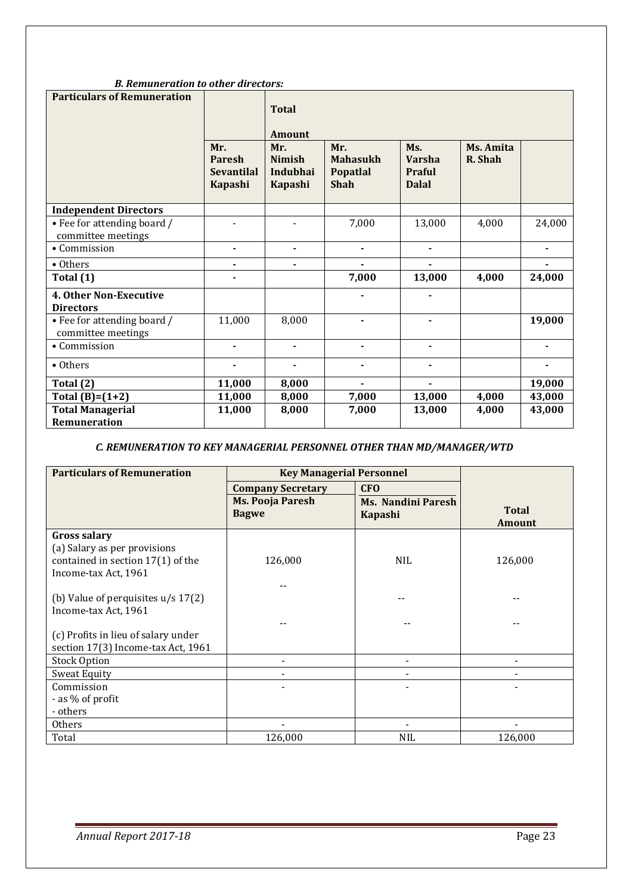*B. Remuneration to other directors:*

| Particulars of Remuneration | | Total Amount | | | | |
|---|---|---|---|---|---|---|
| | Mr. Paresh Sevantilal Kapashi | Mr. Nimish Indubhai Kapashi | Mr. Mahasukh Popatlal Shah | Ms. Varsha Praful Dalal | Ms. Amita R. Shah | |
| **Independent Directors** | | | | | | |
| • Fee for attending board / committee meetings | - | - | 7,000 | 13,000 | 4,000 | 24,000 |
| • Commission | - | - | - | - | | - |
| • Others | - | - | - | - | | - |
| **Total (1)** | **-** | | **7,000** | **13,000** | **4,000** | **24,000** |
| **4. Other Non-Executive Directors** | | | - | - | | |
| • Fee for attending board / committee meetings | 11,000 | 8,000 | - | - | | **19,000** |
| • Commission | - | - | - | - | | - |
| • Others | - | - | - | - | | - |
| **Total (2)** | **11,000** | **8,000** | - | - | | **19,000** |
| **Total (B)=(1+2)** | **11,000** | **8,000** | **7,000** | **13,000** | **4,000** | **43,000** |
| **Total Managerial Remuneration** | **11,000** | **8,000** | **7,000** | **13,000** | **4,000** | **43,000** |

*C. REMUNERATION TO KEY MANAGERIAL PERSONNEL OTHER THAN MD/MANAGER/WTD*

| Particulars of Remuneration | Key Managerial Personnel | | |
|---|---|---|---|
| | **Company Secretary** | **CFO** | |
| | **Ms. Pooja Paresh Bagwe** | **Ms. Nandini Paresh Kapashi** | **Total Amount** |
| **Gross salary** (a) Salary as per provisions contained in section 17(1) of the Income-tax Act, 1961 | 126,000 | NIL | 126,000 |
| (b) Value of perquisites u/s 17(2) Income-tax Act, 1961 | -- | -- | -- |
| (c) Profits in lieu of salary under section 17(3) Income-tax Act, 1961 | -- | -- | -- |
| Stock Option | - | - | - |
| Sweat Equity | - | - | - |
| Commission - as % of profit - others | - | - | - |
| Others | - | - | - |
| Total | 126,000 | NIL | 126,000 |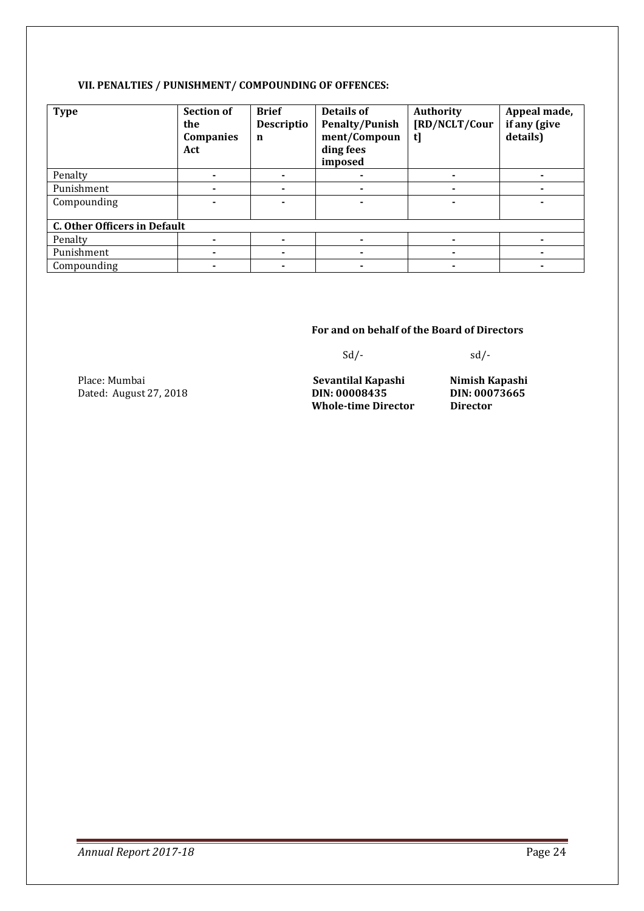**VII. PENALTIES / PUNISHMENT/ COMPOUNDING OF OFFENCES:**

| Type | Section of the Companies Act | Brief Description | Details of Penalty/Punishment/Compounding fees imposed | Authority [RD/NCLT/Court] | Appeal made, if any (give details) |
|---|---|---|---|---|---|
| Penalty | - | - | - | - | - |
| Punishment | - | - | - | - | - |
| Compounding | - | - | - | - | - |
| **C. Other Officers in Default** | | | | | |
| Penalty | - | - | - | - | - |
| Punishment | - | - | - | - | - |
| Compounding | - | - | - | - | - |

**For and on behalf of the Board of Directors**

| | Sd/- | sd/- |
|---|---|---|
| Place: Mumbai | **Sevantilal Kapashi** | **Nimish Kapashi** |
| Dated: August 27, 2018 | **DIN: 00008435** | **DIN: 00073665** |
| | **Whole-time Director** | **Director** |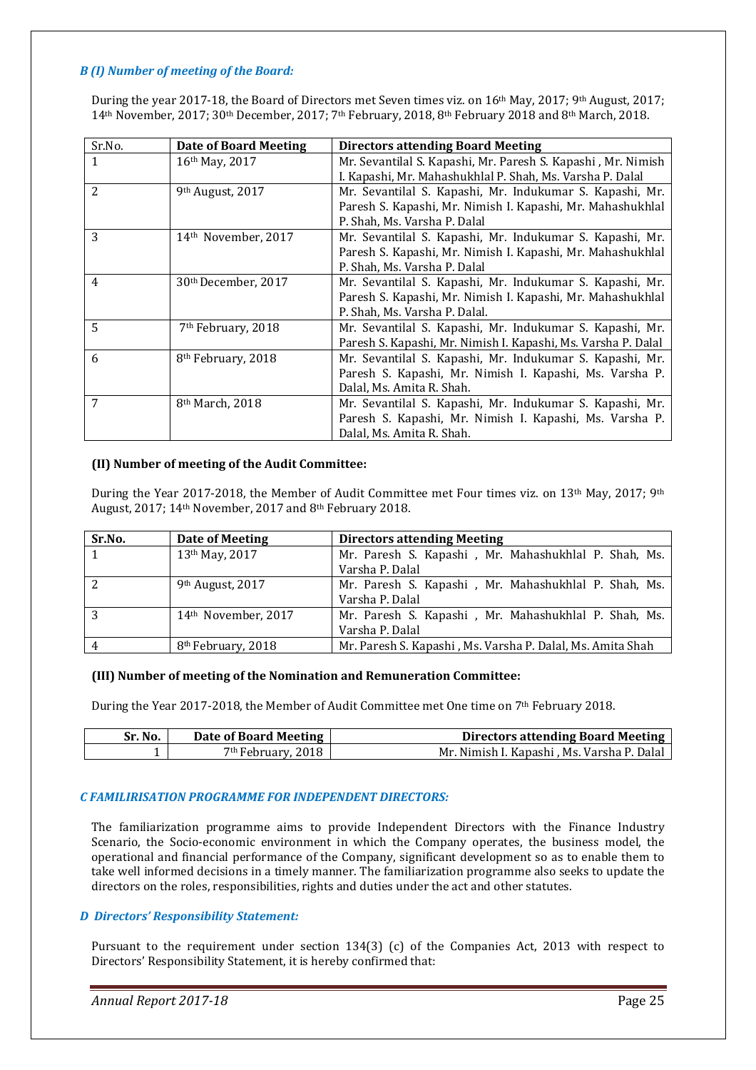### *B (I) Number of meeting of the Board:*

During the year 2017-18, the Board of Directors met Seven times viz. on 16th May, 2017; 9th August, 2017; 14th November, 2017; 30th December, 2017; 7th February, 2018, 8th February 2018 and 8th March, 2018.

| Sr.No. | Date of Board Meeting | Directors attending Board Meeting |
|---|---|---|
| 1 | 16th May, 2017 | Mr. Sevantilal S. Kapashi, Mr. Paresh S. Kapashi , Mr. Nimish I. Kapashi, Mr. Mahashukhlal P. Shah, Ms. Varsha P. Dalal |
| 2 | 9th August, 2017 | Mr. Sevantilal S. Kapashi, Mr. Indukumar S. Kapashi, Mr. Paresh S. Kapashi, Mr. Nimish I. Kapashi, Mr. Mahashukhlal P. Shah, Ms. Varsha P. Dalal |
| 3 | 14th November, 2017 | Mr. Sevantilal S. Kapashi, Mr. Indukumar S. Kapashi, Mr. Paresh S. Kapashi, Mr. Nimish I. Kapashi, Mr. Mahashukhlal P. Shah, Ms. Varsha P. Dalal |
| 4 | 30th December, 2017 | Mr. Sevantilal S. Kapashi, Mr. Indukumar S. Kapashi, Mr. Paresh S. Kapashi, Mr. Nimish I. Kapashi, Mr. Mahashukhlal P. Shah, Ms. Varsha P. Dalal. |
| 5 | 7th February, 2018 | Mr. Sevantilal S. Kapashi, Mr. Indukumar S. Kapashi, Mr. Paresh S. Kapashi, Mr. Nimish I. Kapashi, Ms. Varsha P. Dalal |
| 6 | 8th February, 2018 | Mr. Sevantilal S. Kapashi, Mr. Indukumar S. Kapashi, Mr. Paresh S. Kapashi, Mr. Nimish I. Kapashi, Ms. Varsha P. Dalal, Ms. Amita R. Shah. |
| 7 | 8th March, 2018 | Mr. Sevantilal S. Kapashi, Mr. Indukumar S. Kapashi, Mr. Paresh S. Kapashi, Mr. Nimish I. Kapashi, Ms. Varsha P. Dalal, Ms. Amita R. Shah. |

**(II) Number of meeting of the Audit Committee:**

During the Year 2017-2018, the Member of Audit Committee met Four times viz. on 13th May, 2017; 9th August, 2017; 14th November, 2017 and 8th February 2018.

| Sr.No. | Date of Meeting | Directors attending Meeting |
|---|---|---|
| 1 | 13th May, 2017 | Mr. Paresh S. Kapashi , Mr. Mahashukhlal P. Shah, Ms. Varsha P. Dalal |
| 2 | 9th August, 2017 | Mr. Paresh S. Kapashi , Mr. Mahashukhlal P. Shah, Ms. Varsha P. Dalal |
| 3 | 14th November, 2017 | Mr. Paresh S. Kapashi , Mr. Mahashukhlal P. Shah, Ms. Varsha P. Dalal |
| 4 | 8th February, 2018 | Mr. Paresh S. Kapashi , Ms. Varsha P. Dalal, Ms. Amita Shah |

**(III) Number of meeting of the Nomination and Remuneration Committee:**

During the Year 2017-2018, the Member of Audit Committee met One time on 7th February 2018.

| Sr. No. | Date of Board Meeting | Directors attending Board Meeting |
|---|---|---|
| 1 | 7th February, 2018 | Mr. Nimish I. Kapashi , Ms. Varsha P. Dalal |

### *C FAMILIRISATION PROGRAMME FOR INDEPENDENT DIRECTORS:*

The familiarization programme aims to provide Independent Directors with the Finance Industry Scenario, the Socio-economic environment in which the Company operates, the business model, the operational and financial performance of the Company, significant development so as to enable them to take well informed decisions in a timely manner. The familiarization programme also seeks to update the directors on the roles, responsibilities, rights and duties under the act and other statutes.

### *D Directors' Responsibility Statement:*

Pursuant to the requirement under section 134(3) (c) of the Companies Act, 2013 with respect to Directors' Responsibility Statement, it is hereby confirmed that: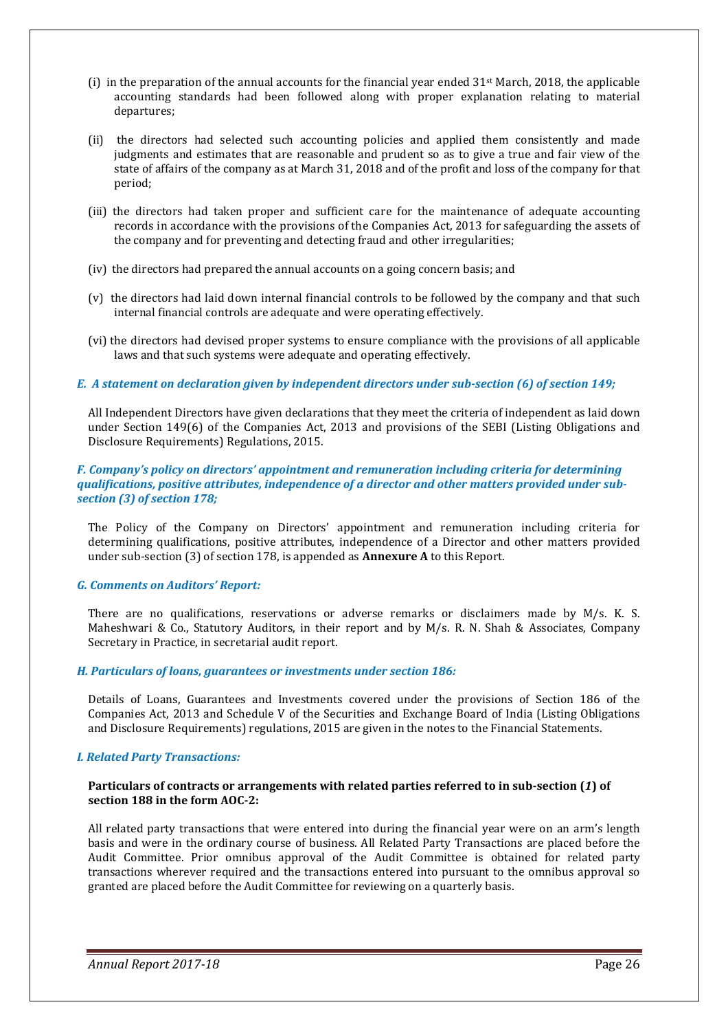(i) in the preparation of the annual accounts for the financial year ended 31st March, 2018, the applicable accounting standards had been followed along with proper explanation relating to material departures;

(ii) the directors had selected such accounting policies and applied them consistently and made judgments and estimates that are reasonable and prudent so as to give a true and fair view of the state of affairs of the company as at March 31, 2018 and of the profit and loss of the company for that period;

(iii) the directors had taken proper and sufficient care for the maintenance of adequate accounting records in accordance with the provisions of the Companies Act, 2013 for safeguarding the assets of the company and for preventing and detecting fraud and other irregularities;

(iv) the directors had prepared the annual accounts on a going concern basis; and

(v) the directors had laid down internal financial controls to be followed by the company and that such internal financial controls are adequate and were operating effectively.

(vi) the directors had devised proper systems to ensure compliance with the provisions of all applicable laws and that such systems were adequate and operating effectively.

### *E. A statement on declaration given by independent directors under sub-section (6) of section 149;*

All Independent Directors have given declarations that they meet the criteria of independent as laid down under Section 149(6) of the Companies Act, 2013 and provisions of the SEBI (Listing Obligations and Disclosure Requirements) Regulations, 2015.

### *F. Company's policy on directors' appointment and remuneration including criteria for determining qualifications, positive attributes, independence of a director and other matters provided under sub-section (3) of section 178;*

The Policy of the Company on Directors' appointment and remuneration including criteria for determining qualifications, positive attributes, independence of a Director and other matters provided under sub-section (3) of section 178, is appended as **Annexure A** to this Report.

### *G. Comments on Auditors' Report:*

There are no qualifications, reservations or adverse remarks or disclaimers made by M/s. K. S. Maheshwari & Co., Statutory Auditors, in their report and by M/s. R. N. Shah & Associates, Company Secretary in Practice, in secretarial audit report.

### *H. Particulars of loans, guarantees or investments under section 186:*

Details of Loans, Guarantees and Investments covered under the provisions of Section 186 of the Companies Act, 2013 and Schedule V of the Securities and Exchange Board of India (Listing Obligations and Disclosure Requirements) regulations, 2015 are given in the notes to the Financial Statements.

### *I. Related Party Transactions:*

**Particulars of contracts or arrangements with related parties referred to in sub-section (*1*) of section 188 in the form AOC-2:**

All related party transactions that were entered into during the financial year were on an arm's length basis and were in the ordinary course of business. All Related Party Transactions are placed before the Audit Committee. Prior omnibus approval of the Audit Committee is obtained for related party transactions wherever required and the transactions entered into pursuant to the omnibus approval so granted are placed before the Audit Committee for reviewing on a quarterly basis.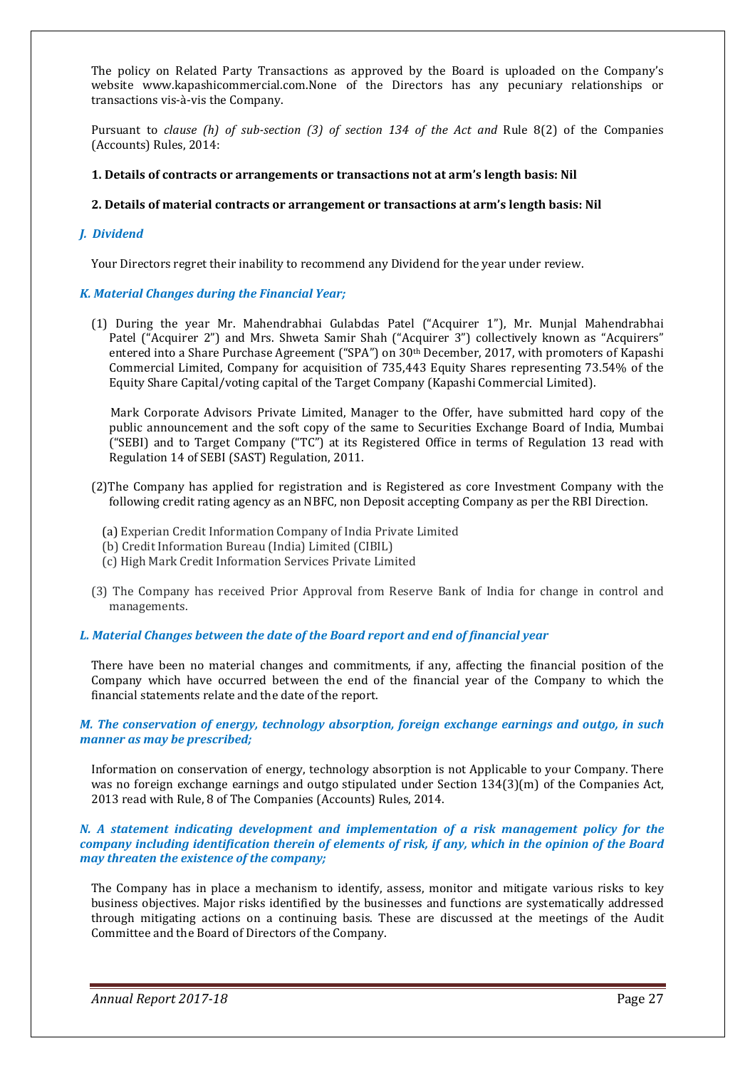The policy on Related Party Transactions as approved by the Board is uploaded on the Company's website www.kapashicommercial.com.None of the Directors has any pecuniary relationships or transactions vis-à-vis the Company.

Pursuant to *clause (h) of sub-section (3) of section 134 of the Act and* Rule 8(2) of the Companies (Accounts) Rules, 2014:

**1. Details of contracts or arrangements or transactions not at arm's length basis: Nil**

**2. Details of material contracts or arrangement or transactions at arm's length basis: Nil**

### *J. Dividend*

Your Directors regret their inability to recommend any Dividend for the year under review.

### *K. Material Changes during the Financial Year;*

(1) During the year Mr. Mahendrabhai Gulabdas Patel ("Acquirer 1"), Mr. Munjal Mahendrabhai Patel ("Acquirer 2") and Mrs. Shweta Samir Shah ("Acquirer 3") collectively known as "Acquirers" entered into a Share Purchase Agreement ("SPA") on 30th December, 2017, with promoters of Kapashi Commercial Limited, Company for acquisition of 735,443 Equity Shares representing 73.54% of the Equity Share Capital/voting capital of the Target Company (Kapashi Commercial Limited).

Mark Corporate Advisors Private Limited, Manager to the Offer, have submitted hard copy of the public announcement and the soft copy of the same to Securities Exchange Board of India, Mumbai ("SEBI") and to Target Company ("TC") at its Registered Office in terms of Regulation 13 read with Regulation 14 of SEBI (SAST) Regulation, 2011.

(2)The Company has applied for registration and is Registered as core Investment Company with the following credit rating agency as an NBFC, non Deposit accepting Company as per the RBI Direction.

(a) Experian Credit Information Company of India Private Limited
(b) Credit Information Bureau (India) Limited (CIBIL)
(c) High Mark Credit Information Services Private Limited

(3) The Company has received Prior Approval from Reserve Bank of India for change in control and managements.

### *L. Material Changes between the date of the Board report and end of financial year*

There have been no material changes and commitments, if any, affecting the financial position of the Company which have occurred between the end of the financial year of the Company to which the financial statements relate and the date of the report.

### *M. The conservation of energy, technology absorption, foreign exchange earnings and outgo, in such manner as may be prescribed;*

Information on conservation of energy, technology absorption is not Applicable to your Company. There was no foreign exchange earnings and outgo stipulated under Section 134(3)(m) of the Companies Act, 2013 read with Rule, 8 of The Companies (Accounts) Rules, 2014.

### *N. A statement indicating development and implementation of a risk management policy for the company including identification therein of elements of risk, if any, which in the opinion of the Board may threaten the existence of the company;*

The Company has in place a mechanism to identify, assess, monitor and mitigate various risks to key business objectives. Major risks identified by the businesses and functions are systematically addressed through mitigating actions on a continuing basis. These are discussed at the meetings of the Audit Committee and the Board of Directors of the Company.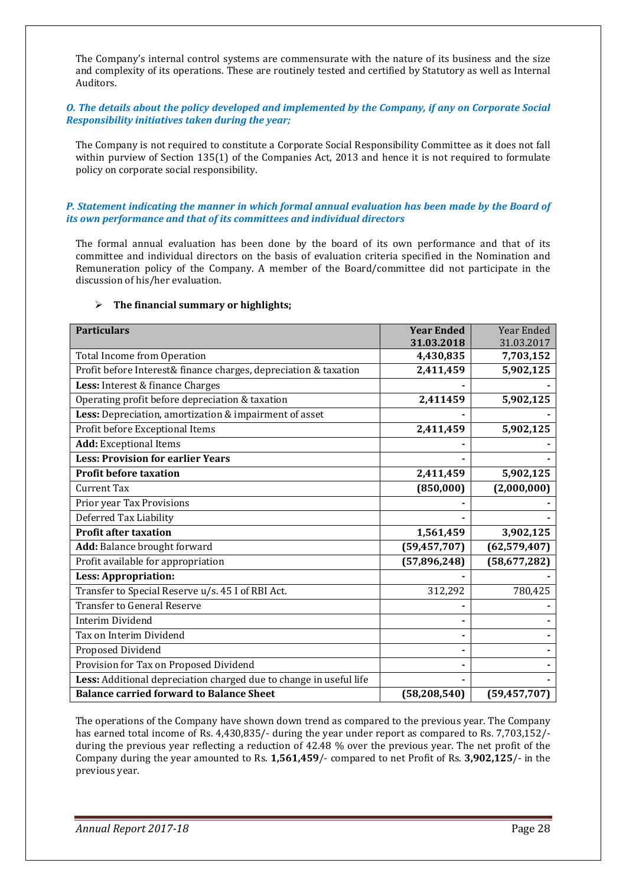The Company's internal control systems are commensurate with the nature of its business and the size and complexity of its operations. These are routinely tested and certified by Statutory as well as Internal Auditors.

***O. The details about the policy developed and implemented by the Company, if any on Corporate Social Responsibility initiatives taken during the year;***

The Company is not required to constitute a Corporate Social Responsibility Committee as it does not fall within purview of Section 135(1) of the Companies Act, 2013 and hence it is not required to formulate policy on corporate social responsibility.

***P. Statement indicating the manner in which formal annual evaluation has been made by the Board of its own performance and that of its committees and individual directors***

The formal annual evaluation has been done by the board of its own performance and that of its committee and individual directors on the basis of evaluation criteria specified in the Nomination and Remuneration policy of the Company. A member of the Board/committee did not participate in the discussion of his/her evaluation.

- **The financial summary or highlights;**

| **Particulars** | **Year Ended 31.03.2018** | Year Ended 31.03.2017 |
|---|---|---|
| Total Income from Operation | **4,430,835** | **7,703,152** |
| Profit before Interest& finance charges, depreciation & taxation | **2,411,459** | **5,902,125** |
| **Less:** Interest & finance Charges | - | - |
| Operating profit before depreciation & taxation | **2,411459** | **5,902,125** |
| **Less:** Depreciation, amortization & impairment of asset | - | - |
| Profit before Exceptional Items | **2,411,459** | **5,902,125** |
| **Add:** Exceptional Items | - | - |
| **Less: Provision for earlier Years** | - | - |
| **Profit before taxation** | **2,411,459** | **5,902,125** |
| Current Tax | **(850,000)** | **(2,000,000)** |
| Prior year Tax Provisions | - | - |
| Deferred Tax Liability | - | - |
| **Profit after taxation** | **1,561,459** | **3,902,125** |
| **Add:** Balance brought forward | **(59,457,707)** | **(62,579,407)** |
| Profit available for appropriation | **(57,896,248)** | **(58,677,282)** |
| **Less: Appropriation:** | - | - |
| Transfer to Special Reserve u/s. 45 I of RBI Act. | 312,292 | 780,425 |
| Transfer to General Reserve | - | - |
| Interim Dividend | - | - |
| Tax on Interim Dividend | - | - |
| Proposed Dividend | - | - |
| Provision for Tax on Proposed Dividend | - | - |
| **Less:** Additional depreciation charged due to change in useful life | - | - |
| **Balance carried forward to Balance Sheet** | **(58,208,540)** | **(59,457,707)** |

The operations of the Company have shown down trend as compared to the previous year. The Company has earned total income of Rs. 4,430,835/- during the year under report as compared to Rs. 7,703,152/- during the previous year reflecting a reduction of 42.48 % over the previous year. The net profit of the Company during the year amounted to Rs. **1,561,459**/- compared to net Profit of Rs. **3,902,125**/- in the previous year.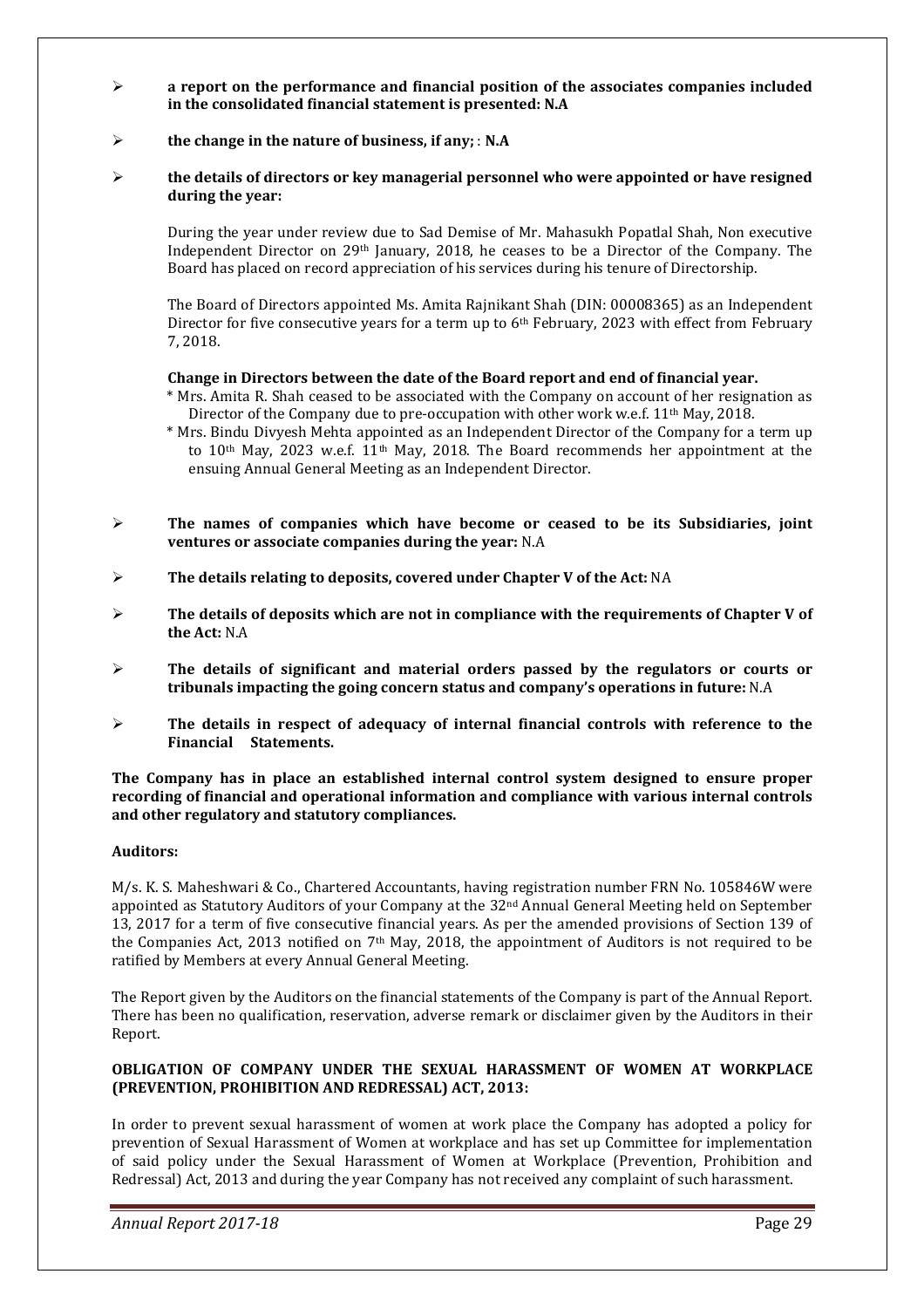- **a report on the performance and financial position of the associates companies included in the consolidated financial statement is presented: N.A**

- **the change in the nature of business, if any; : N.A**

- **the details of directors or key managerial personnel who were appointed or have resigned during the year:**

  During the year under review due to Sad Demise of Mr. Mahasukh Popatlal Shah, Non executive Independent Director on 29th January, 2018, he ceases to be a Director of the Company. The Board has placed on record appreciation of his services during his tenure of Directorship.

  The Board of Directors appointed Ms. Amita Rajnikant Shah (DIN: 00008365) as an Independent Director for five consecutive years for a term up to 6th February, 2023 with effect from February 7, 2018.

  **Change in Directors between the date of the Board report and end of financial year.**

  * Mrs. Amita R. Shah ceased to be associated with the Company on account of her resignation as Director of the Company due to pre-occupation with other work w.e.f. 11th May, 2018.
  * Mrs. Bindu Divyesh Mehta appointed as an Independent Director of the Company for a term up to 10th May, 2023 w.e.f. 11th May, 2018. The Board recommends her appointment at the ensuing Annual General Meeting as an Independent Director.

- **The names of companies which have become or ceased to be its Subsidiaries, joint ventures or associate companies during the year:** N.A

- **The details relating to deposits, covered under Chapter V of the Act:** NA

- **The details of deposits which are not in compliance with the requirements of Chapter V of the Act:** N.A

- **The details of significant and material orders passed by the regulators or courts or tribunals impacting the going concern status and company's operations in future:** N.A

- **The details in respect of adequacy of internal financial controls with reference to the Financial Statements.**

**The Company has in place an established internal control system designed to ensure proper recording of financial and operational information and compliance with various internal controls and other regulatory and statutory compliances.**

**Auditors:**

M/s. K. S. Maheshwari & Co., Chartered Accountants, having registration number FRN No. 105846W were appointed as Statutory Auditors of your Company at the 32nd Annual General Meeting held on September 13, 2017 for a term of five consecutive financial years. As per the amended provisions of Section 139 of the Companies Act, 2013 notified on 7th May, 2018, the appointment of Auditors is not required to be ratified by Members at every Annual General Meeting.

The Report given by the Auditors on the financial statements of the Company is part of the Annual Report. There has been no qualification, reservation, adverse remark or disclaimer given by the Auditors in their Report.

**OBLIGATION OF COMPANY UNDER THE SEXUAL HARASSMENT OF WOMEN AT WORKPLACE (PREVENTION, PROHIBITION AND REDRESSAL) ACT, 2013:**

In order to prevent sexual harassment of women at work place the Company has adopted a policy for prevention of Sexual Harassment of Women at workplace and has set up Committee for implementation of said policy under the Sexual Harassment of Women at Workplace (Prevention, Prohibition and Redressal) Act, 2013 and during the year Company has not received any complaint of such harassment.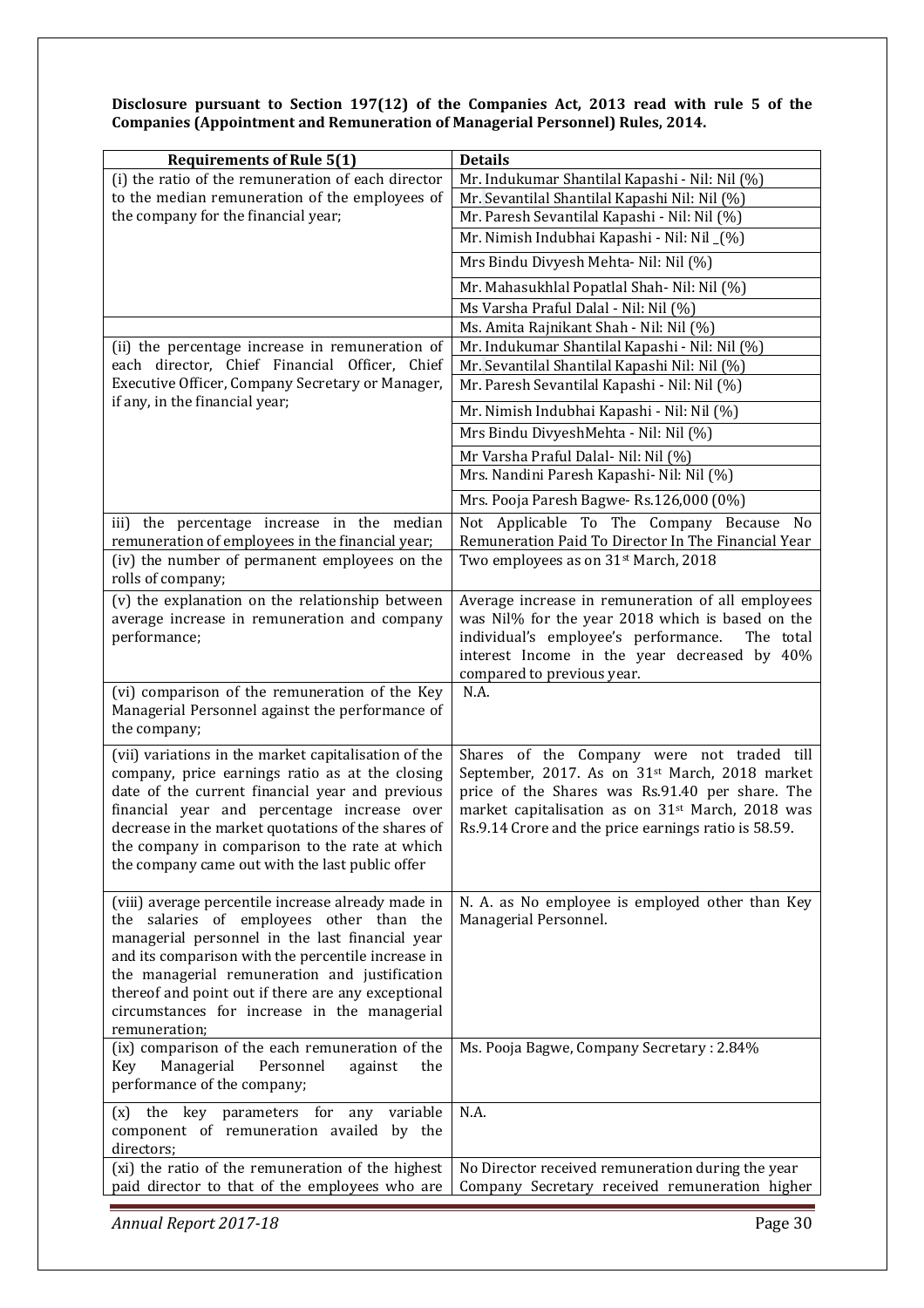**Disclosure pursuant to Section 197(12) of the Companies Act, 2013 read with rule 5 of the Companies (Appointment and Remuneration of Managerial Personnel) Rules, 2014.**

| Requirements of Rule 5(1) | Details |
|---|---|
| (i) the ratio of the remuneration of each director to the median remuneration of the employees of the company for the financial year; | Mr. Indukumar Shantilal Kapashi - Nil: Nil (%) |
| | Mr. Sevantilal Shantilal Kapashi Nil: Nil (%) |
| | Mr. Paresh Sevantilal Kapashi - Nil: Nil (%) |
| | Mr. Nimish Indubhai Kapashi - Nil: Nil _(%) |
| | Mrs Bindu Divyesh Mehta- Nil: Nil (%) |
| | Mr. Mahasukhlal Popatlal Shah- Nil: Nil (%) |
| | Ms Varsha Praful Dalal - Nil: Nil (%) |
| | Ms. Amita Rajnikant Shah - Nil: Nil (%) |
| (ii) the percentage increase in remuneration of each director, Chief Financial Officer, Chief Executive Officer, Company Secretary or Manager, if any, in the financial year; | Mr. Indukumar Shantilal Kapashi - Nil: Nil (%) |
| | Mr. Sevantilal Shantilal Kapashi Nil: Nil (%) |
| | Mr. Paresh Sevantilal Kapashi - Nil: Nil (%) |
| | Mr. Nimish Indubhai Kapashi - Nil: Nil (%) |
| | Mrs Bindu DivyeshMehta - Nil: Nil (%) |
| | Mr Varsha Praful Dalal- Nil: Nil (%) |
| | Mrs. Nandini Paresh Kapashi- Nil: Nil (%) |
| | Mrs. Pooja Paresh Bagwe- Rs.126,000 (0%) |
| iii) the percentage increase in the median remuneration of employees in the financial year; | Not Applicable To The Company Because No Remuneration Paid To Director In The Financial Year |
| (iv) the number of permanent employees on the rolls of company; | Two employees as on 31st March, 2018 |
| (v) the explanation on the relationship between average increase in remuneration and company performance; | Average increase in remuneration of all employees was Nil% for the year 2018 which is based on the individual's employee's performance. The total interest Income in the year decreased by 40% compared to previous year. |
| (vi) comparison of the remuneration of the Key Managerial Personnel against the performance of the company; | N.A. |
| (vii) variations in the market capitalisation of the company, price earnings ratio as at the closing date of the current financial year and previous financial year and percentage increase over decrease in the market quotations of the shares of the company in comparison to the rate at which the company came out with the last public offer | Shares of the Company were not traded till September, 2017. As on 31st March, 2018 market price of the Shares was Rs.91.40 per share. The market capitalisation as on 31st March, 2018 was Rs.9.14 Crore and the price earnings ratio is 58.59. |
| (viii) average percentile increase already made in the salaries of employees other than the managerial personnel in the last financial year and its comparison with the percentile increase in the managerial remuneration and justification thereof and point out if there are any exceptional circumstances for increase in the managerial remuneration; | N. A. as No employee is employed other than Key Managerial Personnel. |
| (ix) comparison of the each remuneration of the Key Managerial Personnel against the performance of the company; | Ms. Pooja Bagwe, Company Secretary : 2.84% |
| (x) the key parameters for any variable component of remuneration availed by the directors; | N.A. |
| (xi) the ratio of the remuneration of the highest paid director to that of the employees who are | No Director received remuneration during the year Company Secretary received remuneration higher |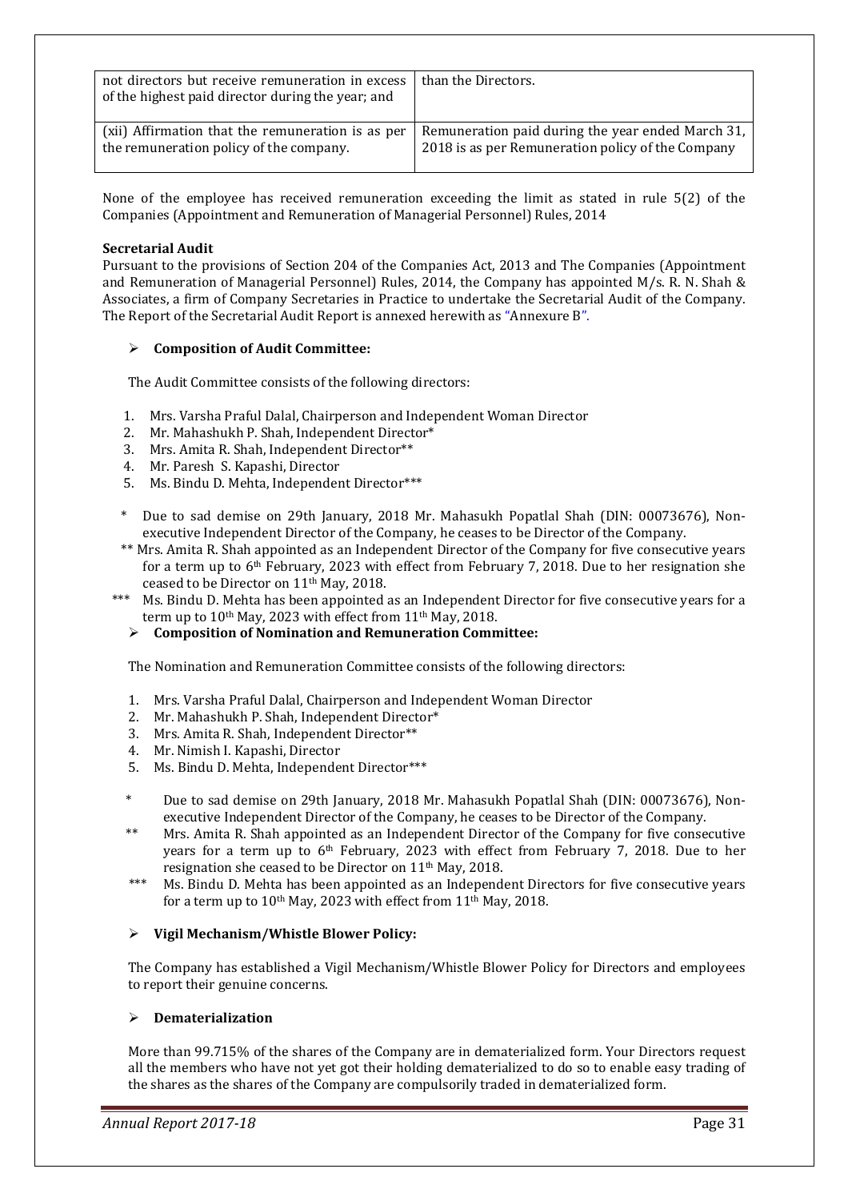| not directors but receive remuneration in excess of the highest paid director during the year; and | than the Directors. |
|---|---|
| (xii) Affirmation that the remuneration is as per the remuneration policy of the company. | Remuneration paid during the year ended March 31, 2018 is as per Remuneration policy of the Company |

None of the employee has received remuneration exceeding the limit as stated in rule 5(2) of the Companies (Appointment and Remuneration of Managerial Personnel) Rules, 2014

**Secretarial Audit**

Pursuant to the provisions of Section 204 of the Companies Act, 2013 and The Companies (Appointment and Remuneration of Managerial Personnel) Rules, 2014, the Company has appointed M/s. R. N. Shah & Associates, a firm of Company Secretaries in Practice to undertake the Secretarial Audit of the Company. The Report of the Secretarial Audit Report is annexed herewith as "Annexure B".

- **Composition of Audit Committee:**

The Audit Committee consists of the following directors:

1. Mrs. Varsha Praful Dalal, Chairperson and Independent Woman Director
2. Mr. Mahashukh P. Shah, Independent Director*
3. Mrs. Amita R. Shah, Independent Director**
4. Mr. Paresh S. Kapashi, Director
5. Ms. Bindu D. Mehta, Independent Director***

\* Due to sad demise on 29th January, 2018 Mr. Mahasukh Popatlal Shah (DIN: 00073676), Non-executive Independent Director of the Company, he ceases to be Director of the Company.

\** Mrs. Amita R. Shah appointed as an Independent Director of the Company for five consecutive years for a term up to 6th February, 2023 with effect from February 7, 2018. Due to her resignation she ceased to be Director on 11th May, 2018.

\*** Ms. Bindu D. Mehta has been appointed as an Independent Director for five consecutive years for a term up to 10th May, 2023 with effect from 11th May, 2018.

- **Composition of Nomination and Remuneration Committee:**

The Nomination and Remuneration Committee consists of the following directors:

1. Mrs. Varsha Praful Dalal, Chairperson and Independent Woman Director
2. Mr. Mahashukh P. Shah, Independent Director*
3. Mrs. Amita R. Shah, Independent Director**
4. Mr. Nimish I. Kapashi, Director
5. Ms. Bindu D. Mehta, Independent Director***

\* Due to sad demise on 29th January, 2018 Mr. Mahasukh Popatlal Shah (DIN: 00073676), Non-executive Independent Director of the Company, he ceases to be Director of the Company.

\** Mrs. Amita R. Shah appointed as an Independent Director of the Company for five consecutive years for a term up to 6th February, 2023 with effect from February 7, 2018. Due to her resignation she ceased to be Director on 11th May, 2018.

\*** Ms. Bindu D. Mehta has been appointed as an Independent Directors for five consecutive years for a term up to 10th May, 2023 with effect from 11th May, 2018.

- **Vigil Mechanism/Whistle Blower Policy:**

The Company has established a Vigil Mechanism/Whistle Blower Policy for Directors and employees to report their genuine concerns.

- **Dematerialization**

More than 99.715% of the shares of the Company are in dematerialized form. Your Directors request all the members who have not yet got their holding dematerialized to do so to enable easy trading of the shares as the shares of the Company are compulsorily traded in dematerialized form.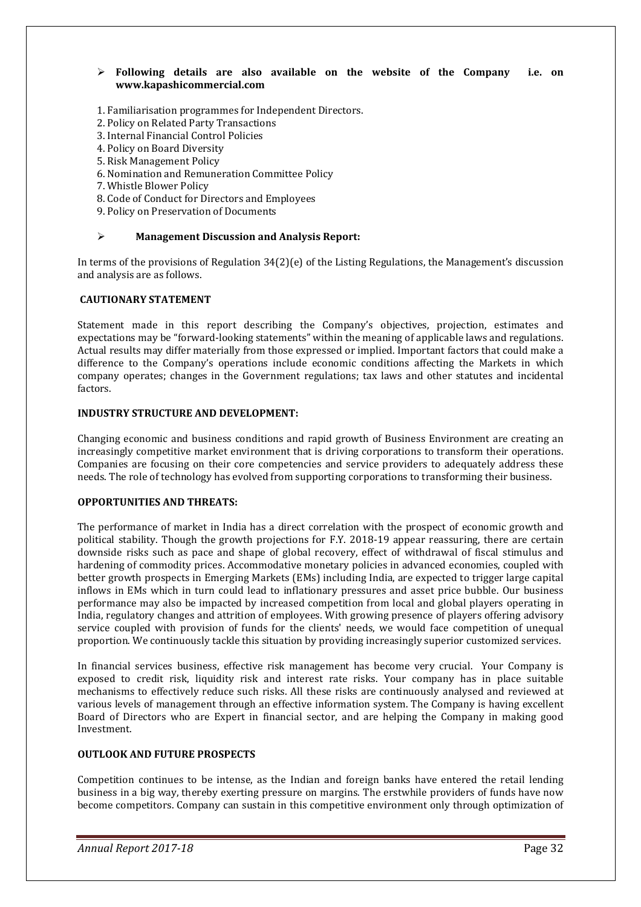- **Following details are also available on the website of the Company i.e. on www.kapashicommercial.com**

1. Familiarisation programmes for Independent Directors.
2. Policy on Related Party Transactions
3. Internal Financial Control Policies
4. Policy on Board Diversity
5. Risk Management Policy
6. Nomination and Remuneration Committee Policy
7. Whistle Blower Policy
8. Code of Conduct for Directors and Employees
9. Policy on Preservation of Documents

- **Management Discussion and Analysis Report:**

In terms of the provisions of Regulation 34(2)(e) of the Listing Regulations, the Management's discussion and analysis are as follows.

**CAUTIONARY STATEMENT**

Statement made in this report describing the Company's objectives, projection, estimates and expectations may be "forward-looking statements" within the meaning of applicable laws and regulations. Actual results may differ materially from those expressed or implied. Important factors that could make a difference to the Company's operations include economic conditions affecting the Markets in which company operates; changes in the Government regulations; tax laws and other statutes and incidental factors.

**INDUSTRY STRUCTURE AND DEVELOPMENT:**

Changing economic and business conditions and rapid growth of Business Environment are creating an increasingly competitive market environment that is driving corporations to transform their operations. Companies are focusing on their core competencies and service providers to adequately address these needs. The role of technology has evolved from supporting corporations to transforming their business.

**OPPORTUNITIES AND THREATS:**

The performance of market in India has a direct correlation with the prospect of economic growth and political stability. Though the growth projections for F.Y. 2018-19 appear reassuring, there are certain downside risks such as pace and shape of global recovery, effect of withdrawal of fiscal stimulus and hardening of commodity prices. Accommodative monetary policies in advanced economies, coupled with better growth prospects in Emerging Markets (EMs) including India, are expected to trigger large capital inflows in EMs which in turn could lead to inflationary pressures and asset price bubble. Our business performance may also be impacted by increased competition from local and global players operating in India, regulatory changes and attrition of employees. With growing presence of players offering advisory service coupled with provision of funds for the clients' needs, we would face competition of unequal proportion. We continuously tackle this situation by providing increasingly superior customized services.

In financial services business, effective risk management has become very crucial. Your Company is exposed to credit risk, liquidity risk and interest rate risks. Your company has in place suitable mechanisms to effectively reduce such risks. All these risks are continuously analysed and reviewed at various levels of management through an effective information system. The Company is having excellent Board of Directors who are Expert in financial sector, and are helping the Company in making good Investment.

**OUTLOOK AND FUTURE PROSPECTS**

Competition continues to be intense, as the Indian and foreign banks have entered the retail lending business in a big way, thereby exerting pressure on margins. The erstwhile providers of funds have now become competitors. Company can sustain in this competitive environment only through optimization of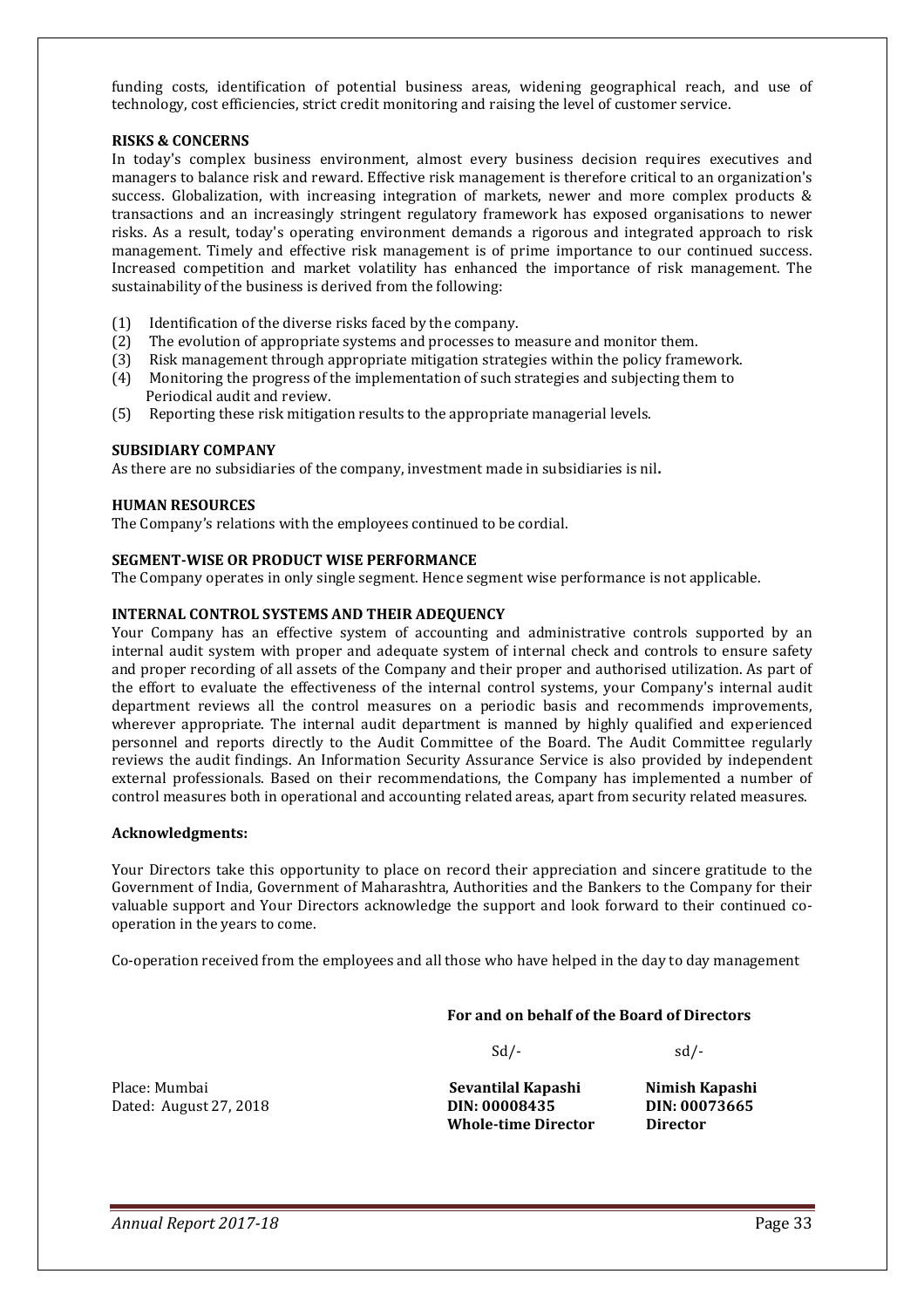funding costs, identification of potential business areas, widening geographical reach, and use of technology, cost efficiencies, strict credit monitoring and raising the level of customer service.

**RISKS & CONCERNS**

In today's complex business environment, almost every business decision requires executives and managers to balance risk and reward. Effective risk management is therefore critical to an organization's success. Globalization, with increasing integration of markets, newer and more complex products & transactions and an increasingly stringent regulatory framework has exposed organisations to newer risks. As a result, today's operating environment demands a rigorous and integrated approach to risk management. Timely and effective risk management is of prime importance to our continued success. Increased competition and market volatility has enhanced the importance of risk management. The sustainability of the business is derived from the following:

(1) Identification of the diverse risks faced by the company.
(2) The evolution of appropriate systems and processes to measure and monitor them.
(3) Risk management through appropriate mitigation strategies within the policy framework.
(4) Monitoring the progress of the implementation of such strategies and subjecting them to Periodical audit and review.
(5) Reporting these risk mitigation results to the appropriate managerial levels.

**SUBSIDIARY COMPANY**

As there are no subsidiaries of the company, investment made in subsidiaries is nil**.**

**HUMAN RESOURCES**

The Company's relations with the employees continued to be cordial.

**SEGMENT-WISE OR PRODUCT WISE PERFORMANCE**

The Company operates in only single segment. Hence segment wise performance is not applicable.

**INTERNAL CONTROL SYSTEMS AND THEIR ADEQUENCY**

Your Company has an effective system of accounting and administrative controls supported by an internal audit system with proper and adequate system of internal check and controls to ensure safety and proper recording of all assets of the Company and their proper and authorised utilization. As part of the effort to evaluate the effectiveness of the internal control systems, your Company's internal audit department reviews all the control measures on a periodic basis and recommends improvements, wherever appropriate. The internal audit department is manned by highly qualified and experienced personnel and reports directly to the Audit Committee of the Board. The Audit Committee regularly reviews the audit findings. An Information Security Assurance Service is also provided by independent external professionals. Based on their recommendations, the Company has implemented a number of control measures both in operational and accounting related areas, apart from security related measures.

**Acknowledgments:**

Your Directors take this opportunity to place on record their appreciation and sincere gratitude to the Government of India, Government of Maharashtra, Authorities and the Bankers to the Company for their valuable support and Your Directors acknowledge the support and look forward to their continued co-operation in the years to come.

Co-operation received from the employees and all those who have helped in the day to day management

**For and on behalf of the Board of Directors**

| | Sd/- | sd/- |
|---|---|---|
| Place: Mumbai | **Sevantilal Kapashi** | **Nimish Kapashi** |
| Dated: August 27, 2018 | **DIN: 00008435** | **DIN: 00073665** |
| | **Whole-time Director** | **Director** |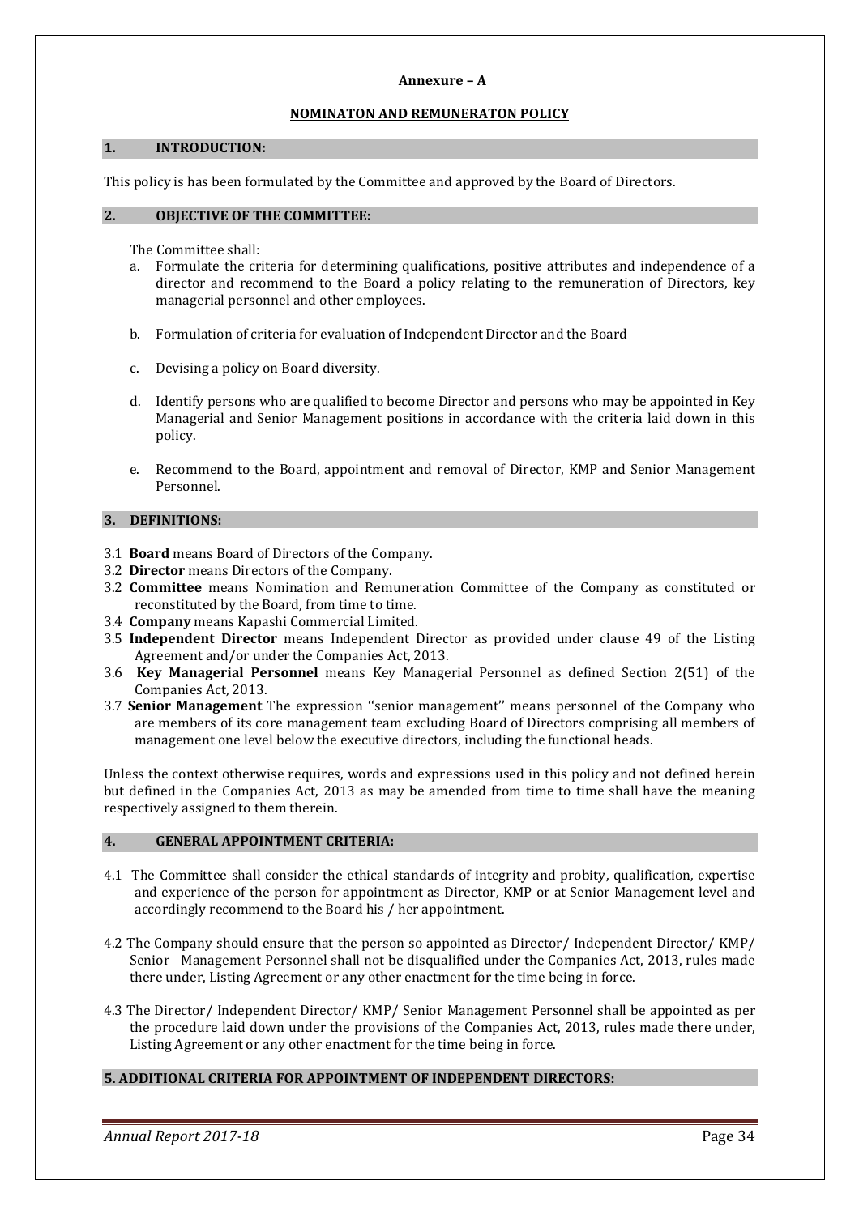**Annexure – A**

**NOMINATON AND REMUNERATON POLICY**

## 1. INTRODUCTION:

This policy is has been formulated by the Committee and approved by the Board of Directors.

## 2. OBJECTIVE OF THE COMMITTEE:

The Committee shall:

a. Formulate the criteria for determining qualifications, positive attributes and independence of a director and recommend to the Board a policy relating to the remuneration of Directors, key managerial personnel and other employees.

b. Formulation of criteria for evaluation of Independent Director and the Board

c. Devising a policy on Board diversity.

d. Identify persons who are qualified to become Director and persons who may be appointed in Key Managerial and Senior Management positions in accordance with the criteria laid down in this policy.

e. Recommend to the Board, appointment and removal of Director, KMP and Senior Management Personnel.

## 3. DEFINITIONS:

3.1 **Board** means Board of Directors of the Company.

3.2 **Director** means Directors of the Company.

3.2 **Committee** means Nomination and Remuneration Committee of the Company as constituted or reconstituted by the Board, from time to time.

3.4 **Company** means Kapashi Commercial Limited.

3.5 **Independent Director** means Independent Director as provided under clause 49 of the Listing Agreement and/or under the Companies Act, 2013.

3.6 **Key Managerial Personnel** means Key Managerial Personnel as defined Section 2(51) of the Companies Act, 2013.

3.7 **Senior Management** The expression ''senior management'' means personnel of the Company who are members of its core management team excluding Board of Directors comprising all members of management one level below the executive directors, including the functional heads.

Unless the context otherwise requires, words and expressions used in this policy and not defined herein but defined in the Companies Act, 2013 as may be amended from time to time shall have the meaning respectively assigned to them therein.

## 4. GENERAL APPOINTMENT CRITERIA:

4.1 The Committee shall consider the ethical standards of integrity and probity, qualification, expertise and experience of the person for appointment as Director, KMP or at Senior Management level and accordingly recommend to the Board his / her appointment.

4.2 The Company should ensure that the person so appointed as Director/ Independent Director/ KMP/ Senior Management Personnel shall not be disqualified under the Companies Act, 2013, rules made there under, Listing Agreement or any other enactment for the time being in force.

4.3 The Director/ Independent Director/ KMP/ Senior Management Personnel shall be appointed as per the procedure laid down under the provisions of the Companies Act, 2013, rules made there under, Listing Agreement or any other enactment for the time being in force.

## 5. ADDITIONAL CRITERIA FOR APPOINTMENT OF INDEPENDENT DIRECTORS: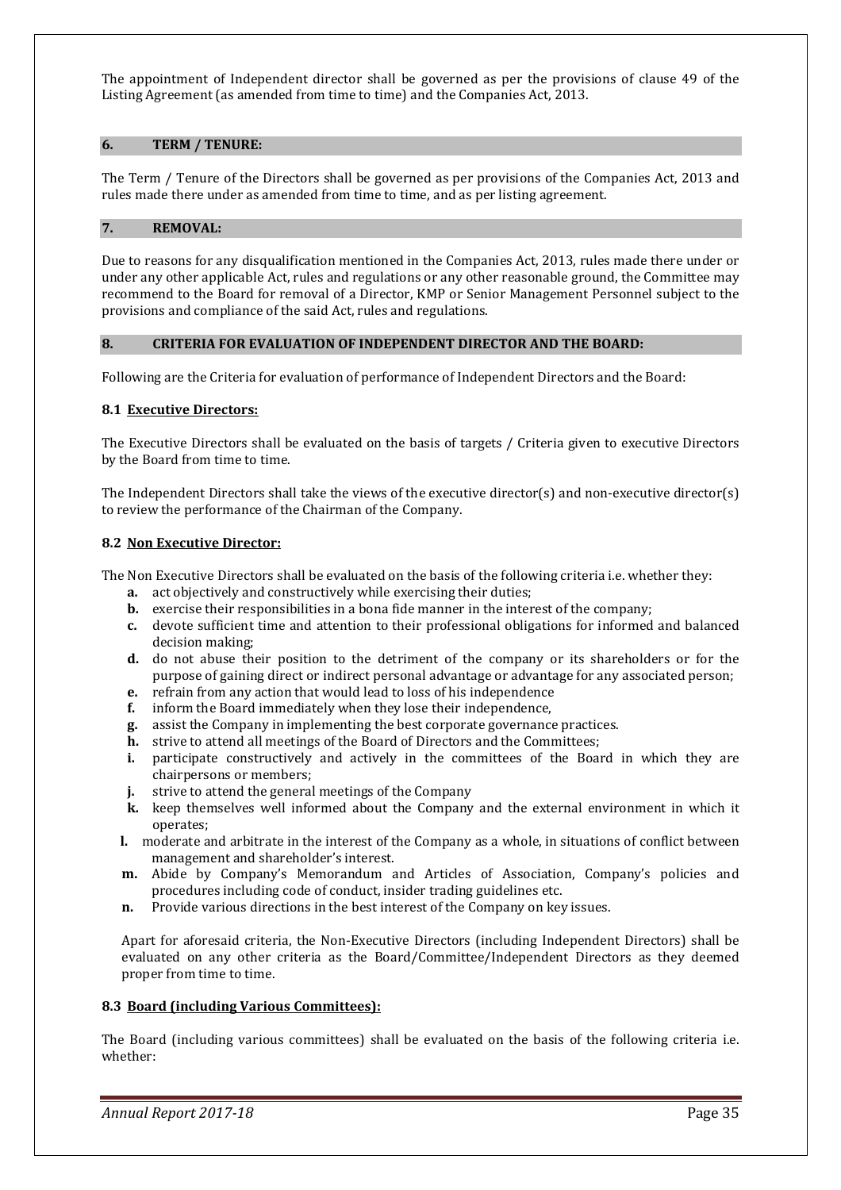The appointment of Independent director shall be governed as per the provisions of clause 49 of the Listing Agreement (as amended from time to time) and the Companies Act, 2013.

## 6. TERM / TENURE:

The Term / Tenure of the Directors shall be governed as per provisions of the Companies Act, 2013 and rules made there under as amended from time to time, and as per listing agreement.

## 7. REMOVAL:

Due to reasons for any disqualification mentioned in the Companies Act, 2013, rules made there under or under any other applicable Act, rules and regulations or any other reasonable ground, the Committee may recommend to the Board for removal of a Director, KMP or Senior Management Personnel subject to the provisions and compliance of the said Act, rules and regulations.

## 8. CRITERIA FOR EVALUATION OF INDEPENDENT DIRECTOR AND THE BOARD:

Following are the Criteria for evaluation of performance of Independent Directors and the Board:

### 8.1 Executive Directors:

The Executive Directors shall be evaluated on the basis of targets / Criteria given to executive Directors by the Board from time to time.

The Independent Directors shall take the views of the executive director(s) and non-executive director(s) to review the performance of the Chairman of the Company.

### 8.2 Non Executive Director:

The Non Executive Directors shall be evaluated on the basis of the following criteria i.e. whether they:

- **a.** act objectively and constructively while exercising their duties;
- **b.** exercise their responsibilities in a bona fide manner in the interest of the company;
- **c.** devote sufficient time and attention to their professional obligations for informed and balanced decision making;
- **d.** do not abuse their position to the detriment of the company or its shareholders or for the purpose of gaining direct or indirect personal advantage or advantage for any associated person;
- **e.** refrain from any action that would lead to loss of his independence
- **f.** inform the Board immediately when they lose their independence,
- **g.** assist the Company in implementing the best corporate governance practices.
- **h.** strive to attend all meetings of the Board of Directors and the Committees;
- **i.** participate constructively and actively in the committees of the Board in which they are chairpersons or members;
- **j.** strive to attend the general meetings of the Company
- **k.** keep themselves well informed about the Company and the external environment in which it operates;
- **l.** moderate and arbitrate in the interest of the Company as a whole, in situations of conflict between management and shareholder's interest.
- **m.** Abide by Company's Memorandum and Articles of Association, Company's policies and procedures including code of conduct, insider trading guidelines etc.
- **n.** Provide various directions in the best interest of the Company on key issues.

Apart for aforesaid criteria, the Non-Executive Directors (including Independent Directors) shall be evaluated on any other criteria as the Board/Committee/Independent Directors as they deemed proper from time to time.

### 8.3 Board (including Various Committees):

The Board (including various committees) shall be evaluated on the basis of the following criteria i.e. whether: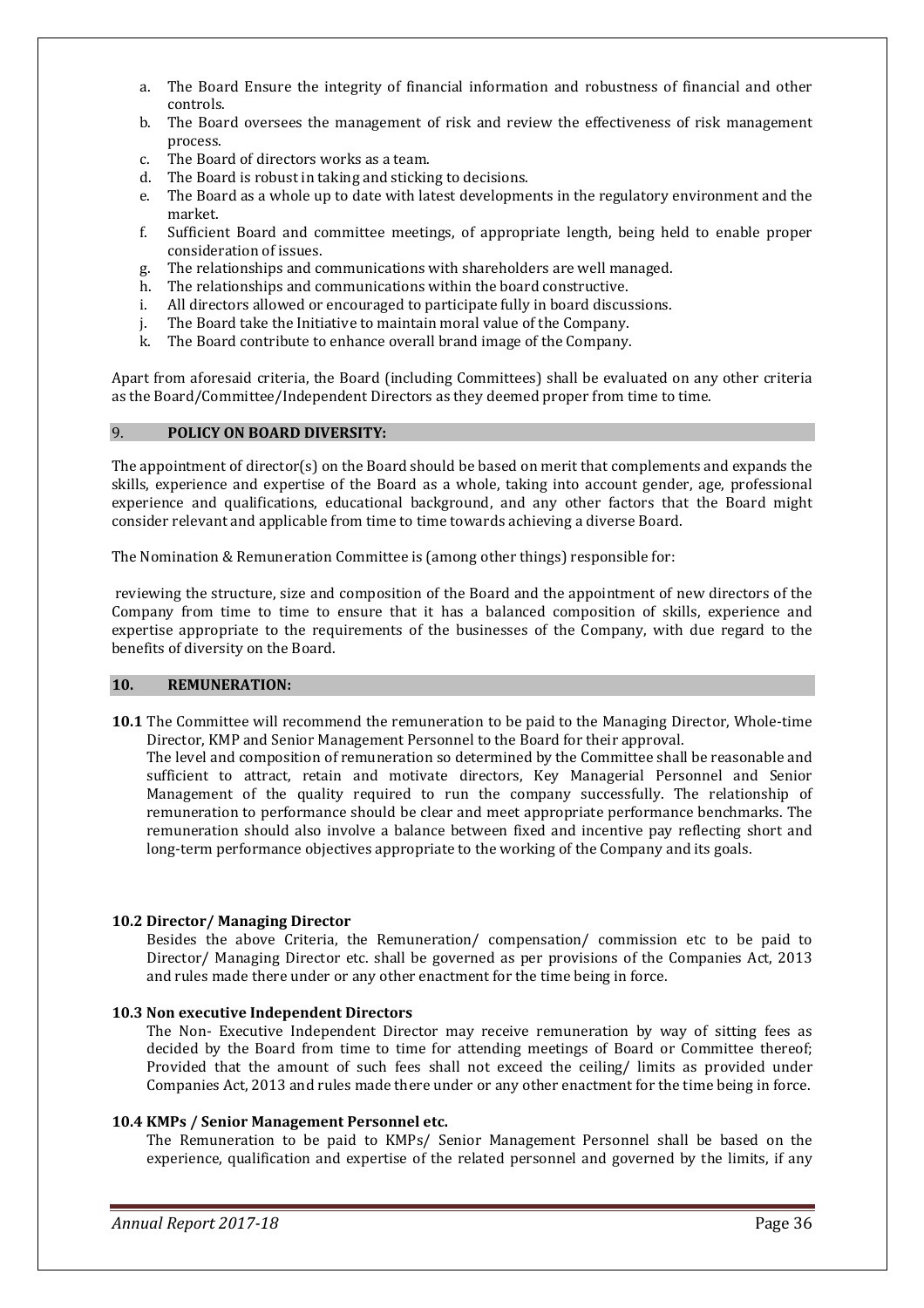a. The Board Ensure the integrity of financial information and robustness of financial and other controls.
b. The Board oversees the management of risk and review the effectiveness of risk management process.
c. The Board of directors works as a team.
d. The Board is robust in taking and sticking to decisions.
e. The Board as a whole up to date with latest developments in the regulatory environment and the market.
f. Sufficient Board and committee meetings, of appropriate length, being held to enable proper consideration of issues.
g. The relationships and communications with shareholders are well managed.
h. The relationships and communications within the board constructive.
i. All directors allowed or encouraged to participate fully in board discussions.
j. The Board take the Initiative to maintain moral value of the Company.
k. The Board contribute to enhance overall brand image of the Company.

Apart from aforesaid criteria, the Board (including Committees) shall be evaluated on any other criteria as the Board/Committee/Independent Directors as they deemed proper from time to time.

## 9. POLICY ON BOARD DIVERSITY:

The appointment of director(s) on the Board should be based on merit that complements and expands the skills, experience and expertise of the Board as a whole, taking into account gender, age, professional experience and qualifications, educational background, and any other factors that the Board might consider relevant and applicable from time to time towards achieving a diverse Board.

The Nomination & Remuneration Committee is (among other things) responsible for:

reviewing the structure, size and composition of the Board and the appointment of new directors of the Company from time to time to ensure that it has a balanced composition of skills, experience and expertise appropriate to the requirements of the businesses of the Company, with due regard to the benefits of diversity on the Board.

## 10. REMUNERATION:

**10.1** The Committee will recommend the remuneration to be paid to the Managing Director, Whole-time Director, KMP and Senior Management Personnel to the Board for their approval.

The level and composition of remuneration so determined by the Committee shall be reasonable and sufficient to attract, retain and motivate directors, Key Managerial Personnel and Senior Management of the quality required to run the company successfully. The relationship of remuneration to performance should be clear and meet appropriate performance benchmarks. The remuneration should also involve a balance between fixed and incentive pay reflecting short and long-term performance objectives appropriate to the working of the Company and its goals.

**10.2 Director/ Managing Director**

Besides the above Criteria, the Remuneration/ compensation/ commission etc to be paid to Director/ Managing Director etc. shall be governed as per provisions of the Companies Act, 2013 and rules made there under or any other enactment for the time being in force.

**10.3 Non executive Independent Directors**

The Non- Executive Independent Director may receive remuneration by way of sitting fees as decided by the Board from time to time for attending meetings of Board or Committee thereof; Provided that the amount of such fees shall not exceed the ceiling/ limits as provided under Companies Act, 2013 and rules made there under or any other enactment for the time being in force.

**10.4 KMPs / Senior Management Personnel etc.**

The Remuneration to be paid to KMPs/ Senior Management Personnel shall be based on the experience, qualification and expertise of the related personnel and governed by the limits, if any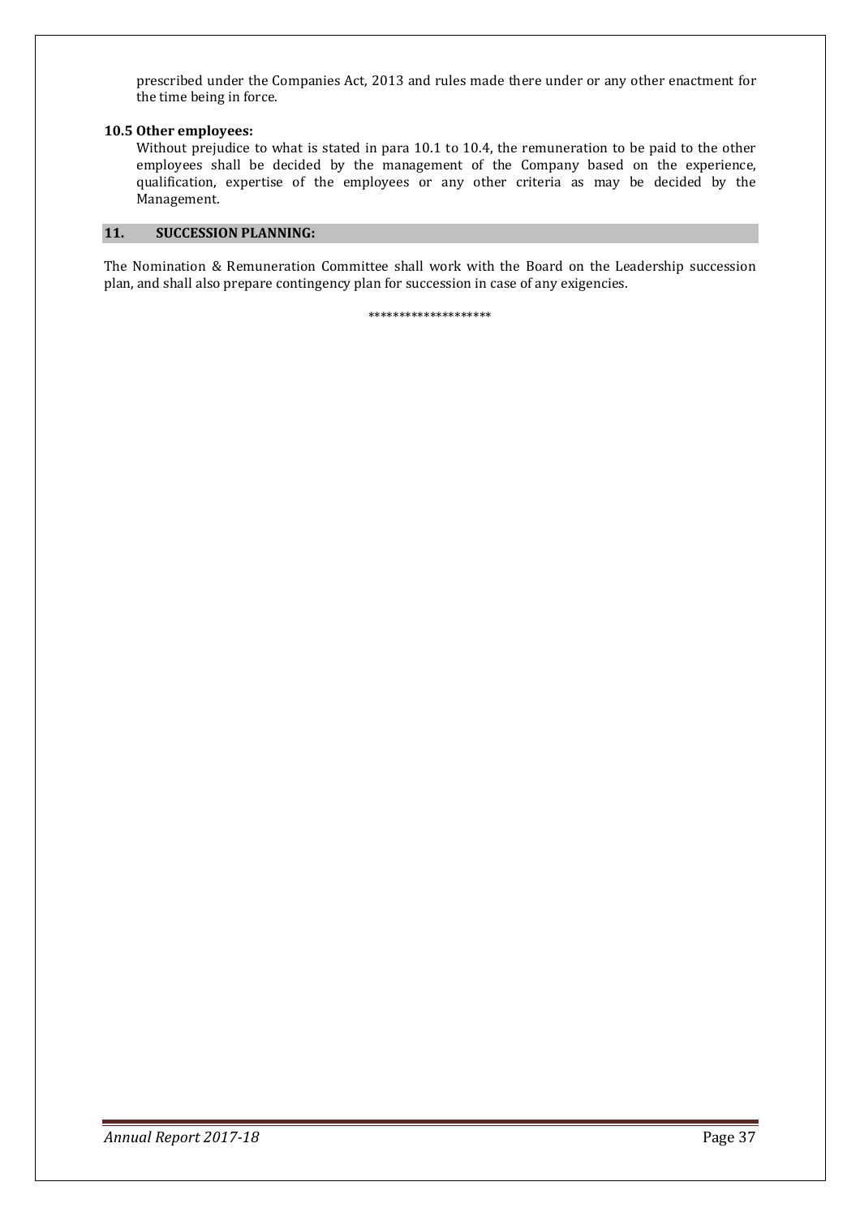prescribed under the Companies Act, 2013 and rules made there under or any other enactment for the time being in force.

**10.5 Other employees:**

Without prejudice to what is stated in para 10.1 to 10.4, the remuneration to be paid to the other employees shall be decided by the management of the Company based on the experience, qualification, expertise of the employees or any other criteria as may be decided by the Management.

## 11. SUCCESSION PLANNING:

The Nomination & Remuneration Committee shall work with the Board on the Leadership succession plan, and shall also prepare contingency plan for succession in case of any exigencies.

*******************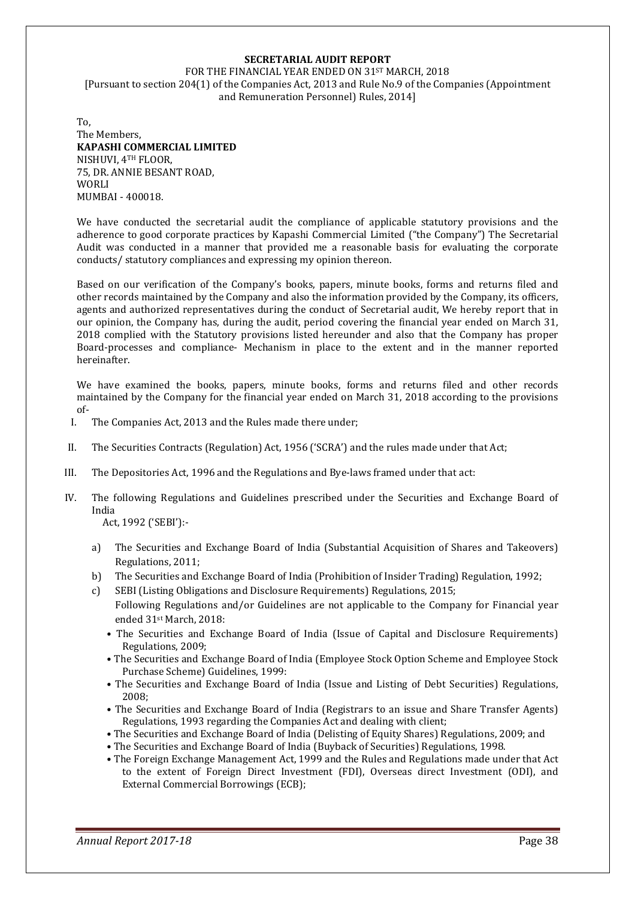**SECRETARIAL AUDIT REPORT**

FOR THE FINANCIAL YEAR ENDED ON 31ST MARCH, 2018

[Pursuant to section 204(1) of the Companies Act, 2013 and Rule No.9 of the Companies (Appointment and Remuneration Personnel) Rules, 2014]

To,
The Members,
**KAPASHI COMMERCIAL LIMITED**
NISHUVI, 4TH FLOOR,
75, DR. ANNIE BESANT ROAD,
WORLI
MUMBAI - 400018.

We have conducted the secretarial audit the compliance of applicable statutory provisions and the adherence to good corporate practices by Kapashi Commercial Limited ("the Company") The Secretarial Audit was conducted in a manner that provided me a reasonable basis for evaluating the corporate conducts/ statutory compliances and expressing my opinion thereon.

Based on our verification of the Company's books, papers, minute books, forms and returns filed and other records maintained by the Company and also the information provided by the Company, its officers, agents and authorized representatives during the conduct of Secretarial audit, We hereby report that in our opinion, the Company has, during the audit, period covering the financial year ended on March 31, 2018 complied with the Statutory provisions listed hereunder and also that the Company has proper Board-processes and compliance- Mechanism in place to the extent and in the manner reported hereinafter.

We have examined the books, papers, minute books, forms and returns filed and other records maintained by the Company for the financial year ended on March 31, 2018 according to the provisions of-

I. The Companies Act, 2013 and the Rules made there under;

II. The Securities Contracts (Regulation) Act, 1956 ('SCRA') and the rules made under that Act;

III. The Depositories Act, 1996 and the Regulations and Bye-laws framed under that act:

IV. The following Regulations and Guidelines prescribed under the Securities and Exchange Board of India Act, 1992 ('SEBI'):-

   a) The Securities and Exchange Board of India (Substantial Acquisition of Shares and Takeovers) Regulations, 2011;
   b) The Securities and Exchange Board of India (Prohibition of Insider Trading) Regulation, 1992;
   c) SEBI (Listing Obligations and Disclosure Requirements) Regulations, 2015;
      Following Regulations and/or Guidelines are not applicable to the Company for Financial year ended 31st March, 2018:
      - The Securities and Exchange Board of India (Issue of Capital and Disclosure Requirements) Regulations, 2009;
      - The Securities and Exchange Board of India (Employee Stock Option Scheme and Employee Stock Purchase Scheme) Guidelines, 1999:
      - The Securities and Exchange Board of India (Issue and Listing of Debt Securities) Regulations, 2008;
      - The Securities and Exchange Board of India (Registrars to an issue and Share Transfer Agents) Regulations, 1993 regarding the Companies Act and dealing with client;
      - The Securities and Exchange Board of India (Delisting of Equity Shares) Regulations, 2009; and
      - The Securities and Exchange Board of India (Buyback of Securities) Regulations, 1998.
      - The Foreign Exchange Management Act, 1999 and the Rules and Regulations made under that Act to the extent of Foreign Direct Investment (FDI), Overseas direct Investment (ODI), and External Commercial Borrowings (ECB);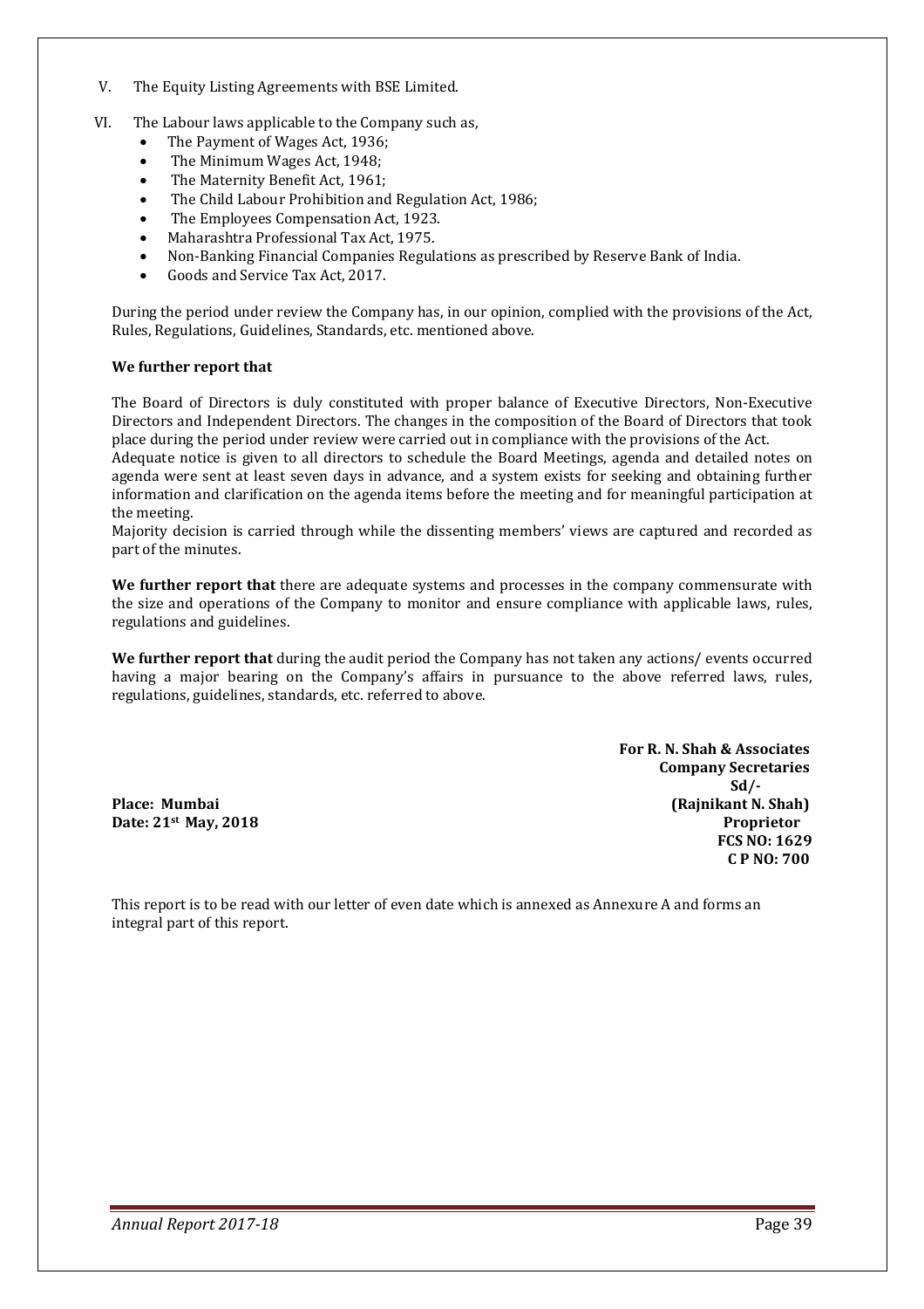V. The Equity Listing Agreements with BSE Limited.

VI. The Labour laws applicable to the Company such as,

- The Payment of Wages Act, 1936;
- The Minimum Wages Act, 1948;
- The Maternity Benefit Act, 1961;
- The Child Labour Prohibition and Regulation Act, 1986;
- The Employees Compensation Act, 1923.
- Maharashtra Professional Tax Act, 1975.
- Non-Banking Financial Companies Regulations as prescribed by Reserve Bank of India.
- Goods and Service Tax Act, 2017.

During the period under review the Company has, in our opinion, complied with the provisions of the Act, Rules, Regulations, Guidelines, Standards, etc. mentioned above.

**We further report that**

The Board of Directors is duly constituted with proper balance of Executive Directors, Non-Executive Directors and Independent Directors. The changes in the composition of the Board of Directors that took place during the period under review were carried out in compliance with the provisions of the Act.
Adequate notice is given to all directors to schedule the Board Meetings, agenda and detailed notes on agenda were sent at least seven days in advance, and a system exists for seeking and obtaining further information and clarification on the agenda items before the meeting and for meaningful participation at the meeting.
Majority decision is carried through while the dissenting members' views are captured and recorded as part of the minutes.

**We further report that** there are adequate systems and processes in the company commensurate with the size and operations of the Company to monitor and ensure compliance with applicable laws, rules, regulations and guidelines.

**We further report that** during the audit period the Company has not taken any actions/ events occurred having a major bearing on the Company's affairs in pursuance to the above referred laws, rules, regulations, guidelines, standards, etc. referred to above.

**For R. N. Shah & Associates**
**Company Secretaries**
**Sd/-**
**(Rajnikant N. Shah)**
**Proprietor**
**FCS NO: 1629**
**C P NO: 700**

**Place: Mumbai**
**Date: 21st May, 2018**

This report is to be read with our letter of even date which is annexed as Annexure A and forms an integral part of this report.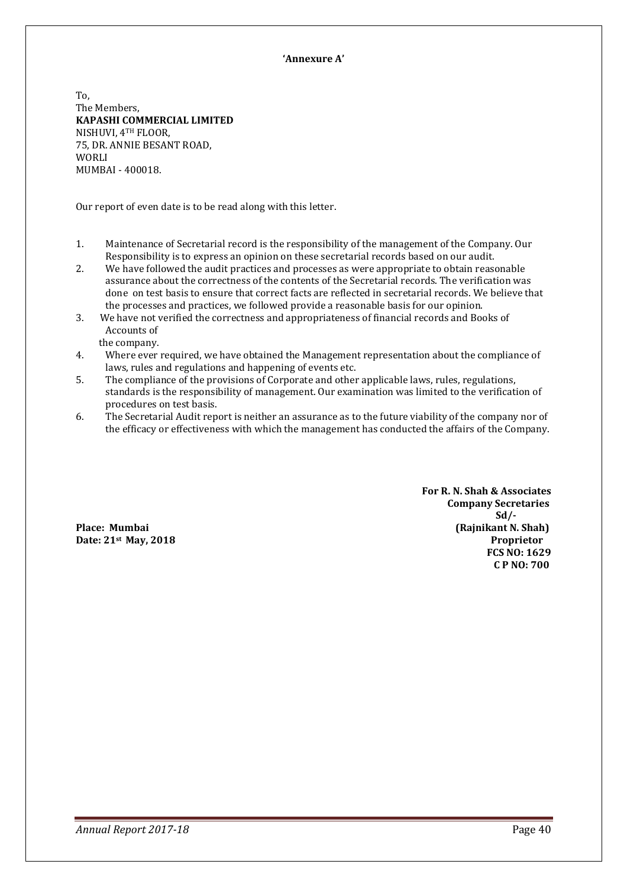**'Annexure A'**

To,
The Members,
**KAPASHI COMMERCIAL LIMITED**
NISHUVI, 4TH FLOOR,
75, DR. ANNIE BESANT ROAD,
WORLI
MUMBAI - 400018.

Our report of even date is to be read along with this letter.

1. Maintenance of Secretarial record is the responsibility of the management of the Company. Our Responsibility is to express an opinion on these secretarial records based on our audit.
2. We have followed the audit practices and processes as were appropriate to obtain reasonable assurance about the correctness of the contents of the Secretarial records. The verification was done on test basis to ensure that correct facts are reflected in secretarial records. We believe that the processes and practices, we followed provide a reasonable basis for our opinion.
3. We have not verified the correctness and appropriateness of financial records and Books of Accounts of the company.
4. Where ever required, we have obtained the Management representation about the compliance of laws, rules and regulations and happening of events etc.
5. The compliance of the provisions of Corporate and other applicable laws, rules, regulations, standards is the responsibility of management. Our examination was limited to the verification of procedures on test basis.
6. The Secretarial Audit report is neither an assurance as to the future viability of the company nor of the efficacy or effectiveness with which the management has conducted the affairs of the Company.

**For R. N. Shah & Associates**
**Company Secretaries**
**Sd/-**
**(Rajnikant N. Shah)**
**Proprietor**
**FCS NO: 1629**
**C P NO: 700**

**Place: Mumbai**
**Date: 21st May, 2018**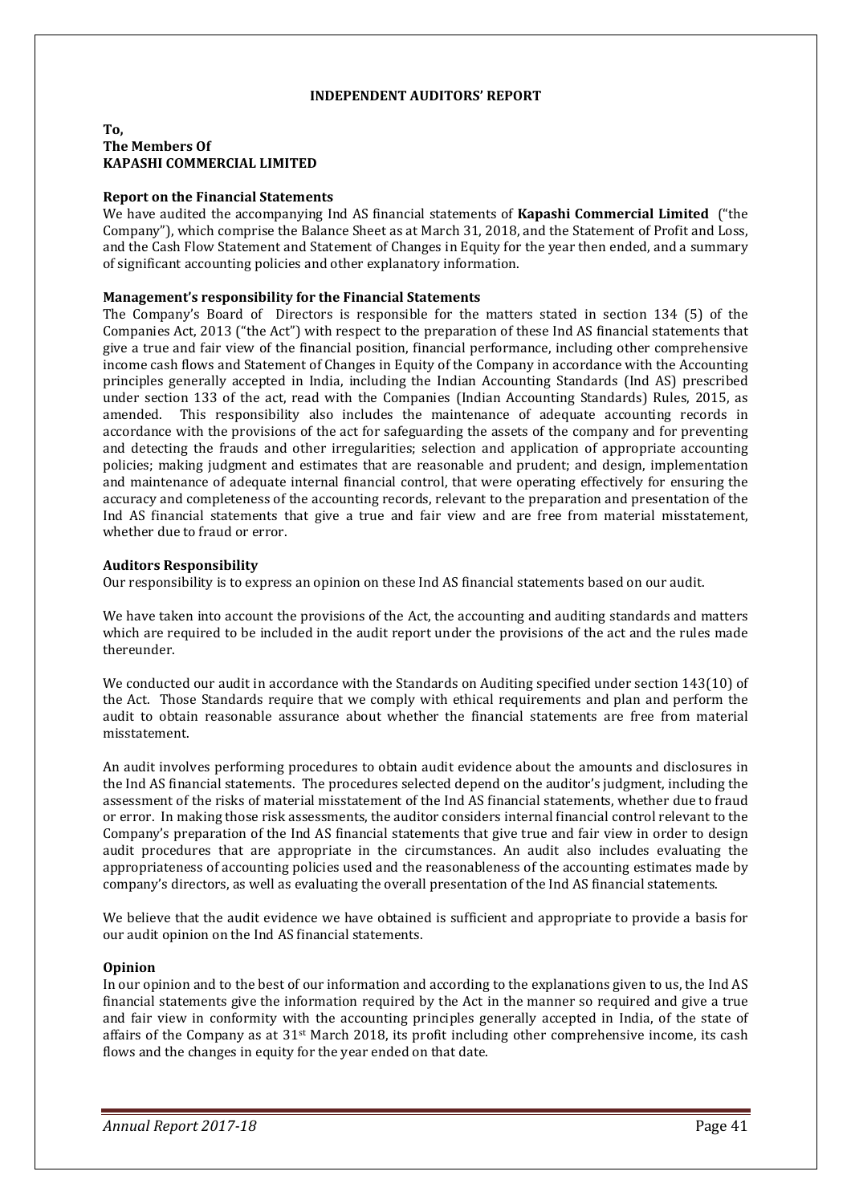## INDEPENDENT AUDITORS' REPORT

**To,**
**The Members Of**
**KAPASHI COMMERCIAL LIMITED**

### Report on the Financial Statements

We have audited the accompanying Ind AS financial statements of **Kapashi Commercial Limited** ("the Company"), which comprise the Balance Sheet as at March 31, 2018, and the Statement of Profit and Loss, and the Cash Flow Statement and Statement of Changes in Equity for the year then ended, and a summary of significant accounting policies and other explanatory information.

### Management's responsibility for the Financial Statements

The Company's Board of Directors is responsible for the matters stated in section 134 (5) of the Companies Act, 2013 ("the Act") with respect to the preparation of these Ind AS financial statements that give a true and fair view of the financial position, financial performance, including other comprehensive income cash flows and Statement of Changes in Equity of the Company in accordance with the Accounting principles generally accepted in India, including the Indian Accounting Standards (Ind AS) prescribed under section 133 of the act, read with the Companies (Indian Accounting Standards) Rules, 2015, as amended. This responsibility also includes the maintenance of adequate accounting records in accordance with the provisions of the act for safeguarding the assets of the company and for preventing and detecting the frauds and other irregularities; selection and application of appropriate accounting policies; making judgment and estimates that are reasonable and prudent; and design, implementation and maintenance of adequate internal financial control, that were operating effectively for ensuring the accuracy and completeness of the accounting records, relevant to the preparation and presentation of the Ind AS financial statements that give a true and fair view and are free from material misstatement, whether due to fraud or error.

### Auditors Responsibility

Our responsibility is to express an opinion on these Ind AS financial statements based on our audit.

We have taken into account the provisions of the Act, the accounting and auditing standards and matters which are required to be included in the audit report under the provisions of the act and the rules made thereunder.

We conducted our audit in accordance with the Standards on Auditing specified under section 143(10) of the Act. Those Standards require that we comply with ethical requirements and plan and perform the audit to obtain reasonable assurance about whether the financial statements are free from material misstatement.

An audit involves performing procedures to obtain audit evidence about the amounts and disclosures in the Ind AS financial statements. The procedures selected depend on the auditor's judgment, including the assessment of the risks of material misstatement of the Ind AS financial statements, whether due to fraud or error. In making those risk assessments, the auditor considers internal financial control relevant to the Company's preparation of the Ind AS financial statements that give true and fair view in order to design audit procedures that are appropriate in the circumstances. An audit also includes evaluating the appropriateness of accounting policies used and the reasonableness of the accounting estimates made by company's directors, as well as evaluating the overall presentation of the Ind AS financial statements.

We believe that the audit evidence we have obtained is sufficient and appropriate to provide a basis for our audit opinion on the Ind AS financial statements.

### Opinion

In our opinion and to the best of our information and according to the explanations given to us, the Ind AS financial statements give the information required by the Act in the manner so required and give a true and fair view in conformity with the accounting principles generally accepted in India, of the state of affairs of the Company as at 31st March 2018, its profit including other comprehensive income, its cash flows and the changes in equity for the year ended on that date.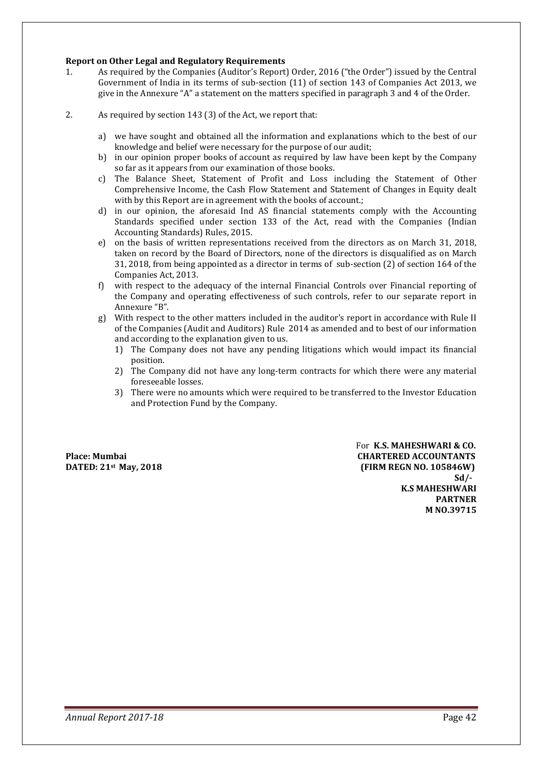**Report on Other Legal and Regulatory Requirements**

1. As required by the Companies (Auditor's Report) Order, 2016 ("the Order") issued by the Central Government of India in its terms of sub-section (11) of section 143 of Companies Act 2013, we give in the Annexure "A" a statement on the matters specified in paragraph 3 and 4 of the Order.

2. As required by section 143 (3) of the Act, we report that:

   a) we have sought and obtained all the information and explanations which to the best of our knowledge and belief were necessary for the purpose of our audit;
   b) in our opinion proper books of account as required by law have been kept by the Company so far as it appears from our examination of those books.
   c) The Balance Sheet, Statement of Profit and Loss including the Statement of Other Comprehensive Income, the Cash Flow Statement and Statement of Changes in Equity dealt with by this Report are in agreement with the books of account.;
   d) in our opinion, the aforesaid Ind AS financial statements comply with the Accounting Standards specified under section 133 of the Act, read with the Companies (Indian Accounting Standards) Rules, 2015.
   e) on the basis of written representations received from the directors as on March 31, 2018, taken on record by the Board of Directors, none of the directors is disqualified as on March 31, 2018, from being appointed as a director in terms of sub-section (2) of section 164 of the Companies Act, 2013.
   f) with respect to the adequacy of the internal Financial Controls over Financial reporting of the Company and operating effectiveness of such controls, refer to our separate report in Annexure "B".
   g) With respect to the other matters included in the auditor's report in accordance with Rule II of the Companies (Audit and Auditors) Rule 2014 as amended and to best of our information and according to the explanation given to us.
      1) The Company does not have any pending litigations which would impact its financial position.
      2) The Company did not have any long-term contracts for which there were any material foreseeable losses.
      3) There were no amounts which were required to be transferred to the Investor Education and Protection Fund by the Company.

**Place: Mumbai**
**DATED: 21st May, 2018**

For **K.S. MAHESHWARI & CO.**
**CHARTERED ACCOUNTANTS**
**(FIRM REGN NO. 105846W)**
**Sd/-**
**K.S MAHESHWARI**
**PARTNER**
**M NO.39715**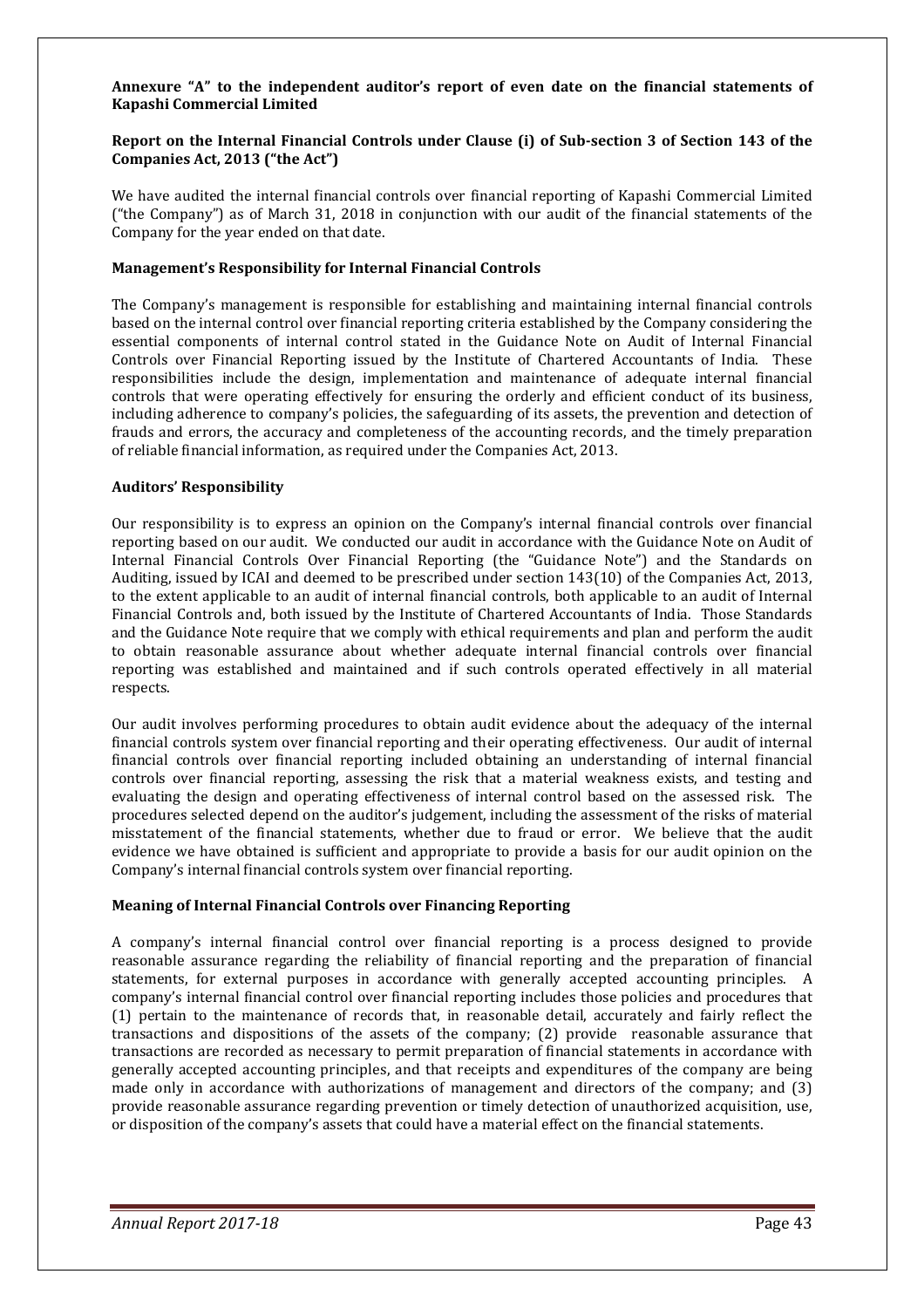**Annexure "A" to the independent auditor's report of even date on the financial statements of Kapashi Commercial Limited**

**Report on the Internal Financial Controls under Clause (i) of Sub-section 3 of Section 143 of the Companies Act, 2013 ("the Act")**

We have audited the internal financial controls over financial reporting of Kapashi Commercial Limited ("the Company") as of March 31, 2018 in conjunction with our audit of the financial statements of the Company for the year ended on that date.

**Management's Responsibility for Internal Financial Controls**

The Company's management is responsible for establishing and maintaining internal financial controls based on the internal control over financial reporting criteria established by the Company considering the essential components of internal control stated in the Guidance Note on Audit of Internal Financial Controls over Financial Reporting issued by the Institute of Chartered Accountants of India. These responsibilities include the design, implementation and maintenance of adequate internal financial controls that were operating effectively for ensuring the orderly and efficient conduct of its business, including adherence to company's policies, the safeguarding of its assets, the prevention and detection of frauds and errors, the accuracy and completeness of the accounting records, and the timely preparation of reliable financial information, as required under the Companies Act, 2013.

**Auditors' Responsibility**

Our responsibility is to express an opinion on the Company's internal financial controls over financial reporting based on our audit. We conducted our audit in accordance with the Guidance Note on Audit of Internal Financial Controls Over Financial Reporting (the "Guidance Note") and the Standards on Auditing, issued by ICAI and deemed to be prescribed under section 143(10) of the Companies Act, 2013, to the extent applicable to an audit of internal financial controls, both applicable to an audit of Internal Financial Controls and, both issued by the Institute of Chartered Accountants of India. Those Standards and the Guidance Note require that we comply with ethical requirements and plan and perform the audit to obtain reasonable assurance about whether adequate internal financial controls over financial reporting was established and maintained and if such controls operated effectively in all material respects.

Our audit involves performing procedures to obtain audit evidence about the adequacy of the internal financial controls system over financial reporting and their operating effectiveness. Our audit of internal financial controls over financial reporting included obtaining an understanding of internal financial controls over financial reporting, assessing the risk that a material weakness exists, and testing and evaluating the design and operating effectiveness of internal control based on the assessed risk. The procedures selected depend on the auditor's judgement, including the assessment of the risks of material misstatement of the financial statements, whether due to fraud or error. We believe that the audit evidence we have obtained is sufficient and appropriate to provide a basis for our audit opinion on the Company's internal financial controls system over financial reporting.

**Meaning of Internal Financial Controls over Financing Reporting**

A company's internal financial control over financial reporting is a process designed to provide reasonable assurance regarding the reliability of financial reporting and the preparation of financial statements, for external purposes in accordance with generally accepted accounting principles. A company's internal financial control over financial reporting includes those policies and procedures that (1) pertain to the maintenance of records that, in reasonable detail, accurately and fairly reflect the transactions and dispositions of the assets of the company; (2) provide reasonable assurance that transactions are recorded as necessary to permit preparation of financial statements in accordance with generally accepted accounting principles, and that receipts and expenditures of the company are being made only in accordance with authorizations of management and directors of the company; and (3) provide reasonable assurance regarding prevention or timely detection of unauthorized acquisition, use, or disposition of the company's assets that could have a material effect on the financial statements.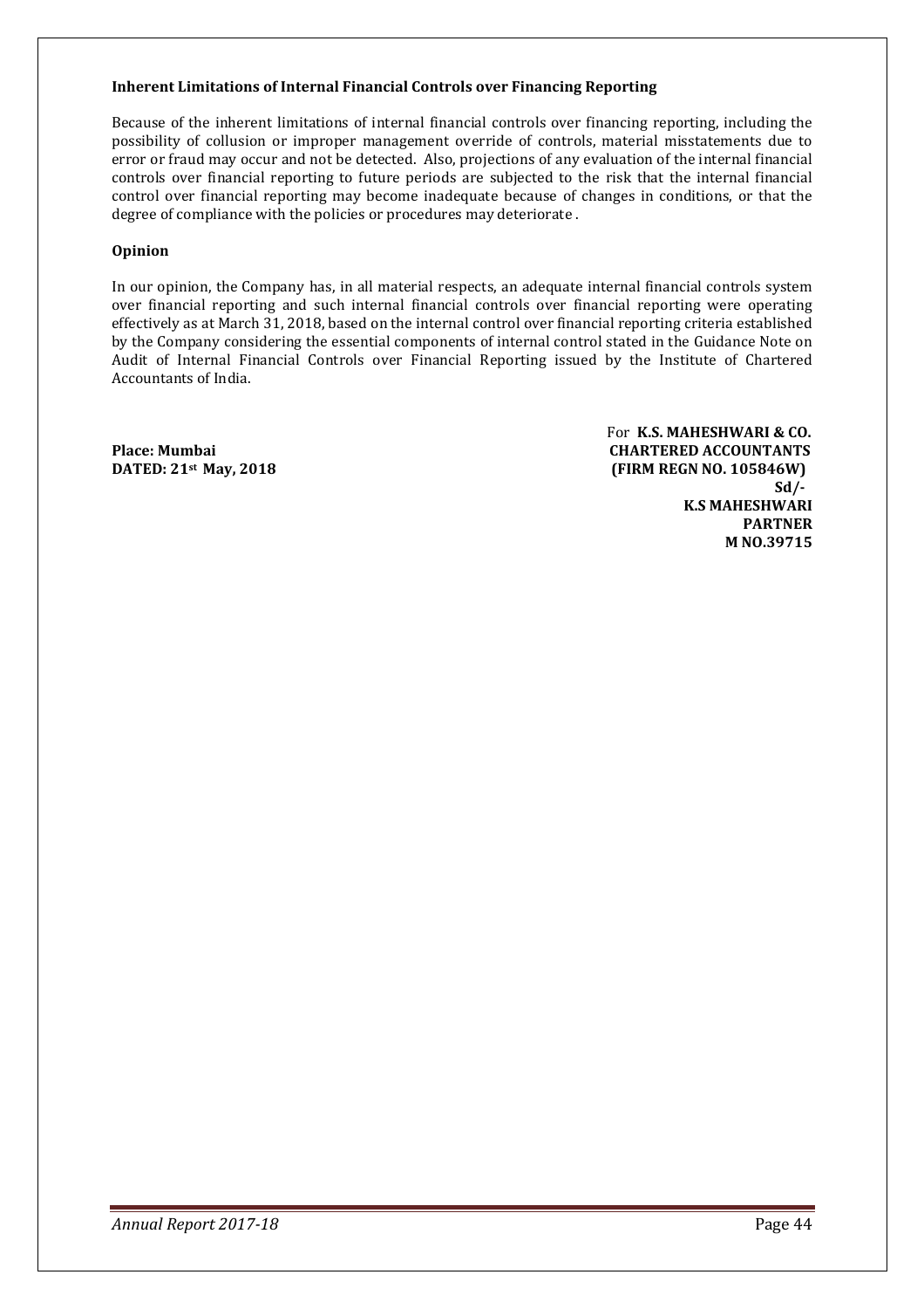**Inherent Limitations of Internal Financial Controls over Financing Reporting**

Because of the inherent limitations of internal financial controls over financing reporting, including the possibility of collusion or improper management override of controls, material misstatements due to error or fraud may occur and not be detected. Also, projections of any evaluation of the internal financial controls over financial reporting to future periods are subjected to the risk that the internal financial control over financial reporting may become inadequate because of changes in conditions, or that the degree of compliance with the policies or procedures may deteriorate .

**Opinion**

In our opinion, the Company has, in all material respects, an adequate internal financial controls system over financial reporting and such internal financial controls over financial reporting were operating effectively as at March 31, 2018, based on the internal control over financial reporting criteria established by the Company considering the essential components of internal control stated in the Guidance Note on Audit of Internal Financial Controls over Financial Reporting issued by the Institute of Chartered Accountants of India.

**Place: Mumbai**
**DATED: 21st May, 2018**

For **K.S. MAHESHWARI & CO.**
**CHARTERED ACCOUNTANTS**
**(FIRM REGN NO. 105846W)**
**Sd/-**
**K.S MAHESHWARI**
**PARTNER**
**M NO.39715**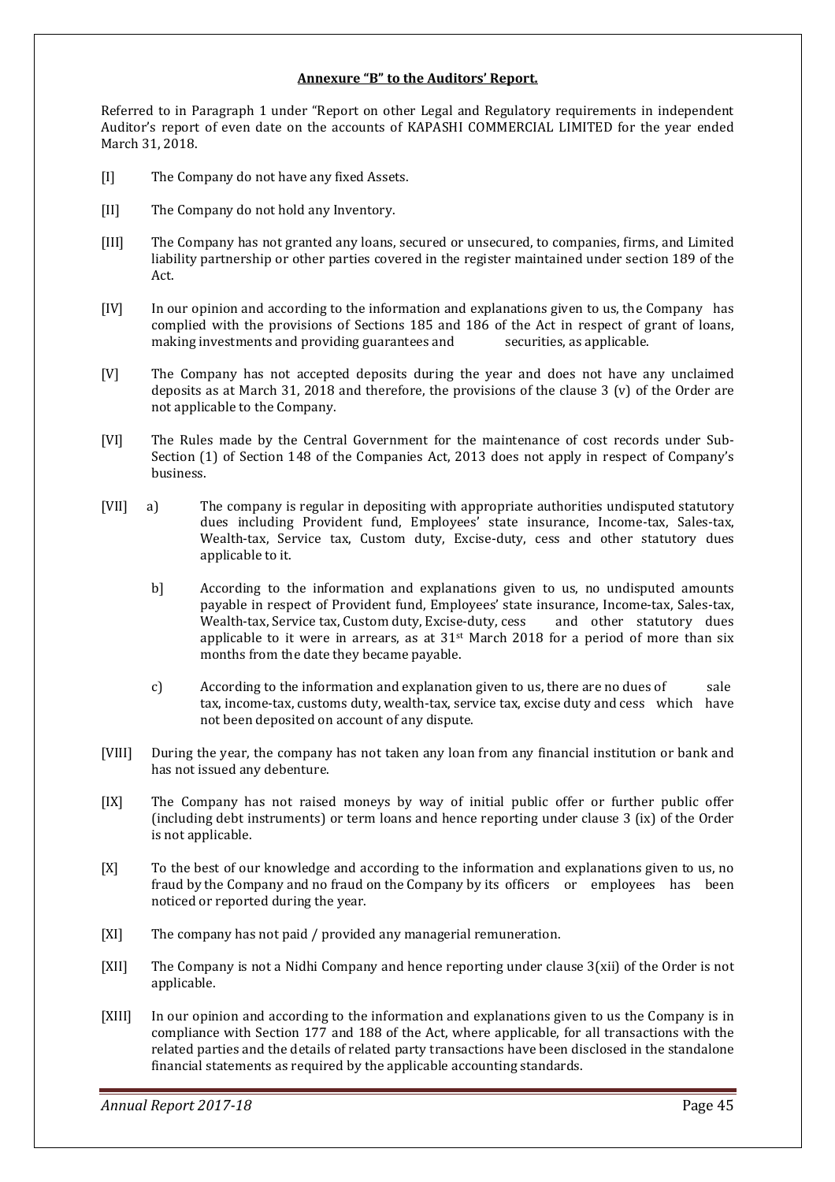**Annexure "B" to the Auditors' Report.**

Referred to in Paragraph 1 under "Report on other Legal and Regulatory requirements in independent Auditor's report of even date on the accounts of KAPASHI COMMERCIAL LIMITED for the year ended March 31, 2018.

[I] The Company do not have any fixed Assets.

[II] The Company do not hold any Inventory.

[III] The Company has not granted any loans, secured or unsecured, to companies, firms, and Limited liability partnership or other parties covered in the register maintained under section 189 of the Act.

[IV] In our opinion and according to the information and explanations given to us, the Company has complied with the provisions of Sections 185 and 186 of the Act in respect of grant of loans, making investments and providing guarantees and securities, as applicable.

[V] The Company has not accepted deposits during the year and does not have any unclaimed deposits as at March 31, 2018 and therefore, the provisions of the clause 3 (v) of the Order are not applicable to the Company.

[VI] The Rules made by the Central Government for the maintenance of cost records under Sub-Section (1) of Section 148 of the Companies Act, 2013 does not apply in respect of Company's business.

[VII] a) The company is regular in depositing with appropriate authorities undisputed statutory dues including Provident fund, Employees' state insurance, Income-tax, Sales-tax, Wealth-tax, Service tax, Custom duty, Excise-duty, cess and other statutory dues applicable to it.

b] According to the information and explanations given to us, no undisputed amounts payable in respect of Provident fund, Employees' state insurance, Income-tax, Sales-tax, Wealth-tax, Service tax, Custom duty, Excise-duty, cess and other statutory dues applicable to it were in arrears, as at 31st March 2018 for a period of more than six months from the date they became payable.

c) According to the information and explanation given to us, there are no dues of sale tax, income-tax, customs duty, wealth-tax, service tax, excise duty and cess which have not been deposited on account of any dispute.

[VIII] During the year, the company has not taken any loan from any financial institution or bank and has not issued any debenture.

[IX] The Company has not raised moneys by way of initial public offer or further public offer (including debt instruments) or term loans and hence reporting under clause 3 (ix) of the Order is not applicable.

[X] To the best of our knowledge and according to the information and explanations given to us, no fraud by the Company and no fraud on the Company by its officers or employees has been noticed or reported during the year.

[XI] The company has not paid / provided any managerial remuneration.

[XII] The Company is not a Nidhi Company and hence reporting under clause 3(xii) of the Order is not applicable.

[XIII] In our opinion and according to the information and explanations given to us the Company is in compliance with Section 177 and 188 of the Act, where applicable, for all transactions with the related parties and the details of related party transactions have been disclosed in the standalone financial statements as required by the applicable accounting standards.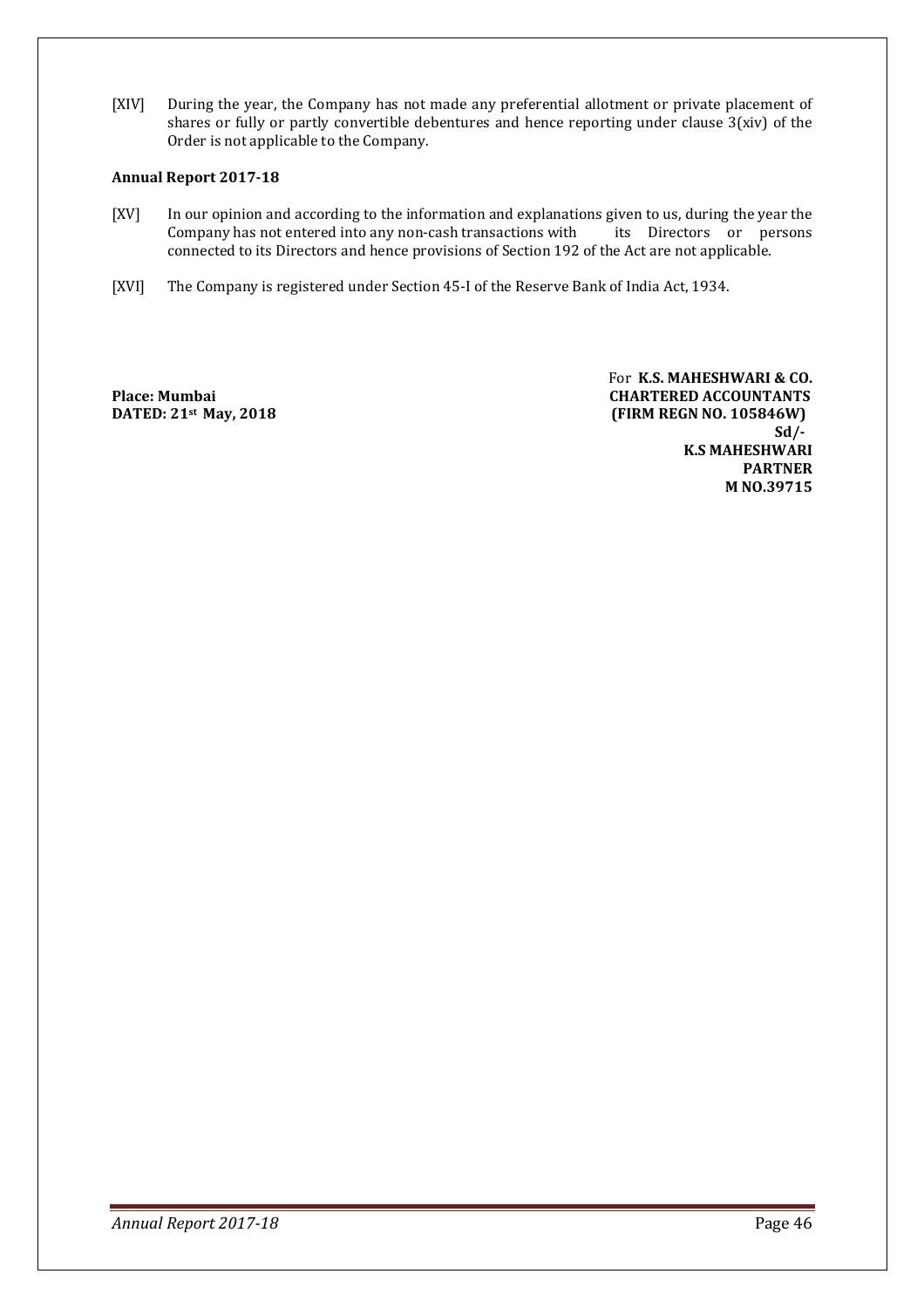[XIV] During the year, the Company has not made any preferential allotment or private placement of shares or fully or partly convertible debentures and hence reporting under clause 3(xiv) of the Order is not applicable to the Company.

**Annual Report 2017-18**

[XV] In our opinion and according to the information and explanations given to us, during the year the Company has not entered into any non-cash transactions with its Directors or persons connected to its Directors and hence provisions of Section 192 of the Act are not applicable.

[XVI] The Company is registered under Section 45-I of the Reserve Bank of India Act, 1934.

For **K.S. MAHESHWARI & CO.**
**CHARTERED ACCOUNTANTS**
**(FIRM REGN NO. 105846W)**
**Sd/-**
**K.S MAHESHWARI**
**PARTNER**
**M NO.39715**

**Place: Mumbai**
**DATED: 21st May, 2018**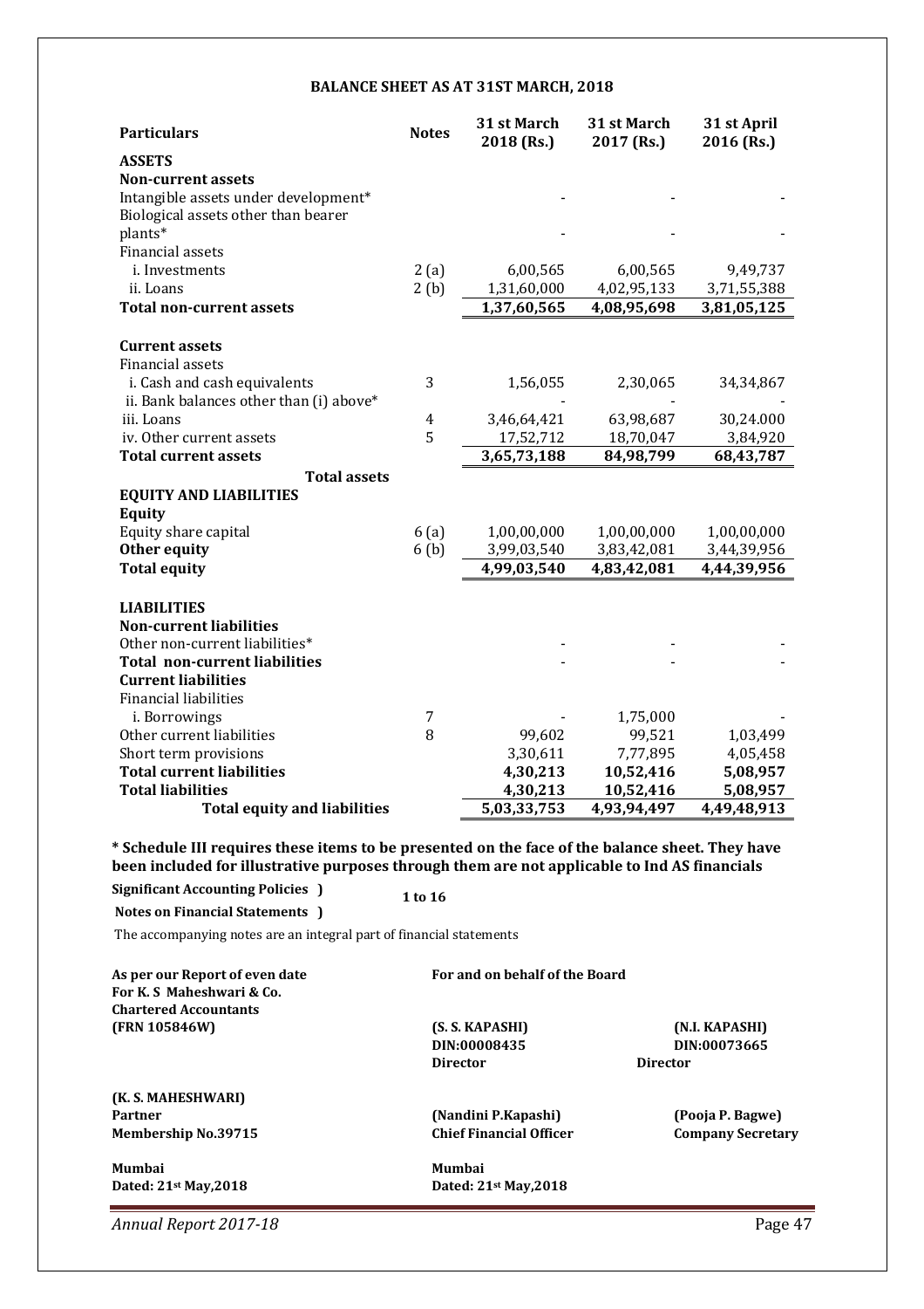## BALANCE SHEET AS AT 31ST MARCH, 2018

| Particulars | Notes | 31 st March 2018 (Rs.) | 31 st March 2017 (Rs.) | 31 st April 2016 (Rs.) |
|---|---|---|---|---|
| **ASSETS** | | | | |
| **Non-current assets** | | | | |
| Intangible assets under development* | | - | - | - |
| Biological assets other than bearer plants* | | - | - | - |
| Financial assets | | | | |
| i. Investments | 2 (a) | 6,00,565 | 6,00,565 | 9,49,737 |
| ii. Loans | 2 (b) | 1,31,60,000 | 4,02,95,133 | 3,71,55,388 |
| **Total non-current assets** | | **1,37,60,565** | **4,08,95,698** | **3,81,05,125** |
| **Current assets** | | | | |
| Financial assets | | | | |
| i. Cash and cash equivalents | 3 | 1,56,055 | 2,30,065 | 34,34,867 |
| ii. Bank balances other than (i) above* | | - | - | - |
| iii. Loans | 4 | 3,46,64,421 | 63,98,687 | 30,24.000 |
| iv. Other current assets | 5 | 17,52,712 | 18,70,047 | 3,84,920 |
| **Total current assets** | | **3,65,73,188** | **84,98,799** | **68,43,787** |
| **Total assets** | | | | |
| **EQUITY AND LIABILITIES** | | | | |
| **Equity** | | | | |
| Equity share capital | 6 (a) | 1,00,00,000 | 1,00,00,000 | 1,00,00,000 |
| **Other equity** | 6 (b) | 3,99,03,540 | 3,83,42,081 | 3,44,39,956 |
| **Total equity** | | **4,99,03,540** | **4,83,42,081** | **4,44,39,956** |
| **LIABILITIES** | | | | |
| **Non-current liabilities** | | | | |
| Other non-current liabilities* | | - | - | - |
| **Total non-current liabilities** | | - | - | - |
| **Current liabilities** | | | | |
| Financial liabilities | | | | |
| i. Borrowings | 7 | - | 1,75,000 | - |
| Other current liabilities | 8 | 99,602 | 99,521 | 1,03,499 |
| Short term provisions | | 3,30,611 | 7,77,895 | 4,05,458 |
| **Total current liabilities** | | **4,30,213** | **10,52,416** | **5,08,957** |
| **Total liabilities** | | **4,30,213** | **10,52,416** | **5,08,957** |
| **Total equity and liabilities** | | **5,03,33,753** | **4,93,94,497** | **4,49,48,913** |

**\* Schedule III requires these items to be presented on the face of the balance sheet. They have been included for illustrative purposes through them are not applicable to Ind AS financials**

**Significant Accounting Policies )**
**Notes on Financial Statements )** **1 to 16**

The accompanying notes are an integral part of financial statements

**As per our Report of even date**
**For K. S Maheshwari & Co.**
**Chartered Accountants**
**(FRN 105846W)**

**(K. S. MAHESHWARI)**
**Partner**
**Membership No.39715**

**Mumbai**
**Dated: 21st May,2018**

**For and on behalf of the Board**

**(S. S. KAPASHI)**
**DIN:00008435**
**Director**

**(N.I. KAPASHI)**
**DIN:00073665**
**Director**

**(Nandini P.Kapashi)**
**Chief Financial Officer**

**(Pooja P. Bagwe)**
**Company Secretary**

**Mumbai**
**Dated: 21st May,2018**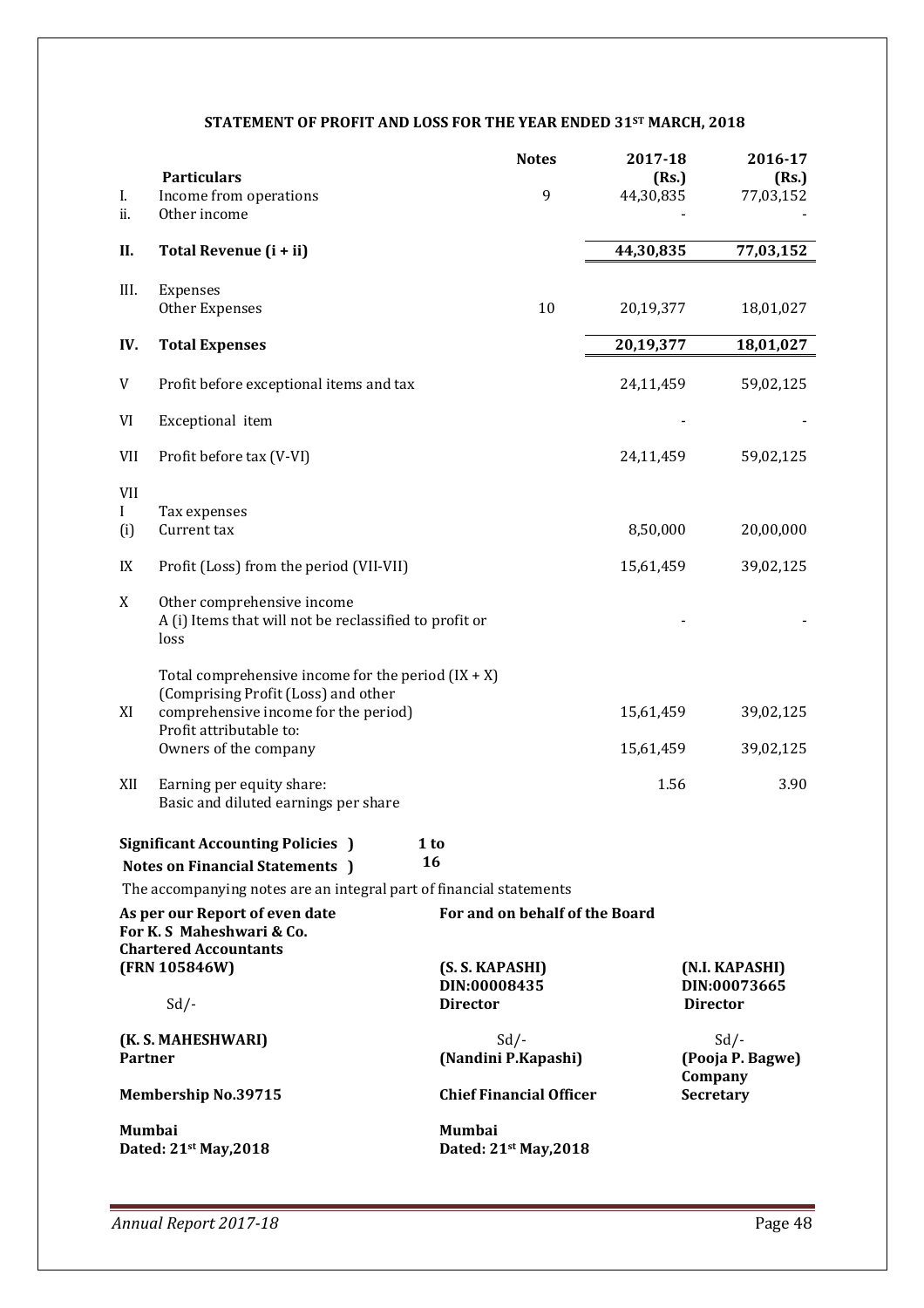## STATEMENT OF PROFIT AND LOSS FOR THE YEAR ENDED 31ST MARCH, 2018

| | Particulars | Notes | 2017-18 (Rs.) | 2016-17 (Rs.) |
|---|---|---|---|---|
| I. | Income from operations | 9 | 44,30,835 | 77,03,152 |
| ii. | Other income | | - | - |
| **II.** | **Total Revenue (i + ii)** | | **44,30,835** | **77,03,152** |
| III. | Expenses | | | |
| | Other Expenses | 10 | 20,19,377 | 18,01,027 |
| **IV.** | **Total Expenses** | | **20,19,377** | **18,01,027** |
| V | Profit before exceptional items and tax | | 24,11,459 | 59,02,125 |
| VI | Exceptional item | | - | - |
| VII | Profit before tax (V-VI) | | 24,11,459 | 59,02,125 |
| VIII | Tax expenses | | | |
| (i) | Current tax | | 8,50,000 | 20,00,000 |
| IX | Profit (Loss) from the period (VII-VII) | | 15,61,459 | 39,02,125 |
| X | Other comprehensive income | | | |
| | A (i) Items that will not be reclassified to profit or loss | | - | - |
| XI | Total comprehensive income for the period (IX + X) (Comprising Profit (Loss) and other comprehensive income for the period) | | 15,61,459 | 39,02,125 |
| | Profit attributable to: | | | |
| | Owners of the company | | 15,61,459 | 39,02,125 |
| XII | Earning per equity share: | | 1.56 | 3.90 |
| | Basic and diluted earnings per share | | | |

**Significant Accounting Policies )** **1 to 16**
**Notes on Financial Statements )**

The accompanying notes are an integral part of financial statements

**As per our Report of even date**
**For K. S Maheshwari & Co.**
**Chartered Accountants**
**(FRN 105846W)**

Sd/-

**(K. S. MAHESHWARI)**
**Partner**

**Membership No.39715**

**Mumbai**
**Dated: 21st May,2018**

**For and on behalf of the Board**

**(S. S. KAPASHI)**
**DIN:00008435**
**Director**

Sd/-
**(Nandini P.Kapashi)**
**Chief Financial Officer**

**(N.I. KAPASHI)**
**DIN:00073665**
**Director**

Sd/-
**(Pooja P. Bagwe)**
**Company Secretary**

**Mumbai**
**Dated: 21st May,2018**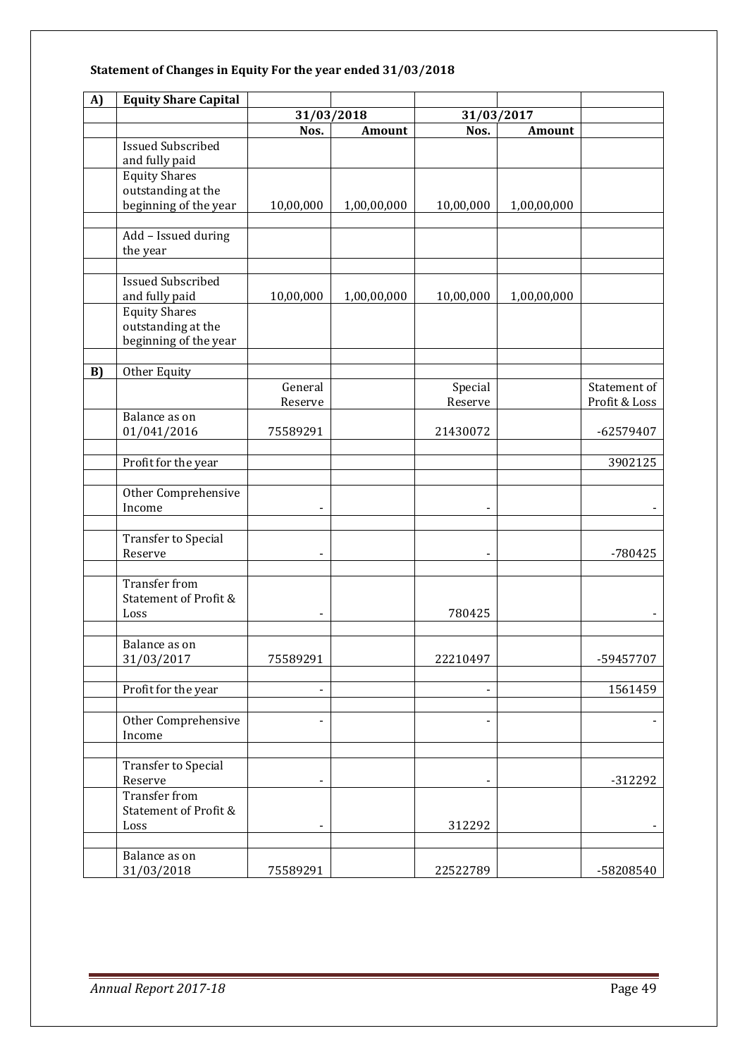### Statement of Changes in Equity For the year ended 31/03/2018

| A) | **Equity Share Capital** | | | | | |
|---|---|---|---|---|---|---|
| | | **31/03/2018** | | **31/03/2017** | | |
| | | **Nos.** | **Amount** | **Nos.** | **Amount** | |
| | Issued Subscribed and fully paid | | | | | |
| | Equity Shares outstanding at the beginning of the year | 10,00,000 | 1,00,00,000 | 10,00,000 | 1,00,00,000 | |
| | | | | | | |
| | Add – Issued during the year | | | | | |
| | | | | | | |
| | Issued Subscribed and fully paid | 10,00,000 | 1,00,00,000 | 10,00,000 | 1,00,00,000 | |
| | Equity Shares outstanding at the beginning of the year | | | | | |
| | | | | | | |
| **B)** | Other Equity | | | | | |
| | | General Reserve | | Special Reserve | | Statement of Profit & Loss |
| | Balance as on 01/041/2016 | 75589291 | | 21430072 | | -62579407 |
| | | | | | | |
| | Profit for the year | | | | | 3902125 |
| | | | | | | |
| | Other Comprehensive Income | - | | - | | - |
| | | | | | | |
| | Transfer to Special Reserve | - | | - | | -780425 |
| | | | | | | |
| | Transfer from Statement of Profit & Loss | - | | 780425 | | - |
| | | | | | | |
| | Balance as on 31/03/2017 | 75589291 | | 22210497 | | -59457707 |
| | | | | | | |
| | Profit for the year | - | | - | | 1561459 |
| | | | | | | |
| | Other Comprehensive Income | - | | - | | - |
| | | | | | | |
| | Transfer to Special Reserve | - | | - | | -312292 |
| | Transfer from Statement of Profit & Loss | - | | 312292 | | - |
| | | | | | | |
| | Balance as on 31/03/2018 | 75589291 | | 22522789 | | -58208540 |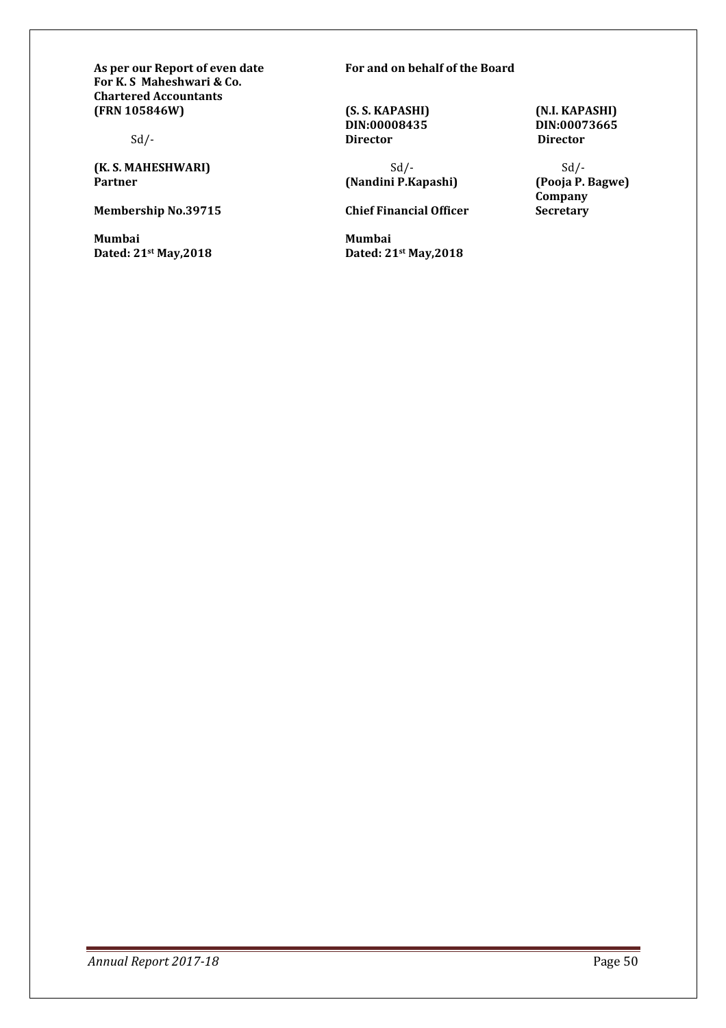| **As per our Report of even date** | **For and on behalf of the Board** | |
|---|---|---|
| **For K. S Maheshwari & Co.** | | |
| **Chartered Accountants** | | |
| **(FRN 105846W)** | **(S. S. KAPASHI)** | **(N.I. KAPASHI)** |
| | **DIN:00008435** | **DIN:00073665** |
| Sd/- | **Director** | **Director** |
| **(K. S. MAHESHWARI)** | Sd/- | Sd/- |
| **Partner** | **(Nandini P.Kapashi)** | **(Pooja P. Bagwe)** |
| **Membership No.39715** | **Chief Financial Officer** | **Company Secretary** |
| **Mumbai** | **Mumbai** | |
| **Dated: 21st May,2018** | **Dated: 21st May,2018** | |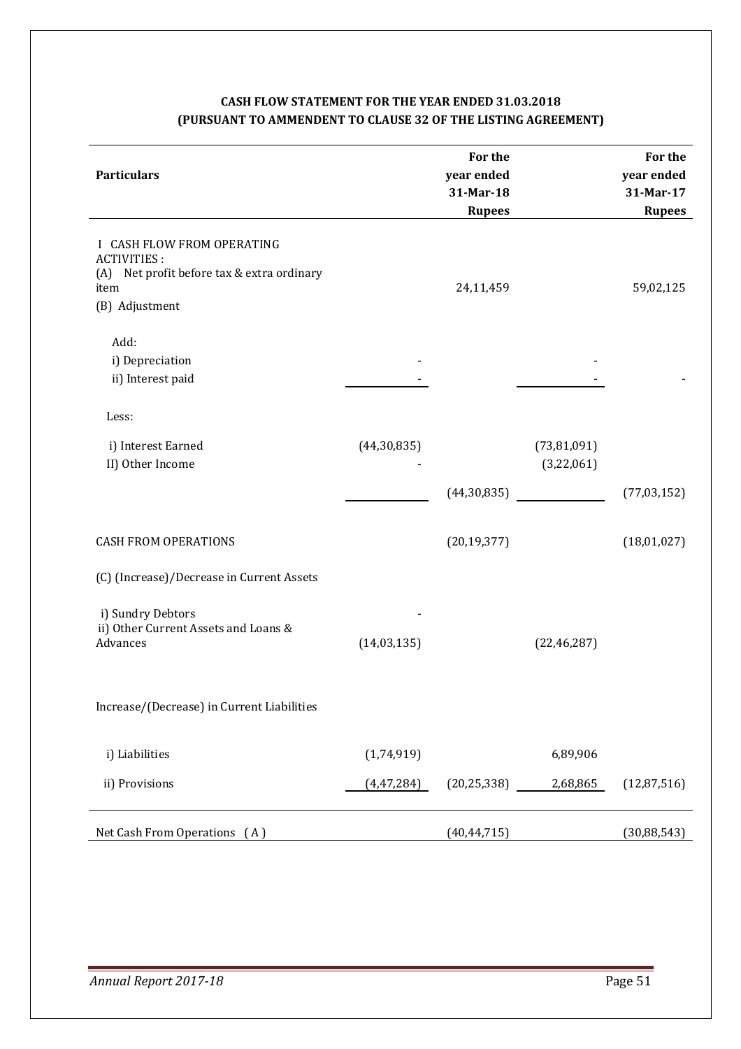**CASH FLOW STATEMENT FOR THE YEAR ENDED 31.03.2018**
**(PURSUANT TO AMMENDENT TO CLAUSE 32 OF THE LISTING AGREEMENT)**

| Particulars | | For the year ended 31-Mar-18 Rupees | | For the year ended 31-Mar-17 Rupees |
|---|---|---|---|---|
| I CASH FLOW FROM OPERATING ACTIVITIES : | | | | |
| (A) Net profit before tax & extra ordinary item | | 24,11,459 | | 59,02,125 |
| (B) Adjustment | | | | |
| Add: | | | | |
| i) Depreciation | - | | - | |
| ii) Interest paid | - | | - | - |
| Less: | | | | |
| i) Interest Earned | (44,30,835) | | (73,81,091) | |
| II) Other Income | - | | (3,22,061) | |
| | | (44,30,835) | | (77,03,152) |
| CASH FROM OPERATIONS | | (20,19,377) | | (18,01,027) |
| (C) (Increase)/Decrease in Current Assets | | | | |
| i) Sundry Debtors | - | | | |
| ii) Other Current Assets and Loans & Advances | (14,03,135) | | (22,46,287) | |
| Increase/(Decrease) in Current Liabilities | | | | |
| i) Liabilities | (1,74,919) | | 6,89,906 | |
| ii) Provisions | (4,47,284) | (20,25,338) | 2,68,865 | (12,87,516) |
| Net Cash From Operations (A) | | (40,44,715) | | (30,88,543) |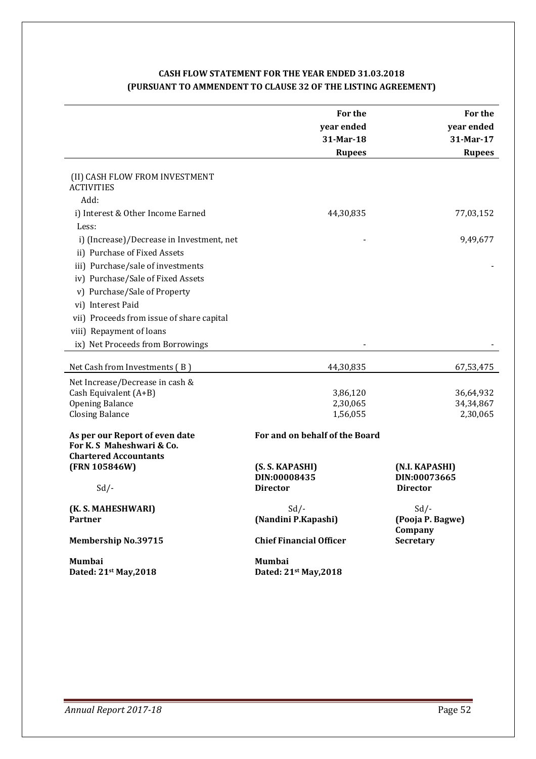## CASH FLOW STATEMENT FOR THE YEAR ENDED 31.03.2018
## (PURSUANT TO AMMENDENT TO CLAUSE 32 OF THE LISTING AGREEMENT)

| | For the year ended 31-Mar-18 Rupees | For the year ended 31-Mar-17 Rupees |
|---|---|---|
| (II) CASH FLOW FROM INVESTMENT ACTIVITIES | | |
| Add: | | |
| i) Interest & Other Income Earned | 44,30,835 | 77,03,152 |
| Less: | | |
| i) (Increase)/Decrease in Investment, net | - | 9,49,677 |
| ii) Purchase of Fixed Assets | | |
| iii) Purchase/sale of investments | | - |
| iv) Purchase/Sale of Fixed Assets | | |
| v) Purchase/Sale of Property | | |
| vi) Interest Paid | | |
| vii) Proceeds from issue of share capital | | |
| viii) Repayment of loans | | |
| ix) Net Proceeds from Borrowings | - | - |
| Net Cash from Investments ( B ) | 44,30,835 | 67,53,475 |
| Net Increase/Decrease in cash & Cash Equivalent (A+B) | 3,86,120 | 36,64,932 |
| Opening Balance | 2,30,065 | 34,34,867 |
| Closing Balance | 1,56,055 | 2,30,065 |

**As per our Report of even date**
**For K. S Maheshwari & Co.**
**Chartered Accountants**
**(FRN 105846W)**

Sd/-

**(K. S. MAHESHWARI)**
**Partner**

**Membership No.39715**

**Mumbai**
**Dated: 21st May,2018**

**For and on behalf of the Board**

**(S. S. KAPASHI)**
**DIN:00008435**
**Director**

Sd/-
**(Nandini P.Kapashi)**
**Chief Financial Officer**

**(N.I. KAPASHI)**
**DIN:00073665**
**Director**

Sd/-
**(Pooja P. Bagwe)**
**Company Secretary**

**Mumbai**
**Dated: 21st May,2018**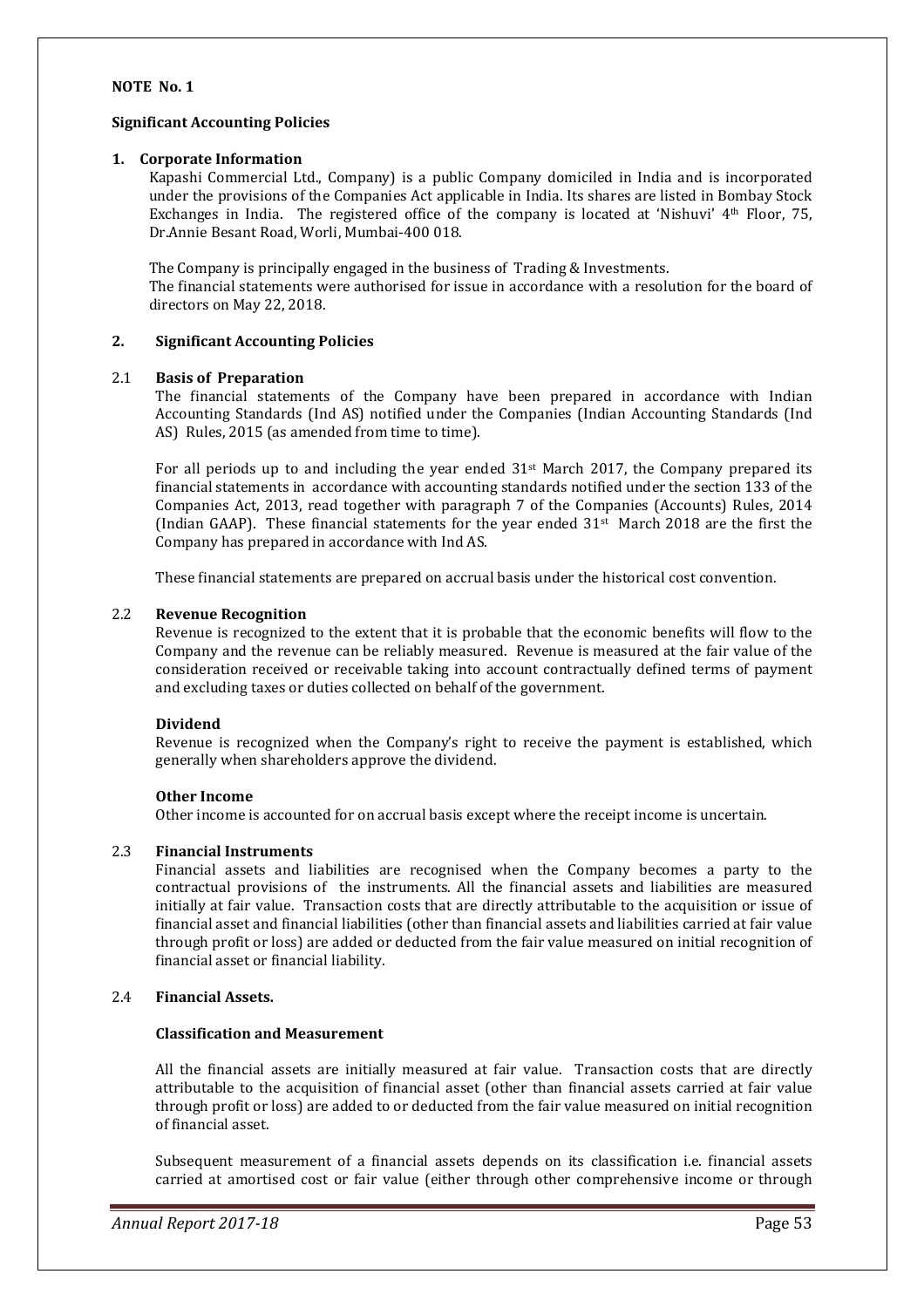**NOTE No. 1**

**Significant Accounting Policies**

**1. Corporate Information**

Kapashi Commercial Ltd., Company) is a public Company domiciled in India and is incorporated under the provisions of the Companies Act applicable in India. Its shares are listed in Bombay Stock Exchanges in India. The registered office of the company is located at 'Nishuvi' 4th Floor, 75, Dr.Annie Besant Road, Worli, Mumbai-400 018.

The Company is principally engaged in the business of Trading & Investments.
The financial statements were authorised for issue in accordance with a resolution for the board of directors on May 22, 2018.

**2. Significant Accounting Policies**

**2.1 Basis of Preparation**

The financial statements of the Company have been prepared in accordance with Indian Accounting Standards (Ind AS) notified under the Companies (Indian Accounting Standards (Ind AS) Rules, 2015 (as amended from time to time).

For all periods up to and including the year ended 31st March 2017, the Company prepared its financial statements in accordance with accounting standards notified under the section 133 of the Companies Act, 2013, read together with paragraph 7 of the Companies (Accounts) Rules, 2014 (Indian GAAP). These financial statements for the year ended 31st March 2018 are the first the Company has prepared in accordance with Ind AS.

These financial statements are prepared on accrual basis under the historical cost convention.

**2.2 Revenue Recognition**

Revenue is recognized to the extent that it is probable that the economic benefits will flow to the Company and the revenue can be reliably measured. Revenue is measured at the fair value of the consideration received or receivable taking into account contractually defined terms of payment and excluding taxes or duties collected on behalf of the government.

**Dividend**

Revenue is recognized when the Company's right to receive the payment is established, which generally when shareholders approve the dividend.

**Other Income**

Other income is accounted for on accrual basis except where the receipt income is uncertain.

**2.3 Financial Instruments**

Financial assets and liabilities are recognised when the Company becomes a party to the contractual provisions of the instruments. All the financial assets and liabilities are measured initially at fair value. Transaction costs that are directly attributable to the acquisition or issue of financial asset and financial liabilities (other than financial assets and liabilities carried at fair value through profit or loss) are added or deducted from the fair value measured on initial recognition of financial asset or financial liability.

**2.4 Financial Assets.**

**Classification and Measurement**

All the financial assets are initially measured at fair value. Transaction costs that are directly attributable to the acquisition of financial asset (other than financial assets carried at fair value through profit or loss) are added to or deducted from the fair value measured on initial recognition of financial asset.

Subsequent measurement of a financial assets depends on its classification i.e. financial assets carried at amortised cost or fair value (either through other comprehensive income or through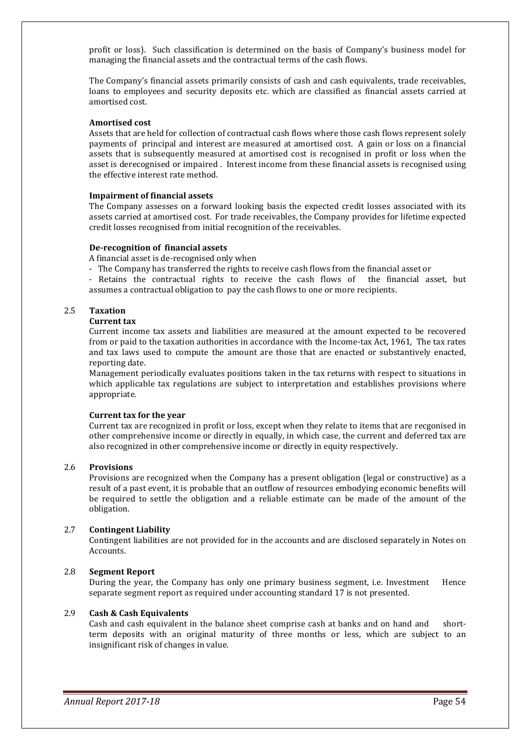profit or loss). Such classification is determined on the basis of Company's business model for managing the financial assets and the contractual terms of the cash flows.

The Company's financial assets primarily consists of cash and cash equivalents, trade receivables, loans to employees and security deposits etc. which are classified as financial assets carried at amortised cost.

**Amortised cost**

Assets that are held for collection of contractual cash flows where those cash flows represent solely payments of principal and interest are measured at amortised cost. A gain or loss on a financial assets that is subsequently measured at amortised cost is recognised in profit or loss when the asset is derecognised or impaired . Interest income from these financial assets is recognised using the effective interest rate method.

**Impairment of financial assets**

The Company assesses on a forward looking basis the expected credit losses associated with its assets carried at amortised cost. For trade receivables, the Company provides for lifetime expected credit losses recognised from initial recognition of the receivables.

**De-recognition of financial assets**

A financial asset is de-recognised only when

- The Company has transferred the rights to receive cash flows from the financial asset or
- Retains the contractual rights to receive the cash flows of the financial asset, but assumes a contractual obligation to pay the cash flows to one or more recipients.

## 2.5 Taxation

**Current tax**

Current income tax assets and liabilities are measured at the amount expected to be recovered from or paid to the taxation authorities in accordance with the Income-tax Act, 1961, The tax rates and tax laws used to compute the amount are those that are enacted or substantively enacted, reporting date.

Management periodically evaluates positions taken in the tax returns with respect to situations in which applicable tax regulations are subject to interpretation and establishes provisions where appropriate.

**Current tax for the year**

Current tax are recognized in profit or loss, except when they relate to items that are recgonised in other comprehensive income or directly in equally, in which case, the current and deferred tax are also recognized in other comprehensive income or directly in equity respectively.

## 2.6 Provisions

Provisions are recognized when the Company has a present obligation (legal or constructive) as a result of a past event, it is probable that an outflow of resources embodying economic benefits will be required to settle the obligation and a reliable estimate can be made of the amount of the obligation.

## 2.7 Contingent Liability

Contingent liabilities are not provided for in the accounts and are disclosed separately in Notes on Accounts.

## 2.8 Segment Report

During the year, the Company has only one primary business segment, i.e. Investment Hence separate segment report as required under accounting standard 17 is not presented.

## 2.9 Cash & Cash Equivalents

Cash and cash equivalent in the balance sheet comprise cash at banks and on hand and short-term deposits with an original maturity of three months or less, which are subject to an insignificant risk of changes in value.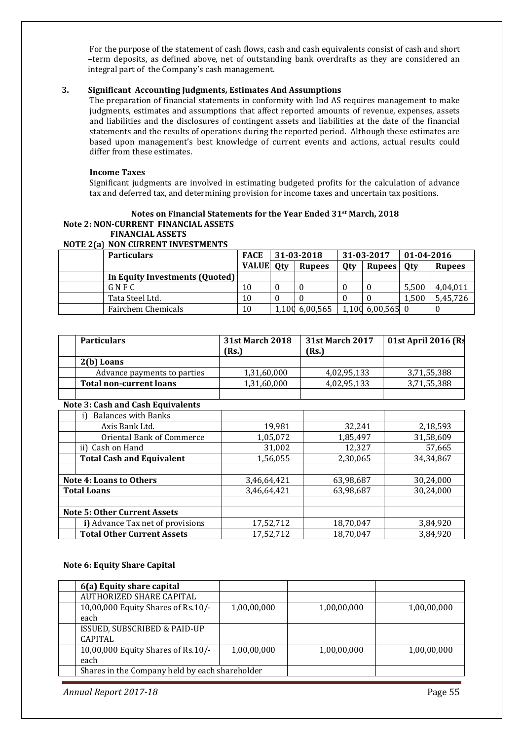For the purpose of the statement of cash flows, cash and cash equivalents consist of cash and short –term deposits, as defined above, net of outstanding bank overdrafts as they are considered an integral part of the Company's cash management.

**3. Significant Accounting Judgments, Estimates And Assumptions**

The preparation of financial statements in conformity with Ind AS requires management to make judgments, estimates and assumptions that affect reported amounts of revenue, expenses, assets and liabilities and the disclosures of contingent assets and liabilities at the date of the financial statements and the results of operations during the reported period. Although these estimates are based upon management's best knowledge of current events and actions, actual results could differ from these estimates.

**Income Taxes**

Significant judgments are involved in estimating budgeted profits for the calculation of advance tax and deferred tax, and determining provision for income taxes and uncertain tax positions.

**Notes on Financial Statements for the Year Ended 31st March, 2018**

**Note 2: NON-CURRENT FINANCIAL ASSETS**

**FINANCIAL ASSETS**

**NOTE 2(a) NON CURRENT INVESTMENTS**

| Particulars | FACE VALUE | 31-03-2018 | | 31-03-2017 | | 01-04-2016 | |
|---|---|---|---|---|---|---|---|
| | | Qty | Rupees | Qty | Rupees | Qty | Rupees |
| **In Equity Investments (Quoted)** | | | | | | | |
| G N F C | 10 | 0 | 0 | 0 | 0 | 5,500 | 4,04,011 |
| Tata Steel Ltd. | 10 | 0 | 0 | 0 | 0 | 1,500 | 5,45,726 |
| Fairchem Chemicals | 10 | 1,100 | 6,00,565 | 1,100 | 6,00,565 | 0 | 0 |

| Particulars | 31st March 2018 (Rs.) | 31st March 2017 (Rs.) | 01st April 2016 (Rs |
|---|---|---|---|
| **2(b) Loans** | | | |
| Advance payments to parties | 1,31,60,000 | 4,02,95,133 | 3,71,55,388 |
| **Total non-current loans** | 1,31,60,000 | 4,02,95,133 | 3,71,55,388 |
| | | | |
| **Note 3: Cash and Cash Equivalents** | | | |
| i) Balances with Banks | | | |
| Axis Bank Ltd. | 19,981 | 32,241 | 2,18,593 |
| Oriental Bank of Commerce | 1,05,072 | 1,85,497 | 31,58,609 |
| ii) Cash on Hand | 31,002 | 12,327 | 57,665 |
| **Total Cash and Equivalent** | 1,56,055 | 2,30,065 | 34,34,867 |
| | | | |
| **Note 4: Loans to Others** | 3,46,64,421 | 63,98,687 | 30,24,000 |
| **Total Loans** | 3,46,64,421 | 63,98,687 | 30,24,000 |
| | | | |
| **Note 5: Other Current Assets** | | | |
| **i)** Advance Tax net of provisions | 17,52,712 | 18,70,047 | 3,84,920 |
| **Total Other Current Assets** | 17,52,712 | 18,70,047 | 3,84,920 |

**Note 6: Equity Share Capital**

| 6(a) Equity share capital | | | |
|---|---|---|---|
| AUTHORIZED SHARE CAPITAL | | | |
| 10,00,000 Equity Shares of Rs.10/- each | 1,00,00,000 | 1,00,00,000 | 1,00,00,000 |
| ISSUED, SUBSCRIBED & PAID-UP CAPITAL | | | |
| 10,00,000 Equity Shares of Rs.10/- each | 1,00,00,000 | 1,00,00,000 | 1,00,00,000 |
| Shares in the Company held by each shareholder | | | |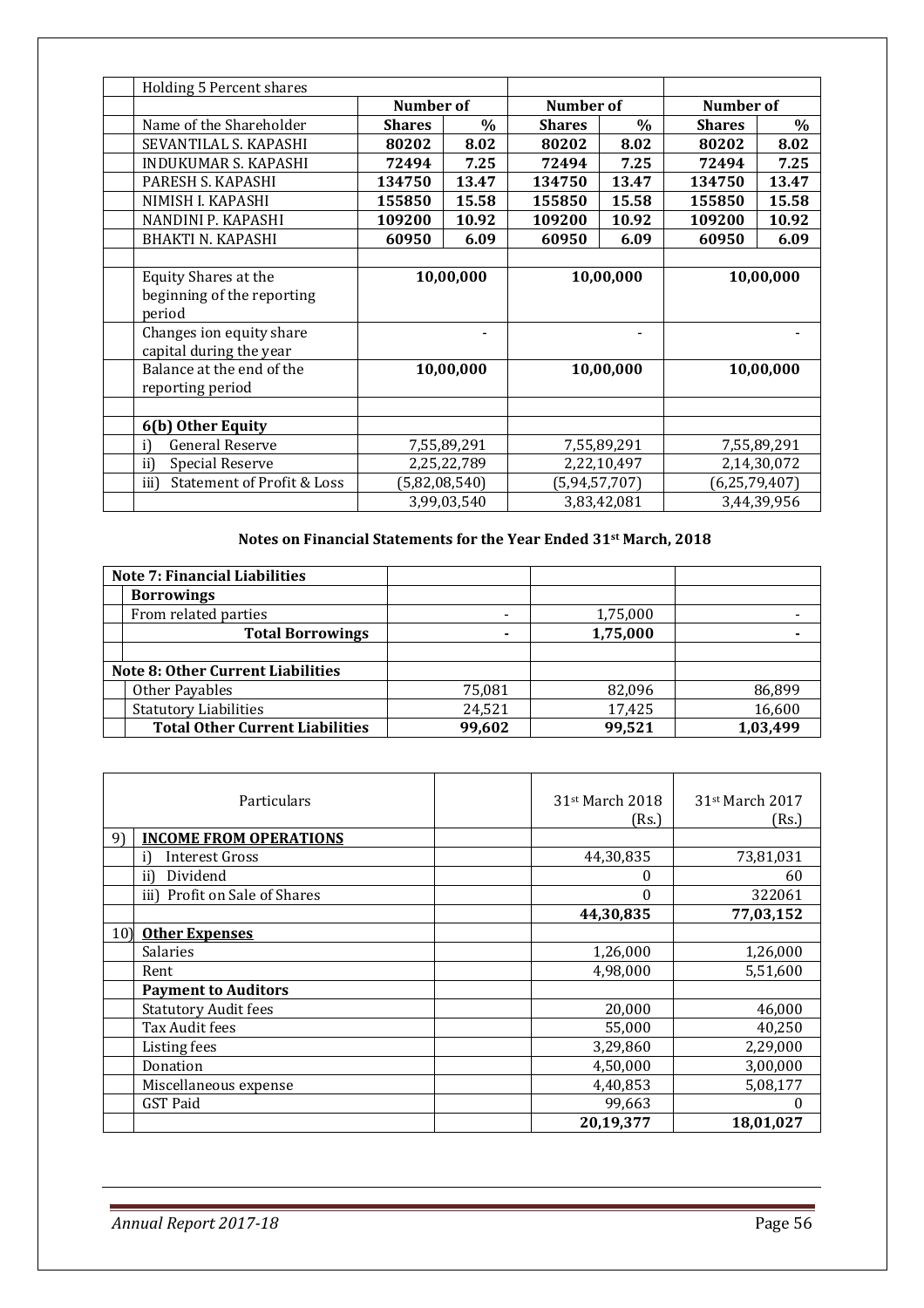| | Holding 5 Percent shares | | | | | | |
|---|---|---|---|---|---|---|---|
| | | **Number of** | | **Number of** | | **Number of** | |
| | Name of the Shareholder | **Shares** | **%** | **Shares** | **%** | **Shares** | **%** |
| | SEVANTILAL S. KAPASHI | **80202** | **8.02** | **80202** | **8.02** | **80202** | **8.02** |
| | INDUKUMAR S. KAPASHI | **72494** | **7.25** | **72494** | **7.25** | **72494** | **7.25** |
| | PARESH S. KAPASHI | **134750** | **13.47** | **134750** | **13.47** | **134750** | **13.47** |
| | NIMISH I. KAPASHI | **155850** | **15.58** | **155850** | **15.58** | **155850** | **15.58** |
| | NANDINI P. KAPASHI | **109200** | **10.92** | **109200** | **10.92** | **109200** | **10.92** |
| | BHAKTI N. KAPASHI | **60950** | **6.09** | **60950** | **6.09** | **60950** | **6.09** |
| | | | | | | | |
| | Equity Shares at the beginning of the reporting period | **10,00,000** | | **10,00,000** | | **10,00,000** | |
| | Changes ion equity share capital during the year | - | | - | | - | |
| | Balance at the end of the reporting period | **10,00,000** | | **10,00,000** | | **10,00,000** | |
| | | | | | | | |
| | **6(b) Other Equity** | | | | | | |
| | i) General Reserve | 7,55,89,291 | | 7,55,89,291 | | 7,55,89,291 | |
| | ii) Special Reserve | 2,25,22,789 | | 2,22,10,497 | | 2,14,30,072 | |
| | iii) Statement of Profit & Loss | (5,82,08,540) | | (5,94,57,707) | | (6,25,79,407) | |
| | | 3,99,03,540 | | 3,83,42,081 | | 3,44,39,956 | |

**Notes on Financial Statements for the Year Ended 31st March, 2018**

| **Note 7: Financial Liabilities** | | | |
|---|---|---|---|
| **Borrowings** | | | |
| From related parties | - | 1,75,000 | - |
| **Total Borrowings** | **-** | **1,75,000** | **-** |
| | | | |
| **Note 8: Other Current Liabilities** | | | |
| Other Payables | 75,081 | 82,096 | 86,899 |
| Statutory Liabilities | 24,521 | 17,425 | 16,600 |
| **Total Other Current Liabilities** | **99,602** | **99,521** | **1,03,499** |

| | Particulars | | 31st March 2018 (Rs.) | 31st March 2017 (Rs.) |
|---|---|---|---|---|
| 9) | **INCOME FROM OPERATIONS** | | | |
| | i) Interest Gross | | 44,30,835 | 73,81,031 |
| | ii) Dividend | | 0 | 60 |
| | iii) Profit on Sale of Shares | | 0 | 322061 |
| | | | **44,30,835** | **77,03,152** |
| 10) | **Other Expenses** | | | |
| | Salaries | | 1,26,000 | 1,26,000 |
| | Rent | | 4,98,000 | 5,51,600 |
| | **Payment to Auditors** | | | |
| | Statutory Audit fees | | 20,000 | 46,000 |
| | Tax Audit fees | | 55,000 | 40,250 |
| | Listing fees | | 3,29,860 | 2,29,000 |
| | Donation | | 4,50,000 | 3,00,000 |
| | Miscellaneous expense | | 4,40,853 | 5,08,177 |
| | GST Paid | | 99,663 | 0 |
| | | | **20,19,377** | **18,01,027** |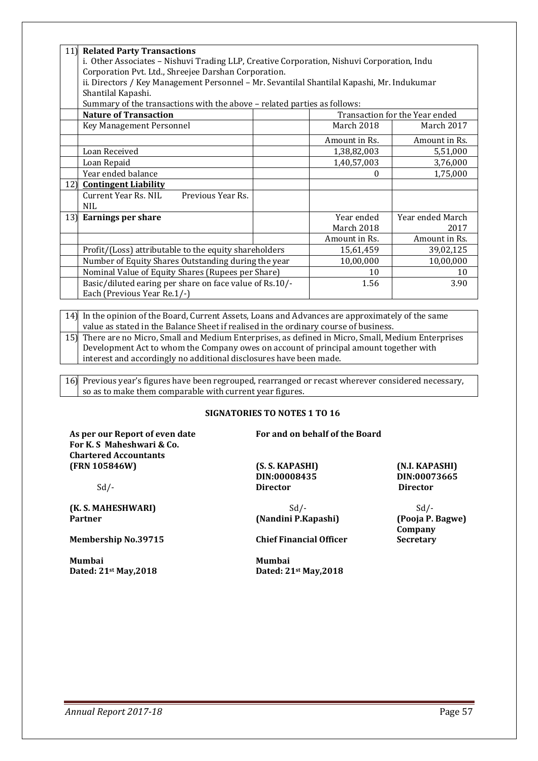| | | | | |
|---|---|---|---|---|
| 11) | **Related Party Transactions**<br>i. Other Associates – Nishuvi Trading LLP, Creative Corporation, Nishuvi Corporation, Indu Corporation Pvt. Ltd., Shreejee Darshan Corporation.<br>ii. Directors / Key Management Personnel – Mr. Sevantilal Shantilal Kapashi, Mr. Indukumar Shantilal Kapashi.<br>Summary of the transactions with the above – related parties as follows: | | | |
| | **Nature of Transaction** | | Transaction for the Year ended | |
| | Key Management Personnel | | March 2018 | March 2017 |
| | | | Amount in Rs. | Amount in Rs. |
| | Loan Received | | 1,38,82,003 | 5,51,000 |
| | Loan Repaid | | 1,40,57,003 | 3,76,000 |
| | Year ended balance | | 0 | 1,75,000 |
| 12) | **Contingent Liability** | | | |
| | Current Year Rs. NIL Previous Year Rs. NIL | | | |
| 13) | **Earnings per share** | | Year ended March 2018 | Year ended March 2017 |
| | | | Amount in Rs. | Amount in Rs. |
| | Profit/(Loss) attributable to the equity shareholders | | 15,61,459 | 39,02,125 |
| | Number of Equity Shares Outstanding during the year | | 10,00,000 | 10,00,000 |
| | Nominal Value of Equity Shares (Rupees per Share) | | 10 | 10 |
| | Basic/diluted earing per share on face value of Rs.10/- Each (Previous Year Re.1/-) | | 1.56 | 3.90 |

| | |
|---|---|
| 14) | In the opinion of the Board, Current Assets, Loans and Advances are approximately of the same value as stated in the Balance Sheet if realised in the ordinary course of business. |
| 15) | There are no Micro, Small and Medium Enterprises, as defined in Micro, Small, Medium Enterprises Development Act to whom the Company owes on account of principal amount together with interest and accordingly no additional disclosures have been made. |

| | |
|---|---|
| 16) | Previous year's figures have been regrouped, rearranged or recast wherever considered necessary, so as to make them comparable with current year figures. |

**SIGNATORIES TO NOTES 1 TO 16**

**As per our Report of even date**
**For K. S Maheshwari & Co.**
**Chartered Accountants**
**(FRN 105846W)**

Sd/-

**(K. S. MAHESHWARI)**
**Partner**

**Membership No.39715**

**Mumbai**
**Dated: 21st May,2018**

**For and on behalf of the Board**

**(S. S. KAPASHI)**
**DIN:00008435**
**Director**

**(N.I. KAPASHI)**
**DIN:00073665**
**Director**

Sd/-
**(Nandini P.Kapashi)**
**Chief Financial Officer**

Sd/-
**(Pooja P. Bagwe)**
**Company Secretary**

**Mumbai**
**Dated: 21st May,2018**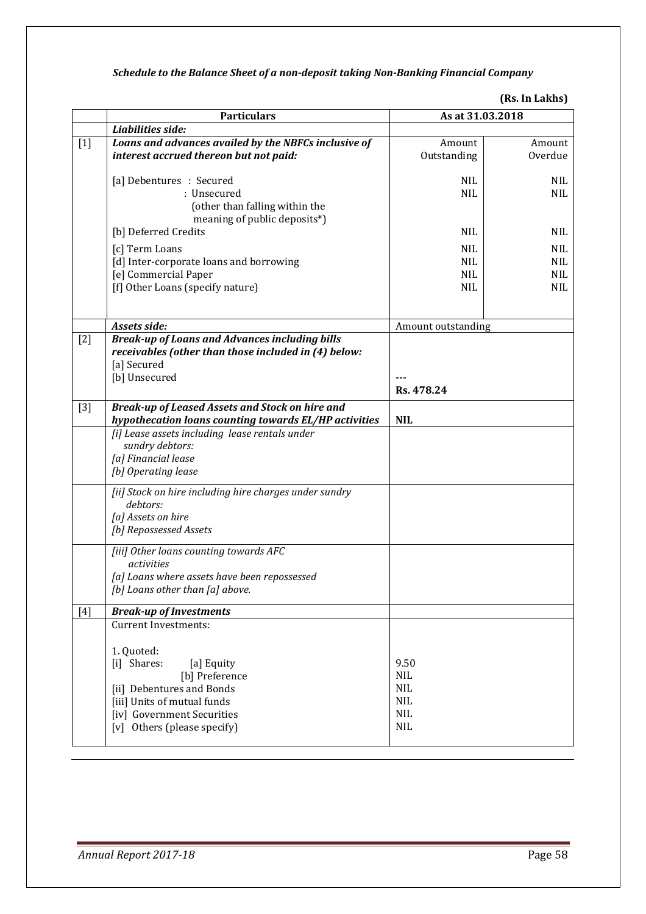*Schedule to the Balance Sheet of a non-deposit taking Non-Banking Financial Company*

**(Rs. In Lakhs)**

| | Particulars | As at 31.03.2018 | |
|---|---|---|---|
| | ***Liabilities side:*** | | |
| [1] | ***Loans and advances availed by the NBFCs inclusive of interest accrued thereon but not paid:*** | Amount Outstanding | Amount Overdue |
| | [a] Debentures : Secured | NIL | NIL |
| | : Unsecured (other than falling within the meaning of public deposits*) | NIL | NIL |
| | [b] Deferred Credits | NIL | NIL |
| | [c] Term Loans | NIL | NIL |
| | [d] Inter-corporate loans and borrowing | NIL | NIL |
| | [e] Commercial Paper | NIL | NIL |
| | [f] Other Loans (specify nature) | NIL | NIL |
| | ***Assets side:*** | Amount outstanding | |
| [2] | ***Break-up of Loans and Advances including bills receivables (other than those included in (4) below:*** | | |
| | [a] Secured | --- | |
| | [b] Unsecured | **Rs. 478.24** | |
| [3] | ***Break-up of Leased Assets and Stock on hire and hypothecation loans counting towards EL/HP activities*** | **NIL** | |
| | *[i] Lease assets including lease rentals under sundry debtors:* | | |
| | *[a] Financial lease* | | |
| | *[b] Operating lease* | | |
| | *[ii] Stock on hire including hire charges under sundry debtors:* | | |
| | *[a] Assets on hire* | | |
| | *[b] Repossessed Assets* | | |
| | *[iii] Other loans counting towards AFC activities* | | |
| | *[a] Loans where assets have been repossessed* | | |
| | *[b] Loans other than [a] above.* | | |
| [4] | ***Break-up of Investments*** | | |
| | Current Investments: | | |
| | 1. Quoted: | | |
| | [i] Shares: [a] Equity | 9.50 | |
| | [b] Preference | NIL | |
| | [ii] Debentures and Bonds | NIL | |
| | [iii] Units of mutual funds | NIL | |
| | [iv] Government Securities | NIL | |
| | [v] Others (please specify) | NIL | |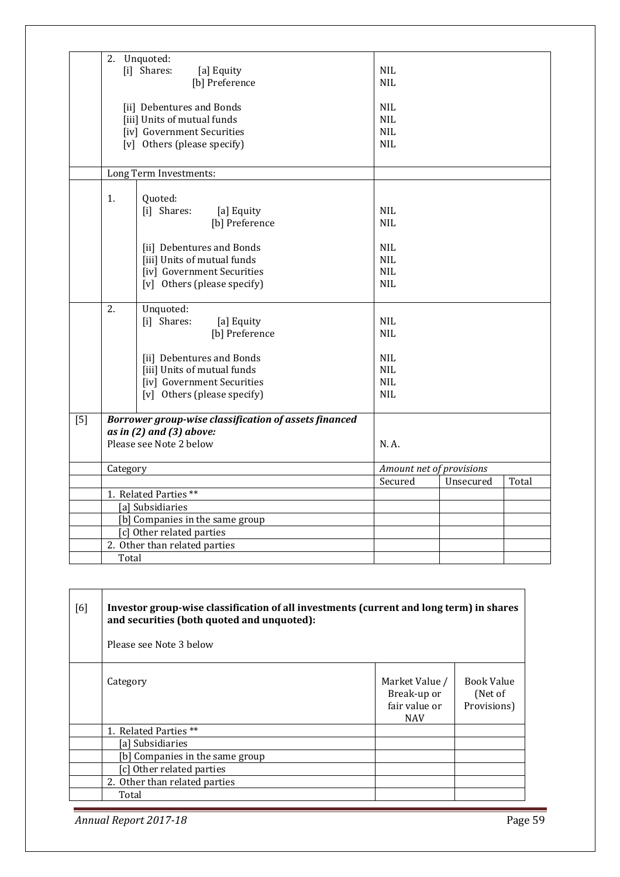| | | |
|---|---|---|
| | 2. Unquoted: | |
| | [i] Shares: [a] Equity | NIL |
| | [b] Preference | NIL |
| | [ii] Debentures and Bonds | NIL |
| | [iii] Units of mutual funds | NIL |
| | [iv] Government Securities | NIL |
| | [v] Others (please specify) | NIL |
| | Long Term Investments: | |
| | 1. Quoted: | |
| | [i] Shares: [a] Equity | NIL |
| | [b] Preference | NIL |
| | [ii] Debentures and Bonds | NIL |
| | [iii] Units of mutual funds | NIL |
| | [iv] Government Securities | NIL |
| | [v] Others (please specify) | NIL |
| | 2. Unquoted: | |
| | [i] Shares: [a] Equity | NIL |
| | [b] Preference | NIL |
| | [ii] Debentures and Bonds | NIL |
| | [iii] Units of mutual funds | NIL |
| | [iv] Government Securities | NIL |
| | [v] Others (please specify) | NIL |

| | | | | |
|---|---|---|---|---|
| [5] | ***Borrower group-wise classification of assets financed as in (2) and (3) above:*** Please see Note 2 below | N. A. | | |
| | Category | *Amount net of provisions* | | |
| | | Secured | Unsecured | Total |
| | 1. Related Parties ** | | | |
| | [a] Subsidiaries | | | |
| | [b] Companies in the same group | | | |
| | [c] Other related parties | | | |
| | 2. Other than related parties | | | |
| | Total | | | |

| | | | |
|---|---|---|---|
| [6] | **Investor group-wise classification of all investments (current and long term) in shares and securities (both quoted and unquoted):** Please see Note 3 below | | |
| | Category | Market Value / Break-up or fair value or NAV | Book Value (Net of Provisions) |
| | 1. Related Parties ** | | |
| | [a] Subsidiaries | | |
| | [b] Companies in the same group | | |
| | [c] Other related parties | | |
| | 2. Other than related parties | | |
| | Total | | |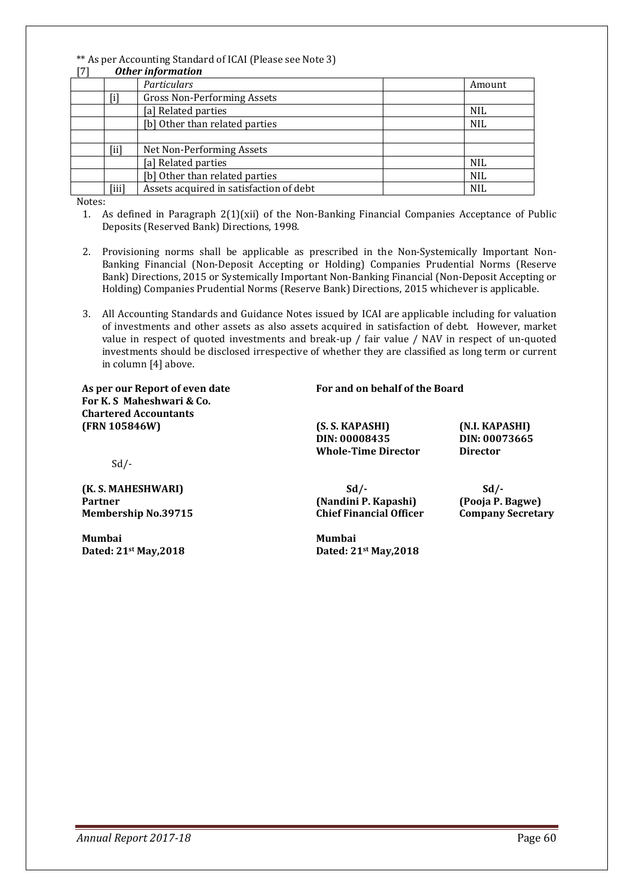** As per Accounting Standard of ICAI (Please see Note 3)

[7] ***Other information***

| | | *Particulars* | | Amount |
|---|---|---|---|---|
| | [i] | Gross Non-Performing Assets | | |
| | | [a] Related parties | | NIL |
| | | [b] Other than related parties | | NIL |
| | | | | |
| | [ii] | Net Non-Performing Assets | | |
| | | [a] Related parties | | NIL |
| | | [b] Other than related parties | | NIL |
| | [iii] | Assets acquired in satisfaction of debt | | NIL |

Notes:

1. As defined in Paragraph 2(1)(xii) of the Non-Banking Financial Companies Acceptance of Public Deposits (Reserved Bank) Directions, 1998.

2. Provisioning norms shall be applicable as prescribed in the Non-Systemically Important Non-Banking Financial (Non-Deposit Accepting or Holding) Companies Prudential Norms (Reserve Bank) Directions, 2015 or Systemically Important Non-Banking Financial (Non-Deposit Accepting or Holding) Companies Prudential Norms (Reserve Bank) Directions, 2015 whichever is applicable.

3. All Accounting Standards and Guidance Notes issued by ICAI are applicable including for valuation of investments and other assets as also assets acquired in satisfaction of debt. However, market value in respect of quoted investments and break-up / fair value / NAV in respect of un-quoted investments should be disclosed irrespective of whether they are classified as long term or current in column [4] above.

**As per our Report of even date**
**For K. S Maheshwari & Co.**
**Chartered Accountants**
**(FRN 105846W)**

Sd/-

**(K. S. MAHESHWARI)**
**Partner**
**Membership No.39715**

**Mumbai**
**Dated: 21st May,2018**

**For and on behalf of the Board**

**(S. S. KAPASHI)**
**DIN: 00008435**
**Whole-Time Director**

**(N.I. KAPASHI)**
**DIN: 00073665**
**Director**

Sd/-
**(Nandini P. Kapashi)**
**Chief Financial Officer**

Sd/-
**(Pooja P. Bagwe)**
**Company Secretary**

**Mumbai**
**Dated: 21st May,2018**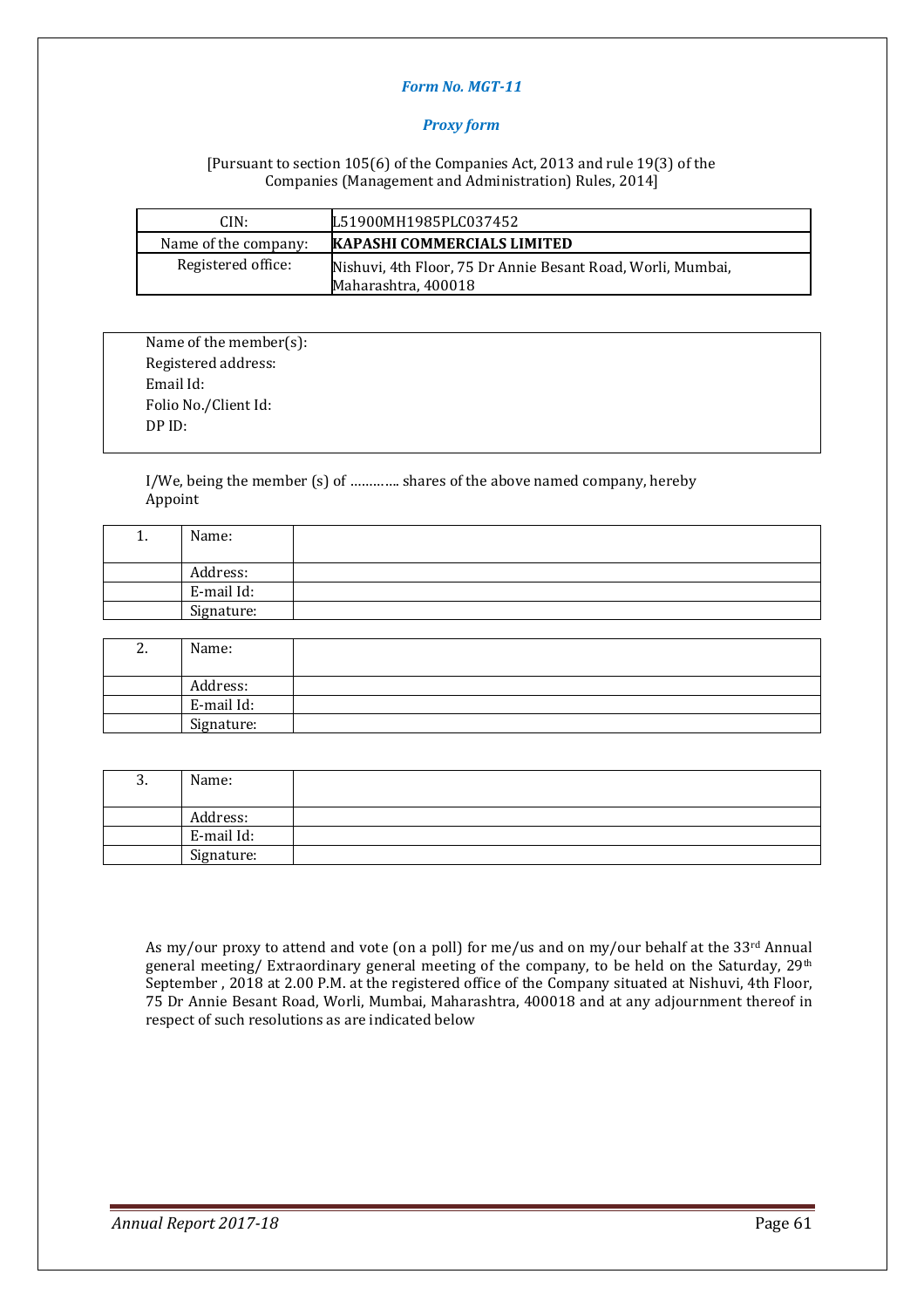*Form No. MGT-11*

*Proxy form*

[Pursuant to section 105(6) of the Companies Act, 2013 and rule 19(3) of the Companies (Management and Administration) Rules, 2014]

| CIN: | L51900MH1985PLC037452 |
|---|---|
| Name of the company: | **KAPASHI COMMERCIALS LIMITED** |
| Registered office: | Nishuvi, 4th Floor, 75 Dr Annie Besant Road, Worli, Mumbai, Maharashtra, 400018 |

Name of the member(s):
Registered address:
Email Id:
Folio No./Client Id:
DP ID:

I/We, being the member (s) of ………... shares of the above named company, hereby Appoint

| 1. | Name: | |
|---|---|---|
| | Address: | |
| | E-mail Id: | |
| | Signature: | |

| 2. | Name: | |
|---|---|---|
| | Address: | |
| | E-mail Id: | |
| | Signature: | |

| 3. | Name: | |
|---|---|---|
| | Address: | |
| | E-mail Id: | |
| | Signature: | |

As my/our proxy to attend and vote (on a poll) for me/us and on my/our behalf at the 33rd Annual general meeting/ Extraordinary general meeting of the company, to be held on the Saturday, 29th September , 2018 at 2.00 P.M. at the registered office of the Company situated at Nishuvi, 4th Floor, 75 Dr Annie Besant Road, Worli, Mumbai, Maharashtra, 400018 and at any adjournment thereof in respect of such resolutions as are indicated below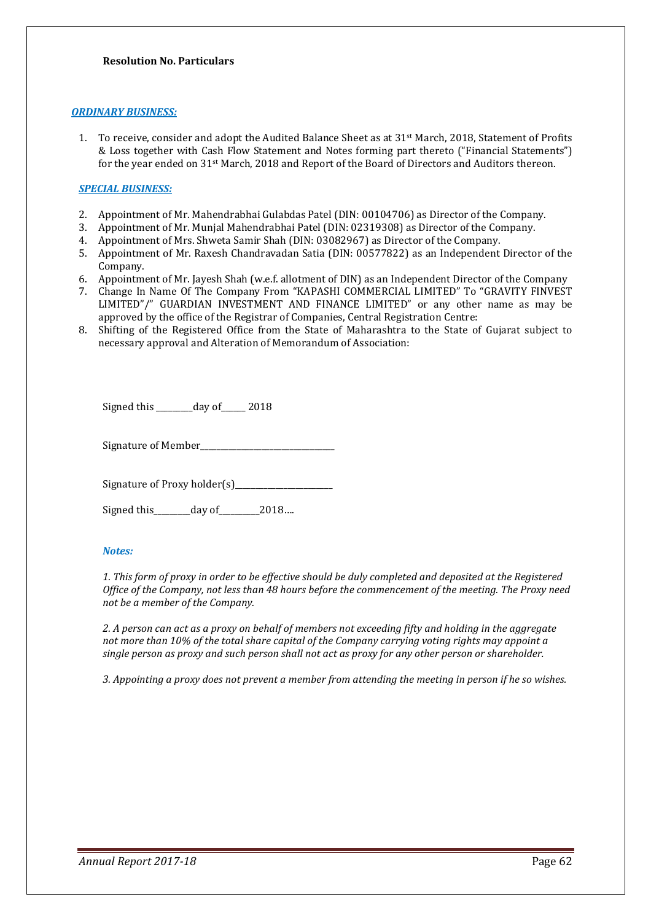**Resolution No. Particulars**

***ORDINARY BUSINESS:***

1. To receive, consider and adopt the Audited Balance Sheet as at 31st March, 2018, Statement of Profits & Loss together with Cash Flow Statement and Notes forming part thereto ("Financial Statements") for the year ended on 31st March, 2018 and Report of the Board of Directors and Auditors thereon.

***SPECIAL BUSINESS:***

2. Appointment of Mr. Mahendrabhai Gulabdas Patel (DIN: 00104706) as Director of the Company.
3. Appointment of Mr. Munjal Mahendrabhai Patel (DIN: 02319308) as Director of the Company.
4. Appointment of Mrs. Shweta Samir Shah (DIN: 03082967) as Director of the Company.
5. Appointment of Mr. Raxesh Chandravadan Satia (DIN: 00577822) as an Independent Director of the Company.
6. Appointment of Mr. Jayesh Shah (w.e.f. allotment of DIN) as an Independent Director of the Company
7. Change In Name Of The Company From "KAPASHI COMMERCIAL LIMITED" To "GRAVITY FINVEST LIMITED"/" GUARDIAN INVESTMENT AND FINANCE LIMITED" or any other name as may be approved by the office of the Registrar of Companies, Central Registration Centre:
8. Shifting of the Registered Office from the State of Maharashtra to the State of Gujarat subject to necessary approval and Alteration of Memorandum of Association:

Signed this _________day of______ 2018

Signature of Member_________________________________

Signature of Proxy holder(s)_________________________

Signed this_________day of__________2018….

***Notes:***

*1. This form of proxy in order to be effective should be duly completed and deposited at the Registered Office of the Company, not less than 48 hours before the commencement of the meeting. The Proxy need not be a member of the Company.*

*2. A person can act as a proxy on behalf of members not exceeding fifty and holding in the aggregate not more than 10% of the total share capital of the Company carrying voting rights may appoint a single person as proxy and such person shall not act as proxy for any other person or shareholder.*

*3. Appointing a proxy does not prevent a member from attending the meeting in person if he so wishes.*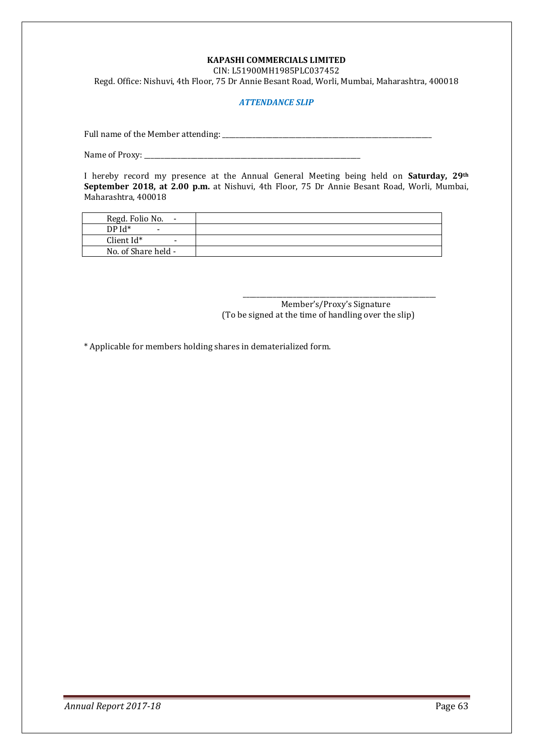**KAPASHI COMMERCIALS LIMITED**

CIN: L51900MH1985PLC037452

Regd. Office: Nishuvi, 4th Floor, 75 Dr Annie Besant Road, Worli, Mumbai, Maharashtra, 400018

***ATTENDANCE SLIP***

Full name of the Member attending: ____________________________________________

Name of Proxy: ____________________________________________

I hereby record my presence at the Annual General Meeting being held on **Saturday, 29th September 2018, at 2.00 p.m.** at Nishuvi, 4th Floor, 75 Dr Annie Besant Road, Worli, Mumbai, Maharashtra, 400018

| | |
|---|---|
| Regd. Folio No. - | |
| DP Id* - | |
| Client Id* - | |
| No. of Share held - | |

____________________________________

Member's/Proxy's Signature

(To be signed at the time of handling over the slip)

* Applicable for members holding shares in dematerialized form.